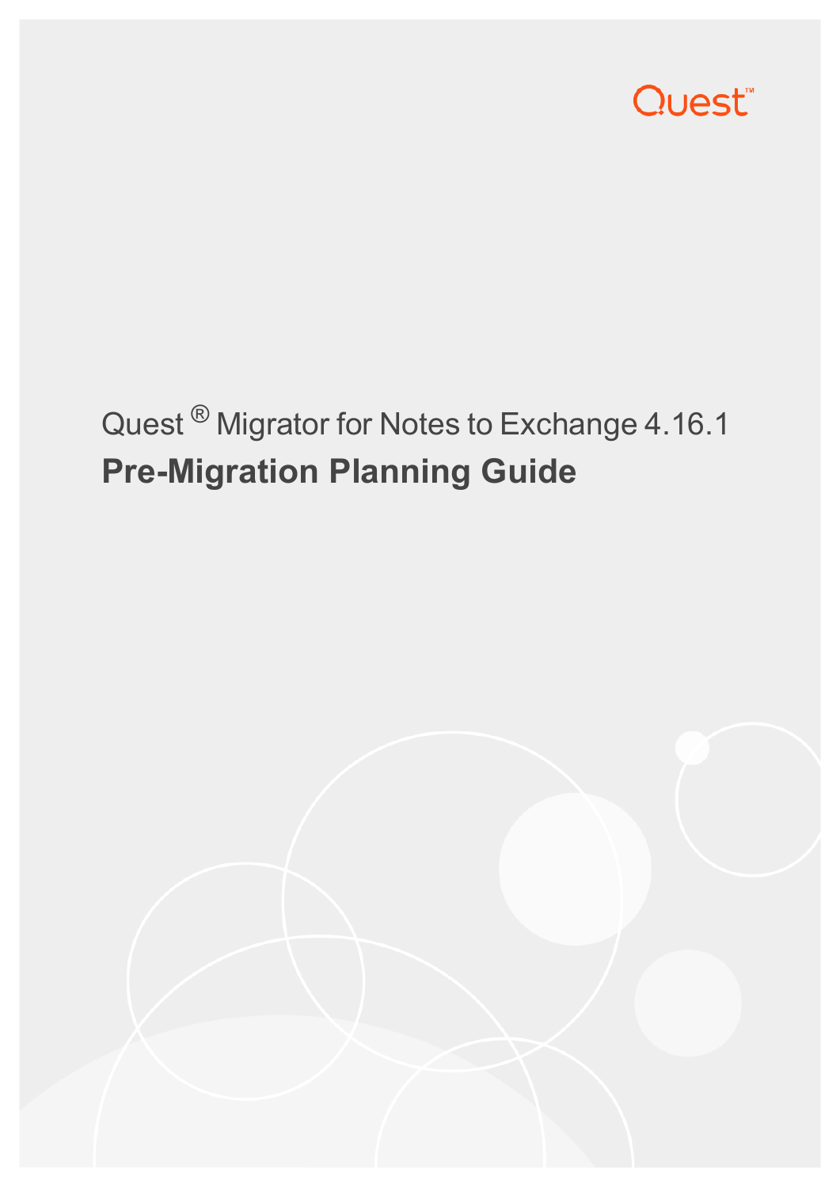Quest

Quest® Migrator for Notes to Exchange 4.16.1

# Pre-Migration Planning Guide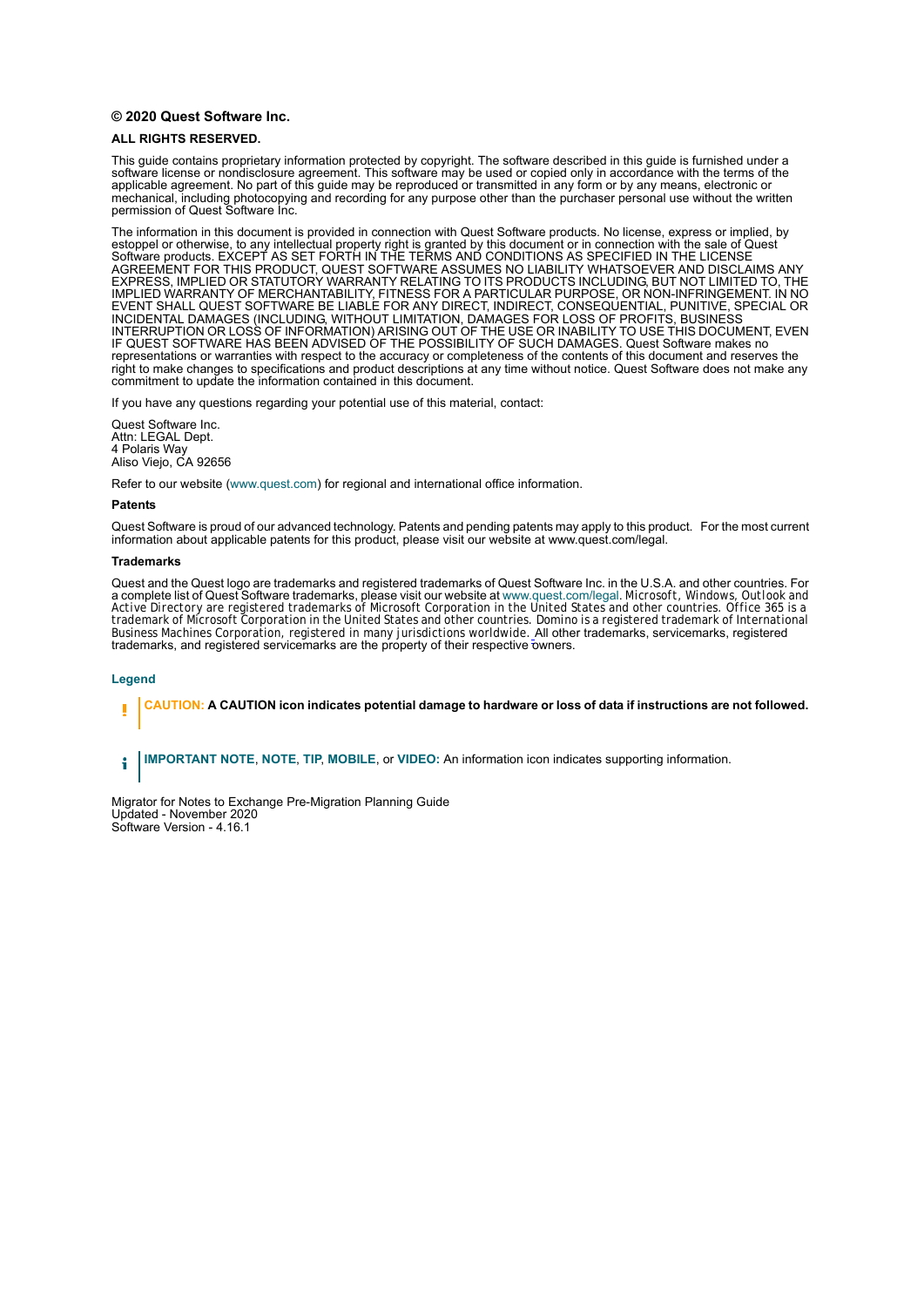**© 2020 Quest Software Inc.**

**ALL RIGHTS RESERVED.**

This guide contains proprietary information protected by copyright. The software described in this guide is furnished under a software license or nondisclosure agreement. This software may be used or copied only in accordance with the terms of the applicable agreement. No part of this guide may be reproduced or transmitted in any form or by any means, electronic or mechanical, including photocopying and recording for any purpose other than the purchaser personal use without the written permission of Quest Software Inc.

The information in this document is provided in connection with Quest Software products. No license, express or implied, by estoppel or otherwise, to any intellectual property right is granted by this document or in connection with the sale of Quest Software products. EXCEPT AS SET FORTH IN THE TERMS AND CONDITIONS AS SPECIFIED IN THE LICENSE AGREEMENT FOR THIS PRODUCT, QUEST SOFTWARE ASSUMES NO LIABILITY WHATSOEVER AND DISCLAIMS ANY EXPRESS, IMPLIED OR STATUTORY WARRANTY RELATING TO ITS PRODUCTS INCLUDING, BUT NOT LIMITED TO, THE IMPLIED WARRANTY OF MERCHANTABILITY, FITNESS FOR A PARTICULAR PURPOSE, OR NON-INFRINGEMENT. IN NO EVENT SHALL QUEST SOFTWARE BE LIABLE FOR ANY DIRECT, INDIRECT, CONSEQUENTIAL, PUNITIVE, SPECIAL OR INCIDENTAL DAMAGES (INCLUDING, WITHOUT LIMITATION, DAMAGES FOR LOSS OF PROFITS, BUSINESS INTERRUPTION OR LOSS OF INFORMATION) ARISING OUT OF THE USE OR INABILITY TO USE THIS DOCUMENT, EVEN IF QUEST SOFTWARE HAS BEEN ADVISED OF THE POSSIBILITY OF SUCH DAMAGES. Quest Software makes no representations or warranties with respect to the accuracy or completeness of the contents of this document and reserves the right to make changes to specifications and product descriptions at any time without notice. Quest Software does not make any commitment to update the information contained in this document.

If you have any questions regarding your potential use of this material, contact:

Quest Software Inc.
Attn: LEGAL Dept.
4 Polaris Way
Aliso Viejo, CA 92656

Refer to our website (www.quest.com) for regional and international office information.

**Patents**

Quest Software is proud of our advanced technology. Patents and pending patents may apply to this product. For the most current information about applicable patents for this product, please visit our website at www.quest.com/legal.

**Trademarks**

Quest and the Quest logo are trademarks and registered trademarks of Quest Software Inc. in the U.S.A. and other countries. For a complete list of Quest Software trademarks, please visit our website at www.quest.com/legal. Microsoft, Windows, Outlook and Active Directory are registered trademarks of Microsoft Corporation in the United States and other countries. Office 365 is a trademark of Microsoft Corporation in the United States and other countries. Domino is a registered trademark of International Business Machines Corporation, registered in many jurisdictions worldwide. All other trademarks, servicemarks, registered trademarks, and registered servicemarks are the property of their respective owners.

**Legend**

**CAUTION: A CAUTION icon indicates potential damage to hardware or loss of data if instructions are not followed.**

**IMPORTANT NOTE**, **NOTE**, **TIP**, **MOBILE**, or **VIDEO:** An information icon indicates supporting information.

Migrator for Notes to Exchange Pre-Migration Planning Guide
Updated - November 2020
Software Version - 4.16.1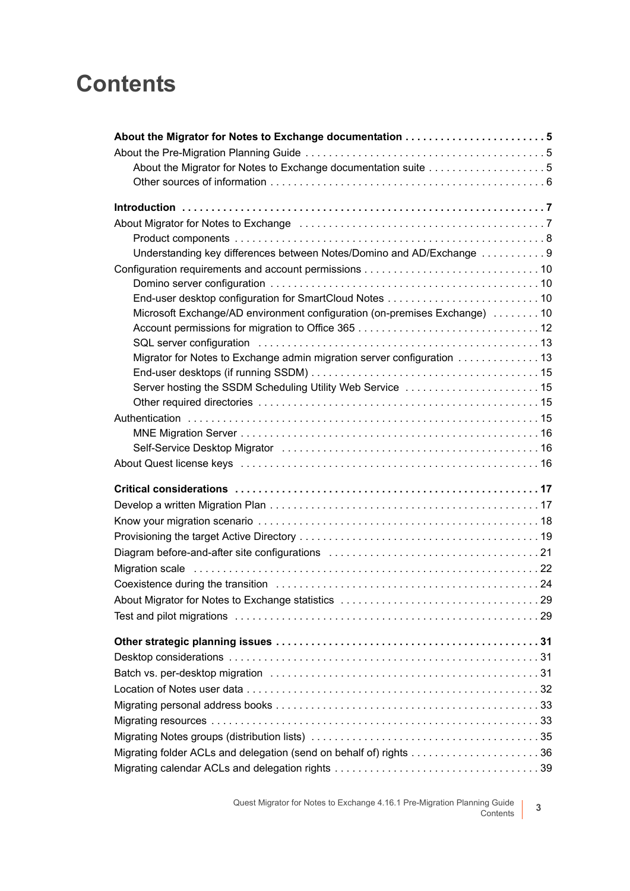# Contents

**About the Migrator for Notes to Exchange documentation . . . . . . . . . . . . . . . . . . . . . . . . 5**

About the Pre-Migration Planning Guide . . . . . . . . . . . . . . . . . . . . . . . . . . . . . . . . . . . . . . . . . 5

About the Migrator for Notes to Exchange documentation suite . . . . . . . . . . . . . . . . . . . . 5

Other sources of information . . . . . . . . . . . . . . . . . . . . . . . . . . . . . . . . . . . . . . . . . . . . . . 6

**Introduction . . . . . . . . . . . . . . . . . . . . . . . . . . . . . . . . . . . . . . . . . . . . . . . . . . . . . . . . . . . . . . 7**

About Migrator for Notes to Exchange . . . . . . . . . . . . . . . . . . . . . . . . . . . . . . . . . . . . . . . . . . 7

Product components . . . . . . . . . . . . . . . . . . . . . . . . . . . . . . . . . . . . . . . . . . . . . . . . . . . . . 8

Understanding key differences between Notes/Domino and AD/Exchange . . . . . . . . . . . 9

Configuration requirements and account permissions . . . . . . . . . . . . . . . . . . . . . . . . . . . . . 10

Domino server configuration . . . . . . . . . . . . . . . . . . . . . . . . . . . . . . . . . . . . . . . . . . . . . . 10

End-user desktop configuration for SmartCloud Notes . . . . . . . . . . . . . . . . . . . . . . . . . . 10

Microsoft Exchange/AD environment configuration (on-premises Exchange) . . . . . . . . 10

Account permissions for migration to Office 365 . . . . . . . . . . . . . . . . . . . . . . . . . . . . . . . 12

SQL server configuration . . . . . . . . . . . . . . . . . . . . . . . . . . . . . . . . . . . . . . . . . . . . . . . . 13

Migrator for Notes to Exchange admin migration server configuration . . . . . . . . . . . . . . 13

End-user desktops (if running SSDM) . . . . . . . . . . . . . . . . . . . . . . . . . . . . . . . . . . . . . . . 15

Server hosting the SSDM Scheduling Utility Web Service . . . . . . . . . . . . . . . . . . . . . . . 15

Other required directories . . . . . . . . . . . . . . . . . . . . . . . . . . . . . . . . . . . . . . . . . . . . . . . . 15

Authentication . . . . . . . . . . . . . . . . . . . . . . . . . . . . . . . . . . . . . . . . . . . . . . . . . . . . . . . . . . . . 15

MNE Migration Server . . . . . . . . . . . . . . . . . . . . . . . . . . . . . . . . . . . . . . . . . . . . . . . . . . . 16

Self-Service Desktop Migrator . . . . . . . . . . . . . . . . . . . . . . . . . . . . . . . . . . . . . . . . . . . . 16

About Quest license keys . . . . . . . . . . . . . . . . . . . . . . . . . . . . . . . . . . . . . . . . . . . . . . . . . . . 16

**Critical considerations . . . . . . . . . . . . . . . . . . . . . . . . . . . . . . . . . . . . . . . . . . . . . . . . . . . . 17**

Develop a written Migration Plan . . . . . . . . . . . . . . . . . . . . . . . . . . . . . . . . . . . . . . . . . . . . . . 17

Know your migration scenario . . . . . . . . . . . . . . . . . . . . . . . . . . . . . . . . . . . . . . . . . . . . . . . 18

Provisioning the target Active Directory . . . . . . . . . . . . . . . . . . . . . . . . . . . . . . . . . . . . . . . . . 19

Diagram before-and-after site configurations . . . . . . . . . . . . . . . . . . . . . . . . . . . . . . . . . . . . 21

Migration scale . . . . . . . . . . . . . . . . . . . . . . . . . . . . . . . . . . . . . . . . . . . . . . . . . . . . . . . . . . . 22

Coexistence during the transition . . . . . . . . . . . . . . . . . . . . . . . . . . . . . . . . . . . . . . . . . . . . . 24

About Migrator for Notes to Exchange statistics . . . . . . . . . . . . . . . . . . . . . . . . . . . . . . . . . . 29

Test and pilot migrations . . . . . . . . . . . . . . . . . . . . . . . . . . . . . . . . . . . . . . . . . . . . . . . . . . . . 29

**Other strategic planning issues . . . . . . . . . . . . . . . . . . . . . . . . . . . . . . . . . . . . . . . . . . . . . 31**

Desktop considerations . . . . . . . . . . . . . . . . . . . . . . . . . . . . . . . . . . . . . . . . . . . . . . . . . . . . . 31

Batch vs. per-desktop migration . . . . . . . . . . . . . . . . . . . . . . . . . . . . . . . . . . . . . . . . . . . . . . 31

Location of Notes user data . . . . . . . . . . . . . . . . . . . . . . . . . . . . . . . . . . . . . . . . . . . . . . . . . . 32

Migrating personal address books . . . . . . . . . . . . . . . . . . . . . . . . . . . . . . . . . . . . . . . . . . . . 33

Migrating resources . . . . . . . . . . . . . . . . . . . . . . . . . . . . . . . . . . . . . . . . . . . . . . . . . . . . . . . . 33

Migrating Notes groups (distribution lists) . . . . . . . . . . . . . . . . . . . . . . . . . . . . . . . . . . . . . . . 35

Migrating folder ACLs and delegation (send on behalf of) rights . . . . . . . . . . . . . . . . . . . . . . 36

Migrating calendar ACLs and delegation rights . . . . . . . . . . . . . . . . . . . . . . . . . . . . . . . . . . . 39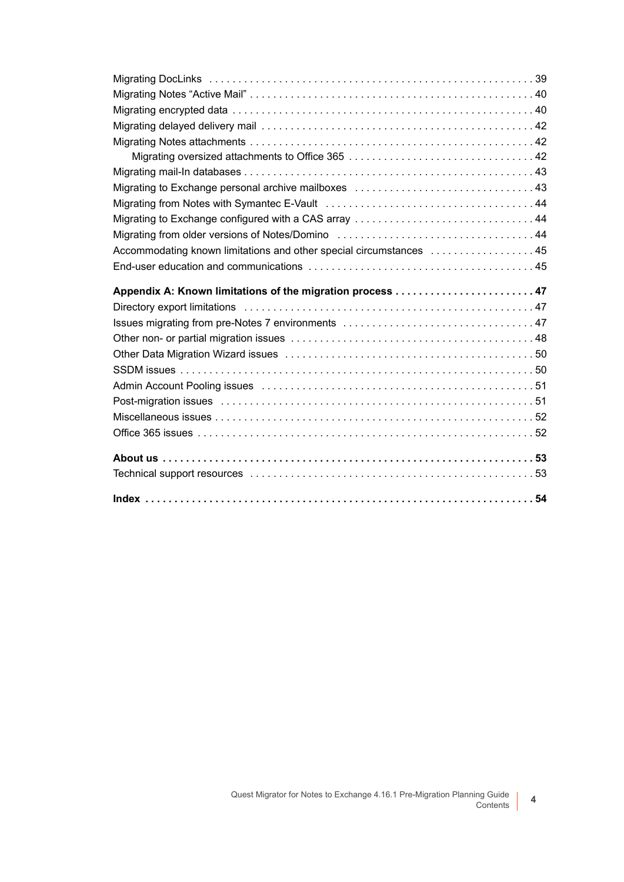Migrating DocLinks . . . . . . . . . . . . . . . . . . . . . . . . . . . . . . . . . . . . . . . . . . . . . . . . . . . . . . . . 39
Migrating Notes “Active Mail” . . . . . . . . . . . . . . . . . . . . . . . . . . . . . . . . . . . . . . . . . . . . . . . . . 40
Migrating encrypted data . . . . . . . . . . . . . . . . . . . . . . . . . . . . . . . . . . . . . . . . . . . . . . . . . . . . 40
Migrating delayed delivery mail . . . . . . . . . . . . . . . . . . . . . . . . . . . . . . . . . . . . . . . . . . . . . . . 42
Migrating Notes attachments . . . . . . . . . . . . . . . . . . . . . . . . . . . . . . . . . . . . . . . . . . . . . . . . . 42
    Migrating oversized attachments to Office 365 . . . . . . . . . . . . . . . . . . . . . . . . . . . . . . . . 42
Migrating mail-In databases . . . . . . . . . . . . . . . . . . . . . . . . . . . . . . . . . . . . . . . . . . . . . . . . . . 43
Migrating to Exchange personal archive mailboxes . . . . . . . . . . . . . . . . . . . . . . . . . . . . . . . 43
Migrating from Notes with Symantec E-Vault . . . . . . . . . . . . . . . . . . . . . . . . . . . . . . . . . . . . 44
Migrating to Exchange configured with a CAS array . . . . . . . . . . . . . . . . . . . . . . . . . . . . . . . 44
Migrating from older versions of Notes/Domino . . . . . . . . . . . . . . . . . . . . . . . . . . . . . . . . . . 44
Accommodating known limitations and other special circumstances . . . . . . . . . . . . . . . . . . 45
End-user education and communications . . . . . . . . . . . . . . . . . . . . . . . . . . . . . . . . . . . . . . . 45

**Appendix A: Known limitations of the migration process . . . . . . . . . . . . . . . . . . . . . . . . 47**
Directory export limitations . . . . . . . . . . . . . . . . . . . . . . . . . . . . . . . . . . . . . . . . . . . . . . . . . . 47
Issues migrating from pre-Notes 7 environments . . . . . . . . . . . . . . . . . . . . . . . . . . . . . . . . . 47
Other non- or partial migration issues . . . . . . . . . . . . . . . . . . . . . . . . . . . . . . . . . . . . . . . . . . 48
Other Data Migration Wizard issues . . . . . . . . . . . . . . . . . . . . . . . . . . . . . . . . . . . . . . . . . . . 50
SSDM issues . . . . . . . . . . . . . . . . . . . . . . . . . . . . . . . . . . . . . . . . . . . . . . . . . . . . . . . . . . . . . 50
Admin Account Pooling issues . . . . . . . . . . . . . . . . . . . . . . . . . . . . . . . . . . . . . . . . . . . . . . . 51
Post-migration issues . . . . . . . . . . . . . . . . . . . . . . . . . . . . . . . . . . . . . . . . . . . . . . . . . . . . . . 51
Miscellaneous issues . . . . . . . . . . . . . . . . . . . . . . . . . . . . . . . . . . . . . . . . . . . . . . . . . . . . . . . 52
Office 365 issues . . . . . . . . . . . . . . . . . . . . . . . . . . . . . . . . . . . . . . . . . . . . . . . . . . . . . . . . . . 52

**About us . . . . . . . . . . . . . . . . . . . . . . . . . . . . . . . . . . . . . . . . . . . . . . . . . . . . . . . . . . . . . . . 53**
Technical support resources . . . . . . . . . . . . . . . . . . . . . . . . . . . . . . . . . . . . . . . . . . . . . . . . . 53

**Index . . . . . . . . . . . . . . . . . . . . . . . . . . . . . . . . . . . . . . . . . . . . . . . . . . . . . . . . . . . . . . . . . . 54**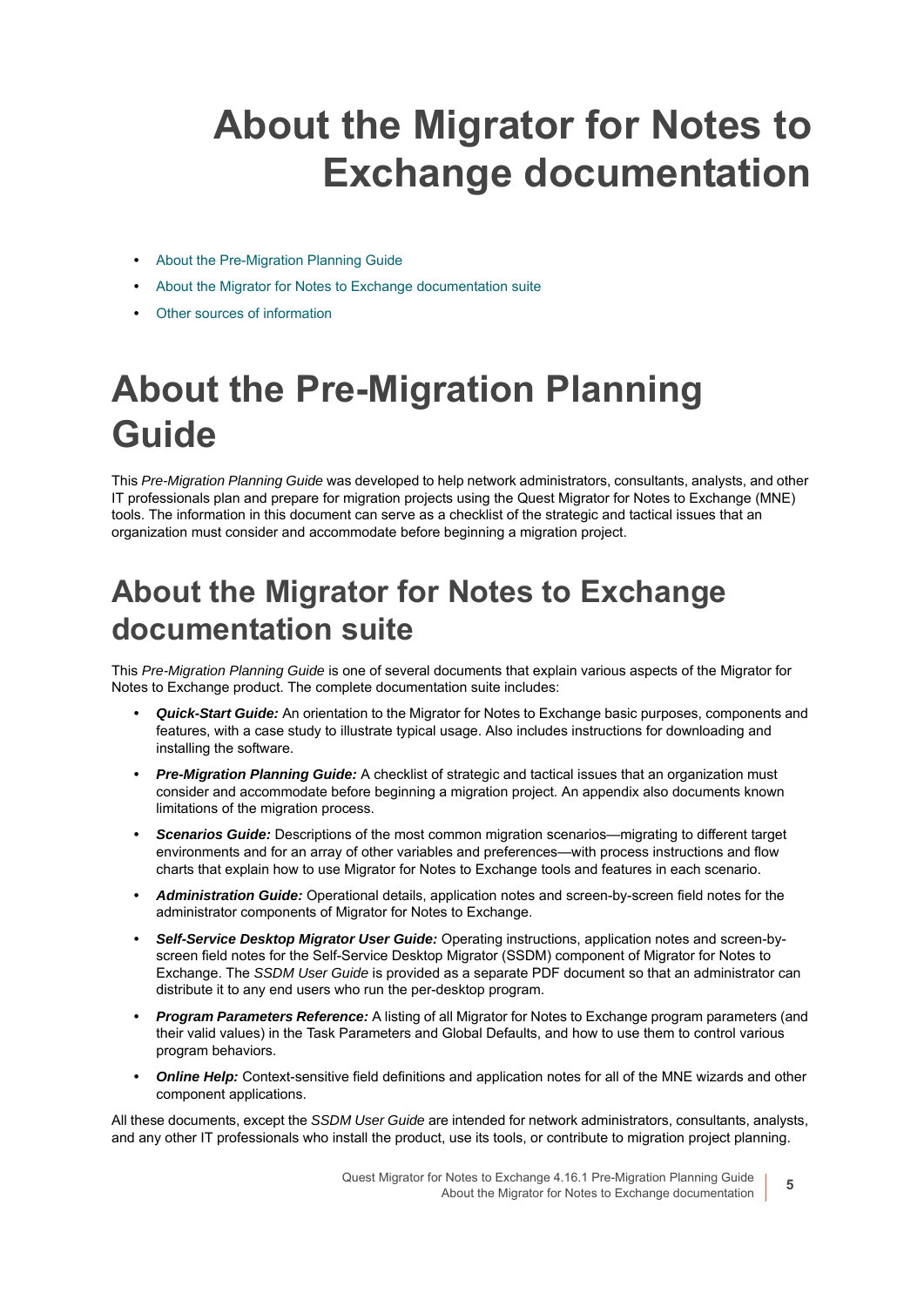# About the Migrator for Notes to Exchange documentation

- About the Pre-Migration Planning Guide
- About the Migrator for Notes to Exchange documentation suite
- Other sources of information

# About the Pre-Migration Planning Guide

This *Pre-Migration Planning Guide* was developed to help network administrators, consultants, analysts, and other IT professionals plan and prepare for migration projects using the Quest Migrator for Notes to Exchange (MNE) tools. The information in this document can serve as a checklist of the strategic and tactical issues that an organization must consider and accommodate before beginning a migration project.

## About the Migrator for Notes to Exchange documentation suite

This *Pre-Migration Planning Guide* is one of several documents that explain various aspects of the Migrator for Notes to Exchange product. The complete documentation suite includes:

- ***Quick-Start Guide:*** An orientation to the Migrator for Notes to Exchange basic purposes, components and features, with a case study to illustrate typical usage. Also includes instructions for downloading and installing the software.
- ***Pre-Migration Planning Guide:*** A checklist of strategic and tactical issues that an organization must consider and accommodate before beginning a migration project. An appendix also documents known limitations of the migration process.
- ***Scenarios Guide:*** Descriptions of the most common migration scenarios—migrating to different target environments and for an array of other variables and preferences—with process instructions and flow charts that explain how to use Migrator for Notes to Exchange tools and features in each scenario.
- ***Administration Guide:*** Operational details, application notes and screen-by-screen field notes for the administrator components of Migrator for Notes to Exchange.
- ***Self-Service Desktop Migrator User Guide:*** Operating instructions, application notes and screen-by-screen field notes for the Self-Service Desktop Migrator (SSDM) component of Migrator for Notes to Exchange. The *SSDM User Guide* is provided as a separate PDF document so that an administrator can distribute it to any end users who run the per-desktop program.
- ***Program Parameters Reference:*** A listing of all Migrator for Notes to Exchange program parameters (and their valid values) in the Task Parameters and Global Defaults, and how to use them to control various program behaviors.
- ***Online Help:*** Context-sensitive field definitions and application notes for all of the MNE wizards and other component applications.

All these documents, except the *SSDM User Guide* are intended for network administrators, consultants, analysts, and any other IT professionals who install the product, use its tools, or contribute to migration project planning.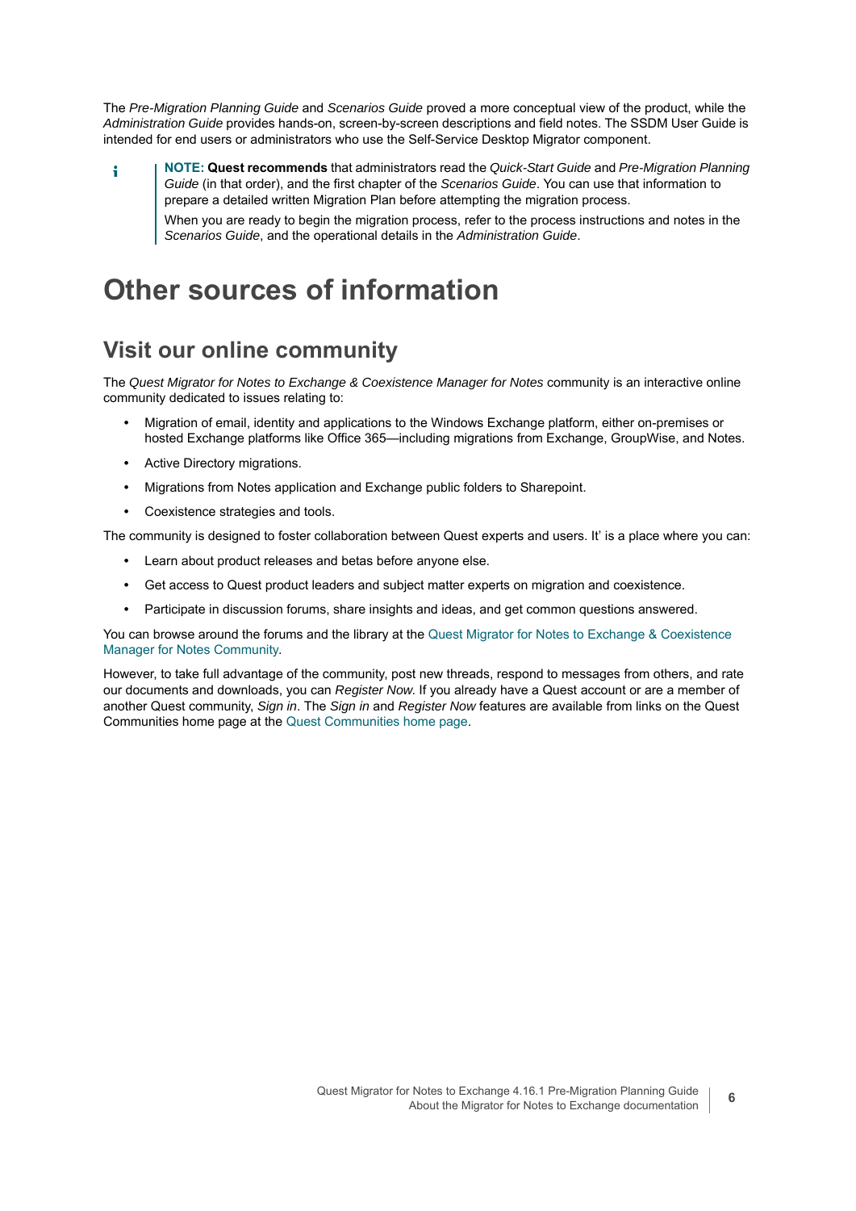The *Pre-Migration Planning Guide* and *Scenarios Guide* proved a more conceptual view of the product, while the *Administration Guide* provides hands-on, screen-by-screen descriptions and field notes. The SSDM User Guide is intended for end users or administrators who use the Self-Service Desktop Migrator component.

> **NOTE: Quest recommends** that administrators read the *Quick-Start Guide* and *Pre-Migration Planning Guide* (in that order), and the first chapter of the *Scenarios Guide*. You can use that information to prepare a detailed written Migration Plan before attempting the migration process.
>
> When you are ready to begin the migration process, refer to the process instructions and notes in the *Scenarios Guide*, and the operational details in the *Administration Guide*.

# Other sources of information

## Visit our online community

The *Quest Migrator for Notes to Exchange & Coexistence Manager for Notes* community is an interactive online community dedicated to issues relating to:

- Migration of email, identity and applications to the Windows Exchange platform, either on-premises or hosted Exchange platforms like Office 365—including migrations from Exchange, GroupWise, and Notes.
- Active Directory migrations.
- Migrations from Notes application and Exchange public folders to Sharepoint.
- Coexistence strategies and tools.

The community is designed to foster collaboration between Quest experts and users. It' is a place where you can:

- Learn about product releases and betas before anyone else.
- Get access to Quest product leaders and subject matter experts on migration and coexistence.
- Participate in discussion forums, share insights and ideas, and get common questions answered.

You can browse around the forums and the library at the Quest Migrator for Notes to Exchange & Coexistence Manager for Notes Community.

However, to take full advantage of the community, post new threads, respond to messages from others, and rate our documents and downloads, you can *Register Now*. If you already have a Quest account or are a member of another Quest community, *Sign in*. The *Sign in* and *Register Now* features are available from links on the Quest Communities home page at the Quest Communities home page.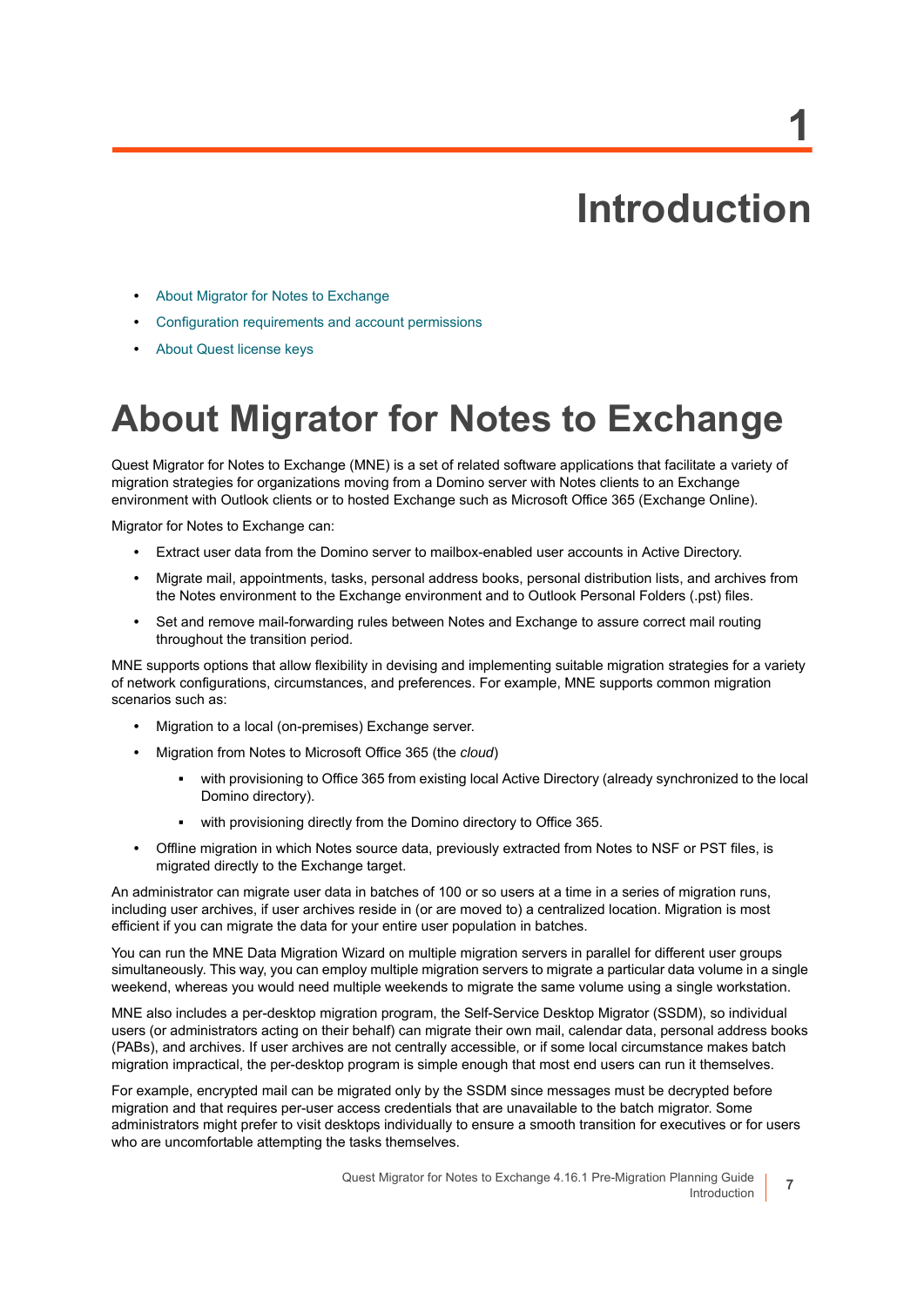# 1 Introduction

- About Migrator for Notes to Exchange
- Configuration requirements and account permissions
- About Quest license keys

## About Migrator for Notes to Exchange

Quest Migrator for Notes to Exchange (MNE) is a set of related software applications that facilitate a variety of migration strategies for organizations moving from a Domino server with Notes clients to an Exchange environment with Outlook clients or to hosted Exchange such as Microsoft Office 365 (Exchange Online).

Migrator for Notes to Exchange can:

- Extract user data from the Domino server to mailbox-enabled user accounts in Active Directory.
- Migrate mail, appointments, tasks, personal address books, personal distribution lists, and archives from the Notes environment to the Exchange environment and to Outlook Personal Folders (.pst) files.
- Set and remove mail-forwarding rules between Notes and Exchange to assure correct mail routing throughout the transition period.

MNE supports options that allow flexibility in devising and implementing suitable migration strategies for a variety of network configurations, circumstances, and preferences. For example, MNE supports common migration scenarios such as:

- Migration to a local (on-premises) Exchange server.
- Migration from Notes to Microsoft Office 365 (the *cloud*)
  - with provisioning to Office 365 from existing local Active Directory (already synchronized to the local Domino directory).
  - with provisioning directly from the Domino directory to Office 365.
- Offline migration in which Notes source data, previously extracted from Notes to NSF or PST files, is migrated directly to the Exchange target.

An administrator can migrate user data in batches of 100 or so users at a time in a series of migration runs, including user archives, if user archives reside in (or are moved to) a centralized location. Migration is most efficient if you can migrate the data for your entire user population in batches.

You can run the MNE Data Migration Wizard on multiple migration servers in parallel for different user groups simultaneously. This way, you can employ multiple migration servers to migrate a particular data volume in a single weekend, whereas you would need multiple weekends to migrate the same volume using a single workstation.

MNE also includes a per-desktop migration program, the Self-Service Desktop Migrator (SSDM), so individual users (or administrators acting on their behalf) can migrate their own mail, calendar data, personal address books (PABs), and archives. If user archives are not centrally accessible, or if some local circumstance makes batch migration impractical, the per-desktop program is simple enough that most end users can run it themselves.

For example, encrypted mail can be migrated only by the SSDM since messages must be decrypted before migration and that requires per-user access credentials that are unavailable to the batch migrator. Some administrators might prefer to visit desktops individually to ensure a smooth transition for executives or for users who are uncomfortable attempting the tasks themselves.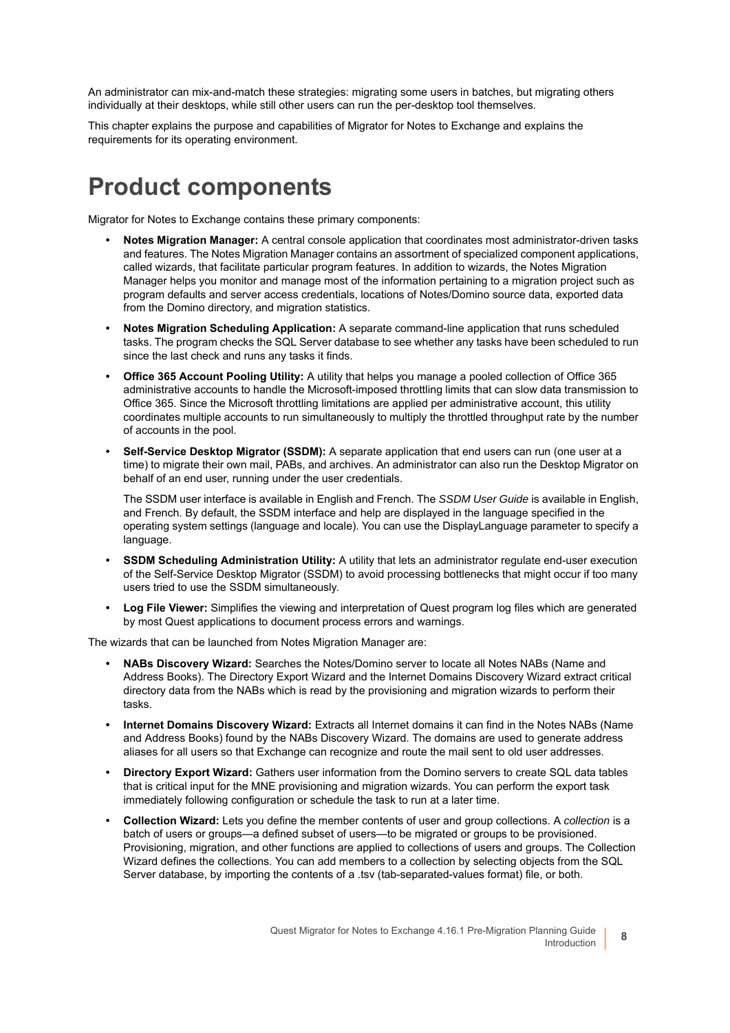An administrator can mix-and-match these strategies: migrating some users in batches, but migrating others individually at their desktops, while still other users can run the per-desktop tool themselves.

This chapter explains the purpose and capabilities of Migrator for Notes to Exchange and explains the requirements for its operating environment.

# Product components

Migrator for Notes to Exchange contains these primary components:

- **Notes Migration Manager:** A central console application that coordinates most administrator-driven tasks and features. The Notes Migration Manager contains an assortment of specialized component applications, called wizards, that facilitate particular program features. In addition to wizards, the Notes Migration Manager helps you monitor and manage most of the information pertaining to a migration project such as program defaults and server access credentials, locations of Notes/Domino source data, exported data from the Domino directory, and migration statistics.
- **Notes Migration Scheduling Application:** A separate command-line application that runs scheduled tasks. The program checks the SQL Server database to see whether any tasks have been scheduled to run since the last check and runs any tasks it finds.
- **Office 365 Account Pooling Utility:** A utility that helps you manage a pooled collection of Office 365 administrative accounts to handle the Microsoft-imposed throttling limits that can slow data transmission to Office 365. Since the Microsoft throttling limitations are applied per administrative account, this utility coordinates multiple accounts to run simultaneously to multiply the throttled throughput rate by the number of accounts in the pool.
- **Self-Service Desktop Migrator (SSDM):** A separate application that end users can run (one user at a time) to migrate their own mail, PABs, and archives. An administrator can also run the Desktop Migrator on behalf of an end user, running under the user credentials.

  The SSDM user interface is available in English and French. The *SSDM User Guide* is available in English, and French. By default, the SSDM interface and help are displayed in the language specified in the operating system settings (language and locale). You can use the DisplayLanguage parameter to specify a language.
- **SSDM Scheduling Administration Utility:** A utility that lets an administrator regulate end-user execution of the Self-Service Desktop Migrator (SSDM) to avoid processing bottlenecks that might occur if too many users tried to use the SSDM simultaneously.
- **Log File Viewer:** Simplifies the viewing and interpretation of Quest program log files which are generated by most Quest applications to document process errors and warnings.

The wizards that can be launched from Notes Migration Manager are:

- **NABs Discovery Wizard:** Searches the Notes/Domino server to locate all Notes NABs (Name and Address Books). The Directory Export Wizard and the Internet Domains Discovery Wizard extract critical directory data from the NABs which is read by the provisioning and migration wizards to perform their tasks.
- **Internet Domains Discovery Wizard:** Extracts all Internet domains it can find in the Notes NABs (Name and Address Books) found by the NABs Discovery Wizard. The domains are used to generate address aliases for all users so that Exchange can recognize and route the mail sent to old user addresses.
- **Directory Export Wizard:** Gathers user information from the Domino servers to create SQL data tables that is critical input for the MNE provisioning and migration wizards. You can perform the export task immediately following configuration or schedule the task to run at a later time.
- **Collection Wizard:** Lets you define the member contents of user and group collections. A *collection* is a batch of users or groups—a defined subset of users—to be migrated or groups to be provisioned. Provisioning, migration, and other functions are applied to collections of users and groups. The Collection Wizard defines the collections. You can add members to a collection by selecting objects from the SQL Server database, by importing the contents of a .tsv (tab-separated-values format) file, or both.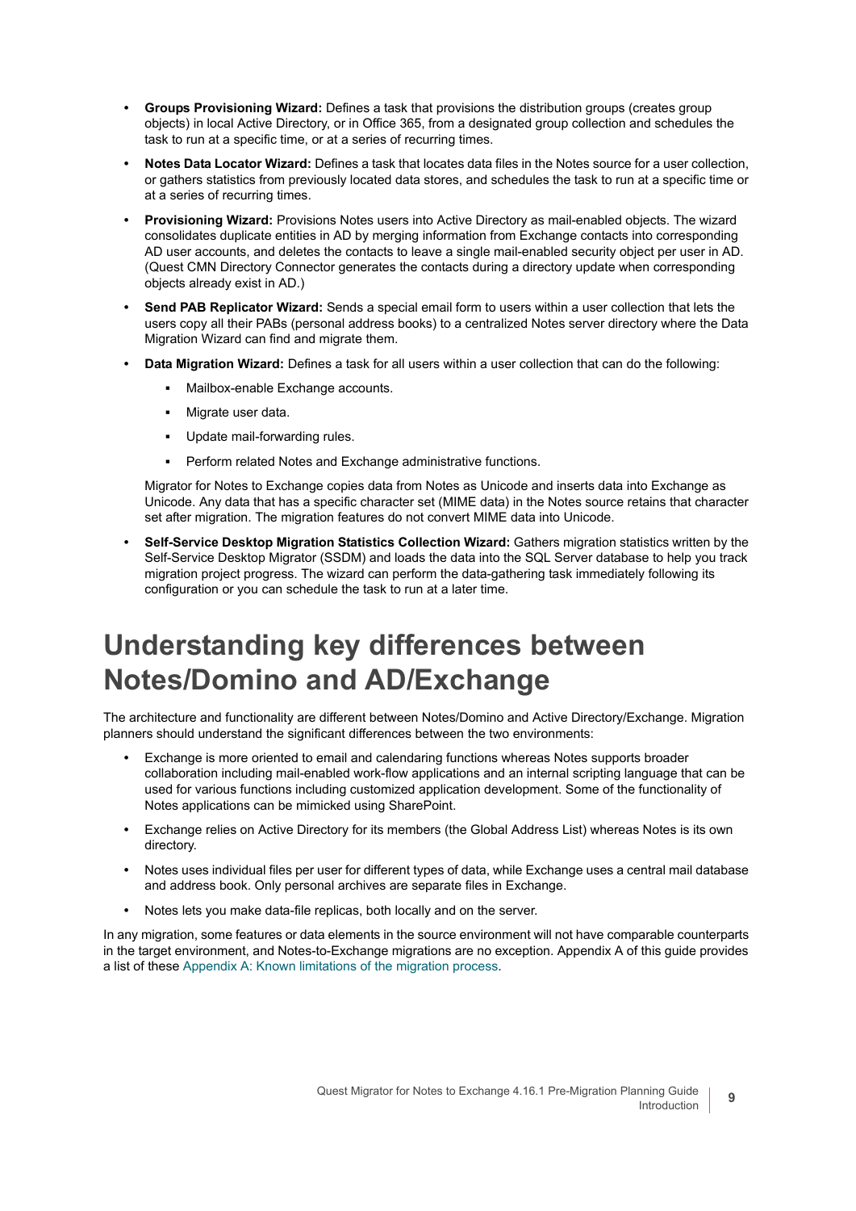- **Groups Provisioning Wizard:** Defines a task that provisions the distribution groups (creates group objects) in local Active Directory, or in Office 365, from a designated group collection and schedules the task to run at a specific time, or at a series of recurring times.
- **Notes Data Locator Wizard:** Defines a task that locates data files in the Notes source for a user collection, or gathers statistics from previously located data stores, and schedules the task to run at a specific time or at a series of recurring times.
- **Provisioning Wizard:** Provisions Notes users into Active Directory as mail-enabled objects. The wizard consolidates duplicate entities in AD by merging information from Exchange contacts into corresponding AD user accounts, and deletes the contacts to leave a single mail-enabled security object per user in AD. (Quest CMN Directory Connector generates the contacts during a directory update when corresponding objects already exist in AD.)
- **Send PAB Replicator Wizard:** Sends a special email form to users within a user collection that lets the users copy all their PABs (personal address books) to a centralized Notes server directory where the Data Migration Wizard can find and migrate them.
- **Data Migration Wizard:** Defines a task for all users within a user collection that can do the following:
  - Mailbox-enable Exchange accounts.
  - Migrate user data.
  - Update mail-forwarding rules.
  - Perform related Notes and Exchange administrative functions.

  Migrator for Notes to Exchange copies data from Notes as Unicode and inserts data into Exchange as Unicode. Any data that has a specific character set (MIME data) in the Notes source retains that character set after migration. The migration features do not convert MIME data into Unicode.
- **Self-Service Desktop Migration Statistics Collection Wizard:** Gathers migration statistics written by the Self-Service Desktop Migrator (SSDM) and loads the data into the SQL Server database to help you track migration project progress. The wizard can perform the data-gathering task immediately following its configuration or you can schedule the task to run at a later time.

# Understanding key differences between Notes/Domino and AD/Exchange

The architecture and functionality are different between Notes/Domino and Active Directory/Exchange. Migration planners should understand the significant differences between the two environments:

- Exchange is more oriented to email and calendaring functions whereas Notes supports broader collaboration including mail-enabled work-flow applications and an internal scripting language that can be used for various functions including customized application development. Some of the functionality of Notes applications can be mimicked using SharePoint.
- Exchange relies on Active Directory for its members (the Global Address List) whereas Notes is its own directory.
- Notes uses individual files per user for different types of data, while Exchange uses a central mail database and address book. Only personal archives are separate files in Exchange.
- Notes lets you make data-file replicas, both locally and on the server.

In any migration, some features or data elements in the source environment will not have comparable counterparts in the target environment, and Notes-to-Exchange migrations are no exception. Appendix A of this guide provides a list of these Appendix A: Known limitations of the migration process.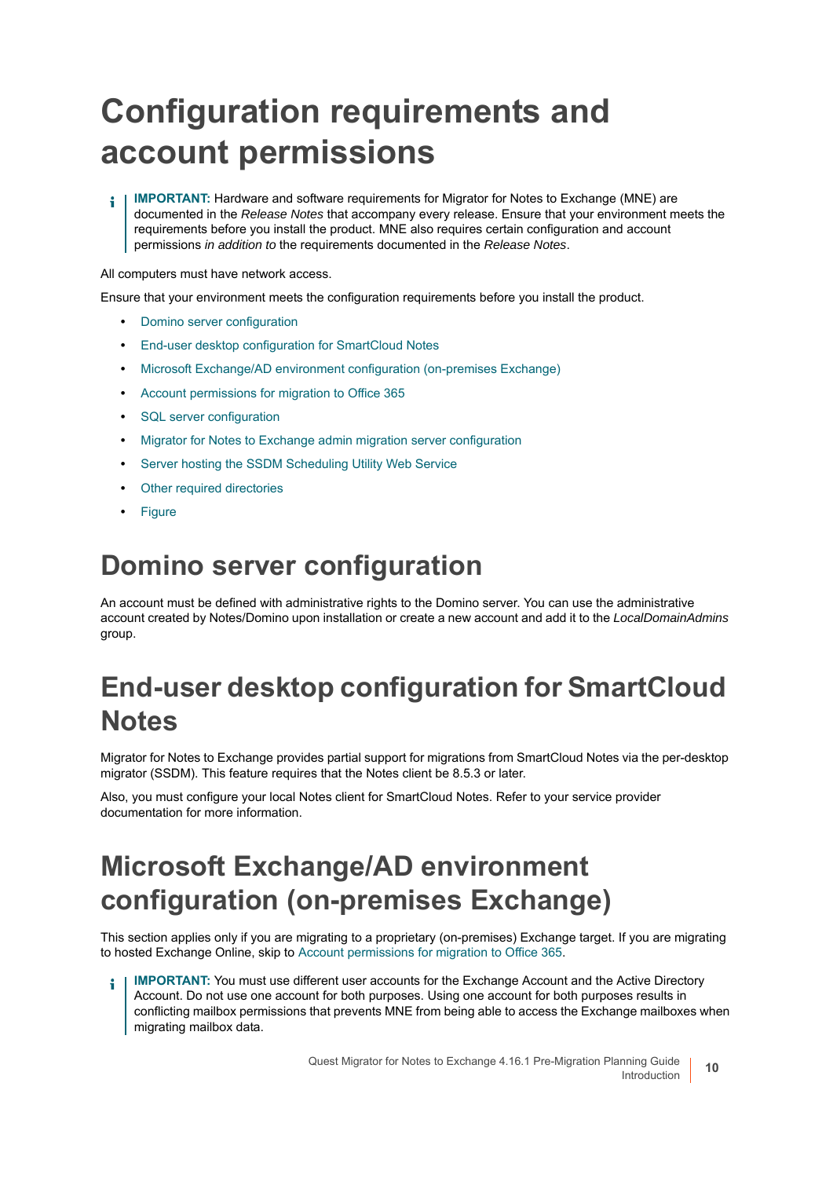# Configuration requirements and account permissions

> **IMPORTANT:** Hardware and software requirements for Migrator for Notes to Exchange (MNE) are documented in the *Release Notes* that accompany every release. Ensure that your environment meets the requirements before you install the product. MNE also requires certain configuration and account permissions *in addition to* the requirements documented in the *Release Notes*.

All computers must have network access.

Ensure that your environment meets the configuration requirements before you install the product.

- Domino server configuration
- End-user desktop configuration for SmartCloud Notes
- Microsoft Exchange/AD environment configuration (on-premises Exchange)
- Account permissions for migration to Office 365
- SQL server configuration
- Migrator for Notes to Exchange admin migration server configuration
- Server hosting the SSDM Scheduling Utility Web Service
- Other required directories
- Figure

## Domino server configuration

An account must be defined with administrative rights to the Domino server. You can use the administrative account created by Notes/Domino upon installation or create a new account and add it to the *LocalDomainAdmins* group.

## End-user desktop configuration for SmartCloud Notes

Migrator for Notes to Exchange provides partial support for migrations from SmartCloud Notes via the per-desktop migrator (SSDM). This feature requires that the Notes client be 8.5.3 or later.

Also, you must configure your local Notes client for SmartCloud Notes. Refer to your service provider documentation for more information.

## Microsoft Exchange/AD environment configuration (on-premises Exchange)

This section applies only if you are migrating to a proprietary (on-premises) Exchange target. If you are migrating to hosted Exchange Online, skip to Account permissions for migration to Office 365.

> **IMPORTANT:** You must use different user accounts for the Exchange Account and the Active Directory Account. Do not use one account for both purposes. Using one account for both purposes results in conflicting mailbox permissions that prevents MNE from being able to access the Exchange mailboxes when migrating mailbox data.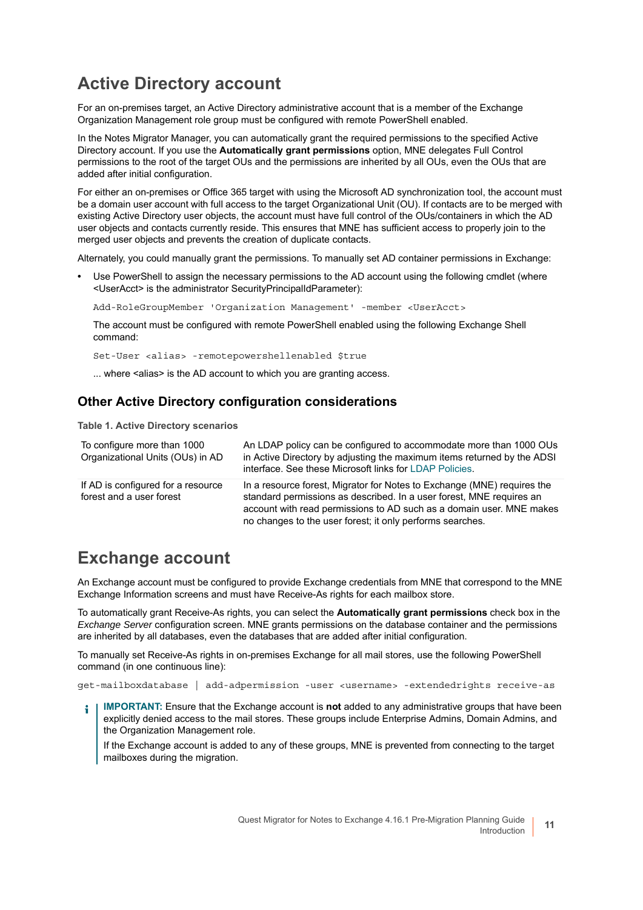# Active Directory account

For an on-premises target, an Active Directory administrative account that is a member of the Exchange Organization Management role group must be configured with remote PowerShell enabled.

In the Notes Migrator Manager, you can automatically grant the required permissions to the specified Active Directory account. If you use the **Automatically grant permissions** option, MNE delegates Full Control permissions to the root of the target OUs and the permissions are inherited by all OUs, even the OUs that are added after initial configuration.

For either an on-premises or Office 365 target with using the Microsoft AD synchronization tool, the account must be a domain user account with full access to the target Organizational Unit (OU). If contacts are to be merged with existing Active Directory user objects, the account must have full control of the OUs/containers in which the AD user objects and contacts currently reside. This ensures that MNE has sufficient access to properly join to the merged user objects and prevents the creation of duplicate contacts.

Alternately, you could manually grant the permissions. To manually set AD container permissions in Exchange:

- Use PowerShell to assign the necessary permissions to the AD account using the following cmdlet (where <UserAcct> is the administrator SecurityPrincipalIdParameter):

  ```
  Add-RoleGroupMember 'Organization Management' -member <UserAcct>
  ```

  The account must be configured with remote PowerShell enabled using the following Exchange Shell command:

  ```
  Set-User <alias> -remotepowershellenabled $true
  ```

  ... where <alias> is the AD account to which you are granting access.

## Other Active Directory configuration considerations

**Table 1. Active Directory scenarios**

| | |
|---|---|
| To configure more than 1000 Organizational Units (OUs) in AD | An LDAP policy can be configured to accommodate more than 1000 OUs in Active Directory by adjusting the maximum items returned by the ADSI interface. See these Microsoft links for LDAP Policies. |
| If AD is configured for a resource forest and a user forest | In a resource forest, Migrator for Notes to Exchange (MNE) requires the standard permissions as described. In a user forest, MNE requires an account with read permissions to AD such as a domain user. MNE makes no changes to the user forest; it only performs searches. |

# Exchange account

An Exchange account must be configured to provide Exchange credentials from MNE that correspond to the MNE Exchange Information screens and must have Receive-As rights for each mailbox store.

To automatically grant Receive-As rights, you can select the **Automatically grant permissions** check box in the *Exchange Server* configuration screen. MNE grants permissions on the database container and the permissions are inherited by all databases, even the databases that are added after initial configuration.

To manually set Receive-As rights in on-premises Exchange for all mail stores, use the following PowerShell command (in one continuous line):

```
get-mailboxdatabase | add-adpermission -user <username> -extendedrights receive-as
```

**IMPORTANT:** Ensure that the Exchange account is **not** added to any administrative groups that have been explicitly denied access to the mail stores. These groups include Enterprise Admins, Domain Admins, and the Organization Management role.

If the Exchange account is added to any of these groups, MNE is prevented from connecting to the target mailboxes during the migration.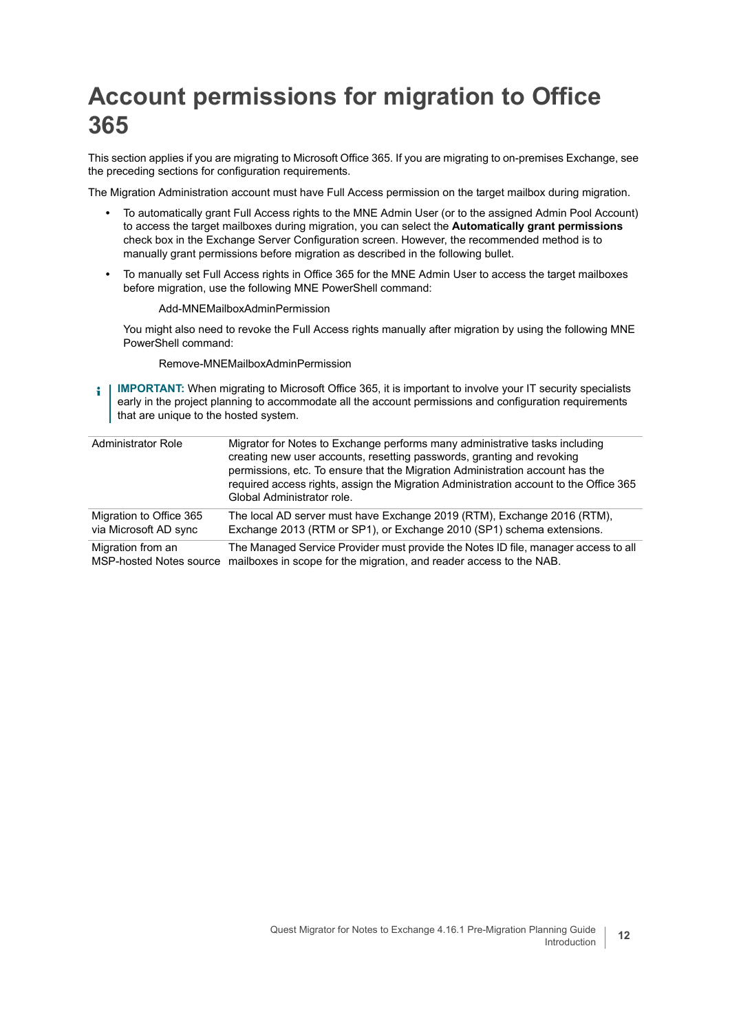# Account permissions for migration to Office 365

This section applies if you are migrating to Microsoft Office 365. If you are migrating to on-premises Exchange, see the preceding sections for configuration requirements.

The Migration Administration account must have Full Access permission on the target mailbox during migration.

- To automatically grant Full Access rights to the MNE Admin User (or to the assigned Admin Pool Account) to access the target mailboxes during migration, you can select the **Automatically grant permissions** check box in the Exchange Server Configuration screen. However, the recommended method is to manually grant permissions before migration as described in the following bullet.
- To manually set Full Access rights in Office 365 for the MNE Admin User to access the target mailboxes before migration, use the following MNE PowerShell command:

  ```
  Add-MNEMailboxAdminPermission
  ```

  You might also need to revoke the Full Access rights manually after migration by using the following MNE PowerShell command:

  ```
  Remove-MNEMailboxAdminPermission
  ```

> **IMPORTANT:** When migrating to Microsoft Office 365, it is important to involve your IT security specialists early in the project planning to accommodate all the account permissions and configuration requirements that are unique to the hosted system.

| | |
|---|---|
| Administrator Role | Migrator for Notes to Exchange performs many administrative tasks including creating new user accounts, resetting passwords, granting and revoking permissions, etc. To ensure that the Migration Administration account has the required access rights, assign the Migration Administration account to the Office 365 Global Administrator role. |
| Migration to Office 365 via Microsoft AD sync | The local AD server must have Exchange 2019 (RTM), Exchange 2016 (RTM), Exchange 2013 (RTM or SP1), or Exchange 2010 (SP1) schema extensions. |
| Migration from an MSP-hosted Notes source | The Managed Service Provider must provide the Notes ID file, manager access to all mailboxes in scope for the migration, and reader access to the NAB. |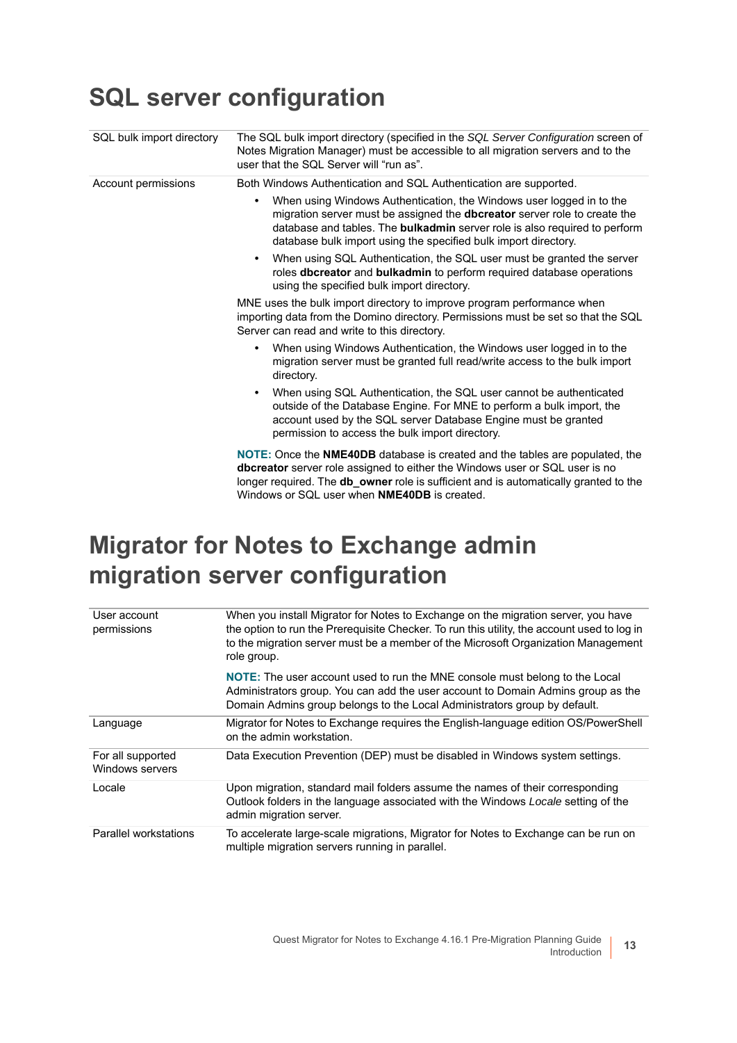# SQL server configuration

| | |
|---|---|
| SQL bulk import directory | The SQL bulk import directory (specified in the *SQL Server Configuration* screen of Notes Migration Manager) must be accessible to all migration servers and to the user that the SQL Server will "run as". |
| Account permissions | Both Windows Authentication and SQL Authentication are supported.<br>• When using Windows Authentication, the Windows user logged in to the migration server must be assigned the **dbcreator** server role to create the database and tables. The **bulkadmin** server role is also required to perform database bulk import using the specified bulk import directory.<br>• When using SQL Authentication, the SQL user must be granted the server roles **dbcreator** and **bulkadmin** to perform required database operations using the specified bulk import directory.<br>MNE uses the bulk import directory to improve program performance when importing data from the Domino directory. Permissions must be set so that the SQL Server can read and write to this directory.<br>• When using Windows Authentication, the Windows user logged in to the migration server must be granted full read/write access to the bulk import directory.<br>• When using SQL Authentication, the SQL user cannot be authenticated outside of the Database Engine. For MNE to perform a bulk import, the account used by the SQL server Database Engine must be granted permission to access the bulk import directory.<br>**NOTE:** Once the **NME40DB** database is created and the tables are populated, the **dbcreator** server role assigned to either the Windows user or SQL user is no longer required. The **db_owner** role is sufficient and is automatically granted to the Windows or SQL user when **NME40DB** is created. |

# Migrator for Notes to Exchange admin migration server configuration

| | |
|---|---|
| User account permissions | When you install Migrator for Notes to Exchange on the migration server, you have the option to run the Prerequisite Checker. To run this utility, the account used to log in to the migration server must be a member of the Microsoft Organization Management role group.<br>**NOTE:** The user account used to run the MNE console must belong to the Local Administrators group. You can add the user account to Domain Admins group as the Domain Admins group belongs to the Local Administrators group by default. |
| Language | Migrator for Notes to Exchange requires the English-language edition OS/PowerShell on the admin workstation. |
| For all supported Windows servers | Data Execution Prevention (DEP) must be disabled in Windows system settings. |
| Locale | Upon migration, standard mail folders assume the names of their corresponding Outlook folders in the language associated with the Windows *Locale* setting of the admin migration server. |
| Parallel workstations | To accelerate large-scale migrations, Migrator for Notes to Exchange can be run on multiple migration servers running in parallel. |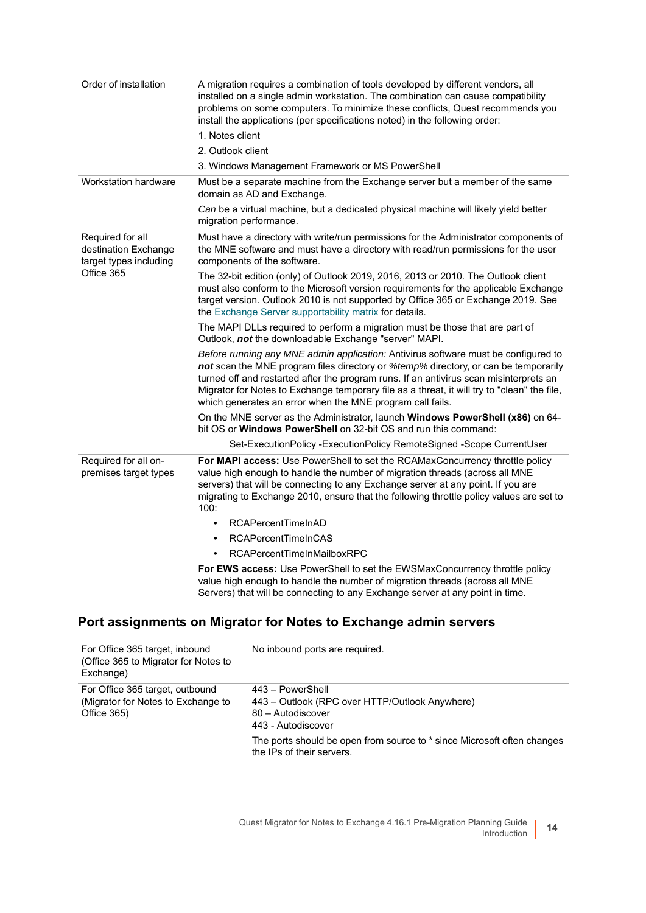| | |
|---|---|
| Order of installation | A migration requires a combination of tools developed by different vendors, all installed on a single admin workstation. The combination can cause compatibility problems on some computers. To minimize these conflicts, Quest recommends you install the applications (per specifications noted) in the following order:<br>1. Notes client<br>2. Outlook client<br>3. Windows Management Framework or MS PowerShell |
| Workstation hardware | Must be a separate machine from the Exchange server but a member of the same domain as AD and Exchange.<br>*Can* be a virtual machine, but a dedicated physical machine will likely yield better migration performance. |
| Required for all destination Exchange target types including Office 365 | Must have a directory with write/run permissions for the Administrator components of the MNE software and must have a directory with read/run permissions for the user components of the software.<br>The 32-bit edition (only) of Outlook 2019, 2016, 2013 or 2010. The Outlook client must also conform to the Microsoft version requirements for the applicable Exchange target version. Outlook 2010 is not supported by Office 365 or Exchange 2019. See the Exchange Server supportability matrix for details.<br>The MAPI DLLs required to perform a migration must be those that are part of Outlook, ***not*** the downloadable Exchange "server" MAPI.<br>*Before running any MNE admin application:* Antivirus software must be configured to ***not*** scan the MNE program files directory or *%temp%* directory, or can be temporarily turned off and restarted after the program runs. If an antivirus scan misinterprets an Migrator for Notes to Exchange temporary file as a threat, it will try to "clean" the file, which generates an error when the MNE program call fails.<br>On the MNE server as the Administrator, launch **Windows PowerShell (x86)** on 64-bit OS or **Windows PowerShell** on 32-bit OS and run this command:<br>Set-ExecutionPolicy -ExecutionPolicy RemoteSigned -Scope CurrentUser |
| Required for all on-premises target types | **For MAPI access:** Use PowerShell to set the RCAMaxConcurrency throttle policy value high enough to handle the number of migration threads (across all MNE servers) that will be connecting to any Exchange server at any point. If you are migrating to Exchange 2010, ensure that the following throttle policy values are set to 100:<br>• RCAPercentTimeInAD<br>• RCAPercentTimeInCAS<br>• RCAPercentTimeInMailboxRPC<br>**For EWS access:** Use PowerShell to set the EWSMaxConcurrency throttle policy value high enough to handle the number of migration threads (across all MNE Servers) that will be connecting to any Exchange server at any point in time. |

## Port assignments on Migrator for Notes to Exchange admin servers

| | |
|---|---|
| For Office 365 target, inbound (Office 365 to Migrator for Notes to Exchange) | No inbound ports are required. |
| For Office 365 target, outbound (Migrator for Notes to Exchange to Office 365) | 443 – PowerShell<br>443 – Outlook (RPC over HTTP/Outlook Anywhere)<br>80 – Autodiscover<br>443 - Autodiscover<br>The ports should be open from source to * since Microsoft often changes the IPs of their servers. |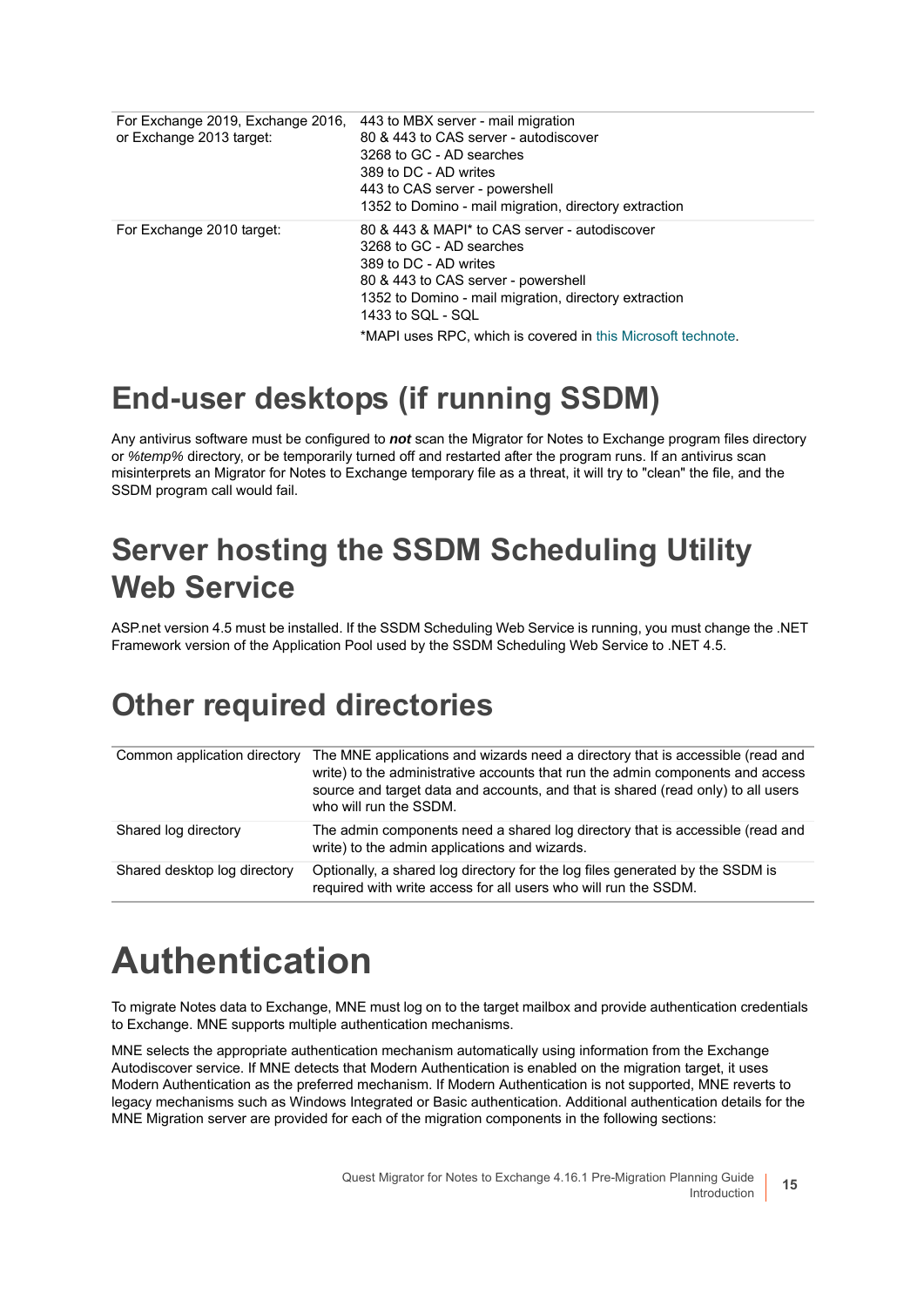| | |
|---|---|
| For Exchange 2019, Exchange 2016, or Exchange 2013 target: | 443 to MBX server - mail migration<br>80 & 443 to CAS server - autodiscover<br>3268 to GC - AD searches<br>389 to DC - AD writes<br>443 to CAS server - powershell<br>1352 to Domino - mail migration, directory extraction |
| For Exchange 2010 target: | 80 & 443 & MAPI* to CAS server - autodiscover<br>3268 to GC - AD searches<br>389 to DC - AD writes<br>80 & 443 to CAS server - powershell<br>1352 to Domino - mail migration, directory extraction<br>1433 to SQL - SQL<br>*MAPI uses RPC, which is covered in this Microsoft technote. |

## End-user desktops (if running SSDM)

Any antivirus software must be configured to ***not*** scan the Migrator for Notes to Exchange program files directory or *%temp%* directory, or be temporarily turned off and restarted after the program runs. If an antivirus scan misinterprets an Migrator for Notes to Exchange temporary file as a threat, it will try to "clean" the file, and the SSDM program call would fail.

## Server hosting the SSDM Scheduling Utility Web Service

ASP.net version 4.5 must be installed. If the SSDM Scheduling Web Service is running, you must change the .NET Framework version of the Application Pool used by the SSDM Scheduling Web Service to .NET 4.5.

## Other required directories

| | |
|---|---|
| Common application directory | The MNE applications and wizards need a directory that is accessible (read and write) to the administrative accounts that run the admin components and access source and target data and accounts, and that is shared (read only) to all users who will run the SSDM. |
| Shared log directory | The admin components need a shared log directory that is accessible (read and write) to the admin applications and wizards. |
| Shared desktop log directory | Optionally, a shared log directory for the log files generated by the SSDM is required with write access for all users who will run the SSDM. |

# Authentication

To migrate Notes data to Exchange, MNE must log on to the target mailbox and provide authentication credentials to Exchange. MNE supports multiple authentication mechanisms.

MNE selects the appropriate authentication mechanism automatically using information from the Exchange Autodiscover service. If MNE detects that Modern Authentication is enabled on the migration target, it uses Modern Authentication as the preferred mechanism. If Modern Authentication is not supported, MNE reverts to legacy mechanisms such as Windows Integrated or Basic authentication. Additional authentication details for the MNE Migration server are provided for each of the migration components in the following sections: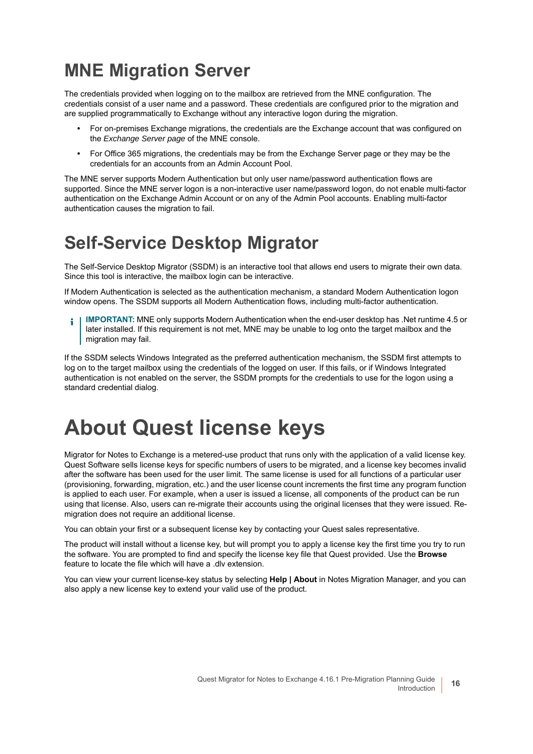## MNE Migration Server

The credentials provided when logging on to the mailbox are retrieved from the MNE configuration. The credentials consist of a user name and a password. These credentials are configured prior to the migration and are supplied programmatically to Exchange without any interactive logon during the migration.

- For on-premises Exchange migrations, the credentials are the Exchange account that was configured on the *Exchange Server page* of the MNE console.
- For Office 365 migrations, the credentials may be from the Exchange Server page or they may be the credentials for an accounts from an Admin Account Pool.

The MNE server supports Modern Authentication but only user name/password authentication flows are supported. Since the MNE server logon is a non-interactive user name/password logon, do not enable multi-factor authentication on the Exchange Admin Account or on any of the Admin Pool accounts. Enabling multi-factor authentication causes the migration to fail.

## Self-Service Desktop Migrator

The Self-Service Desktop Migrator (SSDM) is an interactive tool that allows end users to migrate their own data. Since this tool is interactive, the mailbox login can be interactive.

If Modern Authentication is selected as the authentication mechanism, a standard Modern Authentication logon window opens. The SSDM supports all Modern Authentication flows, including multi-factor authentication.

> **IMPORTANT:** MNE only supports Modern Authentication when the end-user desktop has .Net runtime 4.5 or later installed. If this requirement is not met, MNE may be unable to log onto the target mailbox and the migration may fail.

If the SSDM selects Windows Integrated as the preferred authentication mechanism, the SSDM first attempts to log on to the target mailbox using the credentials of the logged on user. If this fails, or if Windows Integrated authentication is not enabled on the server, the SSDM prompts for the credentials to use for the logon using a standard credential dialog.

# About Quest license keys

Migrator for Notes to Exchange is a metered-use product that runs only with the application of a valid license key. Quest Software sells license keys for specific numbers of users to be migrated, and a license key becomes invalid after the software has been used for the user limit. The same license is used for all functions of a particular user (provisioning, forwarding, migration, etc.) and the user license count increments the first time any program function is applied to each user. For example, when a user is issued a license, all components of the product can be run using that license. Also, users can re-migrate their accounts using the original licenses that they were issued. Re-migration does not require an additional license.

You can obtain your first or a subsequent license key by contacting your Quest sales representative.

The product will install without a license key, but will prompt you to apply a license key the first time you try to run the software. You are prompted to find and specify the license key file that Quest provided. Use the **Browse** feature to locate the file which will have a .dlv extension.

You can view your current license-key status by selecting **Help | About** in Notes Migration Manager, and you can also apply a new license key to extend your valid use of the product.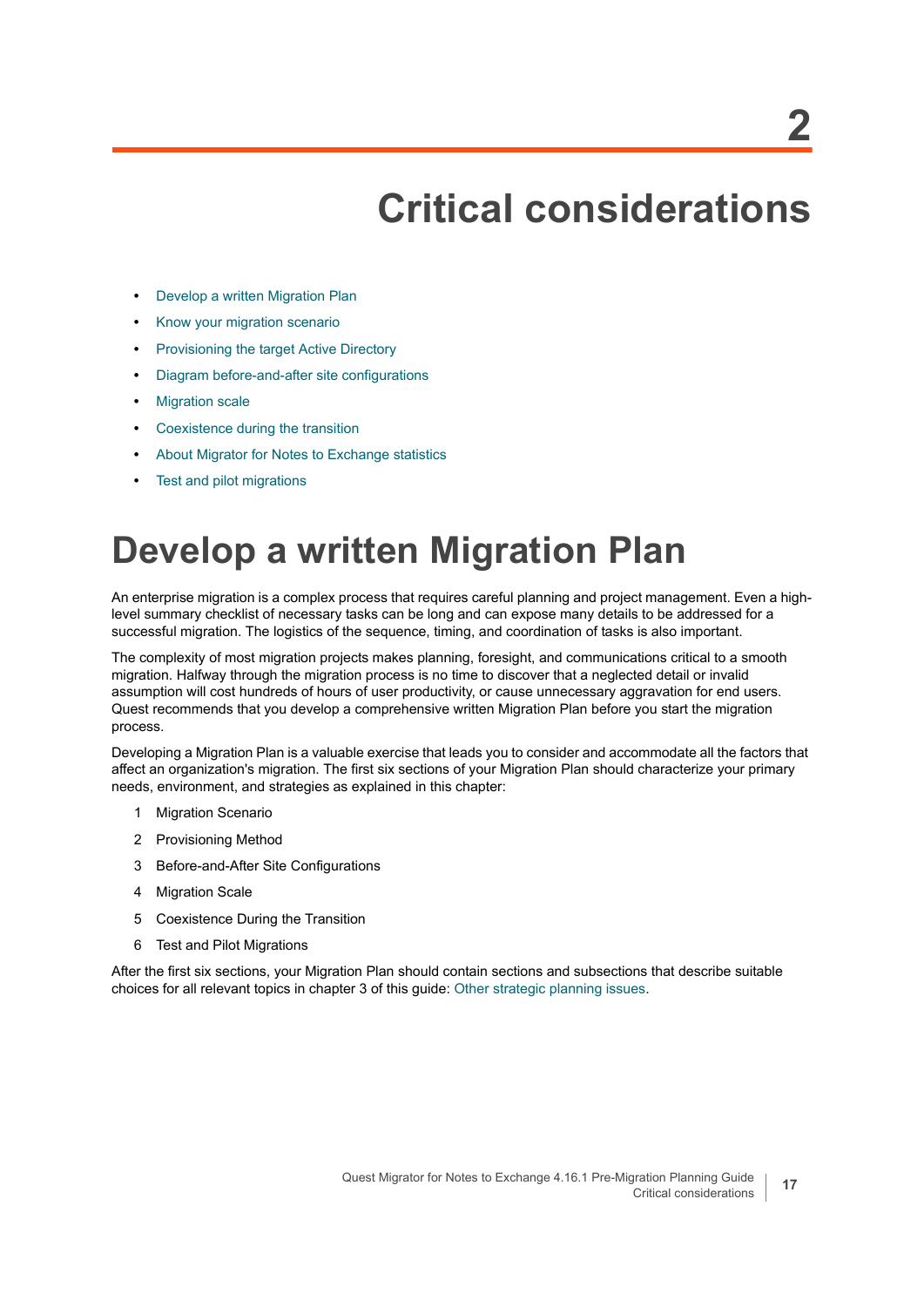# 2 Critical considerations

- Develop a written Migration Plan
- Know your migration scenario
- Provisioning the target Active Directory
- Diagram before-and-after site configurations
- Migration scale
- Coexistence during the transition
- About Migrator for Notes to Exchange statistics
- Test and pilot migrations

## Develop a written Migration Plan

An enterprise migration is a complex process that requires careful planning and project management. Even a high-level summary checklist of necessary tasks can be long and can expose many details to be addressed for a successful migration. The logistics of the sequence, timing, and coordination of tasks is also important.

The complexity of most migration projects makes planning, foresight, and communications critical to a smooth migration. Halfway through the migration process is no time to discover that a neglected detail or invalid assumption will cost hundreds of hours of user productivity, or cause unnecessary aggravation for end users. Quest recommends that you develop a comprehensive written Migration Plan before you start the migration process.

Developing a Migration Plan is a valuable exercise that leads you to consider and accommodate all the factors that affect an organization's migration. The first six sections of your Migration Plan should characterize your primary needs, environment, and strategies as explained in this chapter:

1. Migration Scenario
2. Provisioning Method
3. Before-and-After Site Configurations
4. Migration Scale
5. Coexistence During the Transition
6. Test and Pilot Migrations

After the first six sections, your Migration Plan should contain sections and subsections that describe suitable choices for all relevant topics in chapter 3 of this guide: Other strategic planning issues.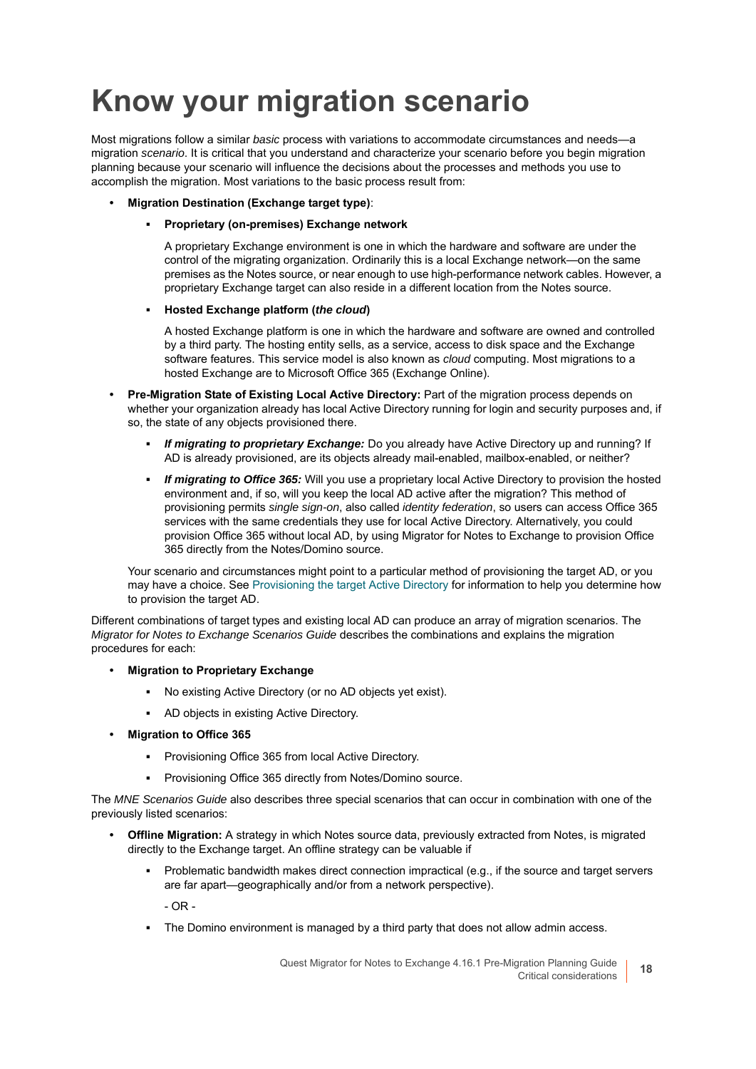# Know your migration scenario

Most migrations follow a similar *basic* process with variations to accommodate circumstances and needs—a migration *scenario*. It is critical that you understand and characterize your scenario before you begin migration planning because your scenario will influence the decisions about the processes and methods you use to accomplish the migration. Most variations to the basic process result from:

- **Migration Destination (Exchange target type)**:
  - **Proprietary (on-premises) Exchange network**

    A proprietary Exchange environment is one in which the hardware and software are under the control of the migrating organization. Ordinarily this is a local Exchange network—on the same premises as the Notes source, or near enough to use high-performance network cables. However, a proprietary Exchange target can also reside in a different location from the Notes source.

  - **Hosted Exchange platform (*the cloud*)**

    A hosted Exchange platform is one in which the hardware and software are owned and controlled by a third party. The hosting entity sells, as a service, access to disk space and the Exchange software features. This service model is also known as *cloud* computing. Most migrations to a hosted Exchange are to Microsoft Office 365 (Exchange Online).

- **Pre-Migration State of Existing Local Active Directory:** Part of the migration process depends on whether your organization already has local Active Directory running for login and security purposes and, if so, the state of any objects provisioned there.
  - ***If migrating to proprietary Exchange:*** Do you already have Active Directory up and running? If AD is already provisioned, are its objects already mail-enabled, mailbox-enabled, or neither?
  - ***If migrating to Office 365:*** Will you use a proprietary local Active Directory to provision the hosted environment and, if so, will you keep the local AD active after the migration? This method of provisioning permits *single sign-on*, also called *identity federation*, so users can access Office 365 services with the same credentials they use for local Active Directory. Alternatively, you could provision Office 365 without local AD, by using Migrator for Notes to Exchange to provision Office 365 directly from the Notes/Domino source.

  Your scenario and circumstances might point to a particular method of provisioning the target AD, or you may have a choice. See Provisioning the target Active Directory for information to help you determine how to provision the target AD.

Different combinations of target types and existing local AD can produce an array of migration scenarios. The *Migrator for Notes to Exchange Scenarios Guide* describes the combinations and explains the migration procedures for each:

- **Migration to Proprietary Exchange**
  - No existing Active Directory (or no AD objects yet exist).
  - AD objects in existing Active Directory.
- **Migration to Office 365**
  - Provisioning Office 365 from local Active Directory.
  - Provisioning Office 365 directly from Notes/Domino source.

The *MNE Scenarios Guide* also describes three special scenarios that can occur in combination with one of the previously listed scenarios:

- **Offline Migration:** A strategy in which Notes source data, previously extracted from Notes, is migrated directly to the Exchange target. An offline strategy can be valuable if
  - Problematic bandwidth makes direct connection impractical (e.g., if the source and target servers are far apart—geographically and/or from a network perspective).

    - OR -

  - The Domino environment is managed by a third party that does not allow admin access.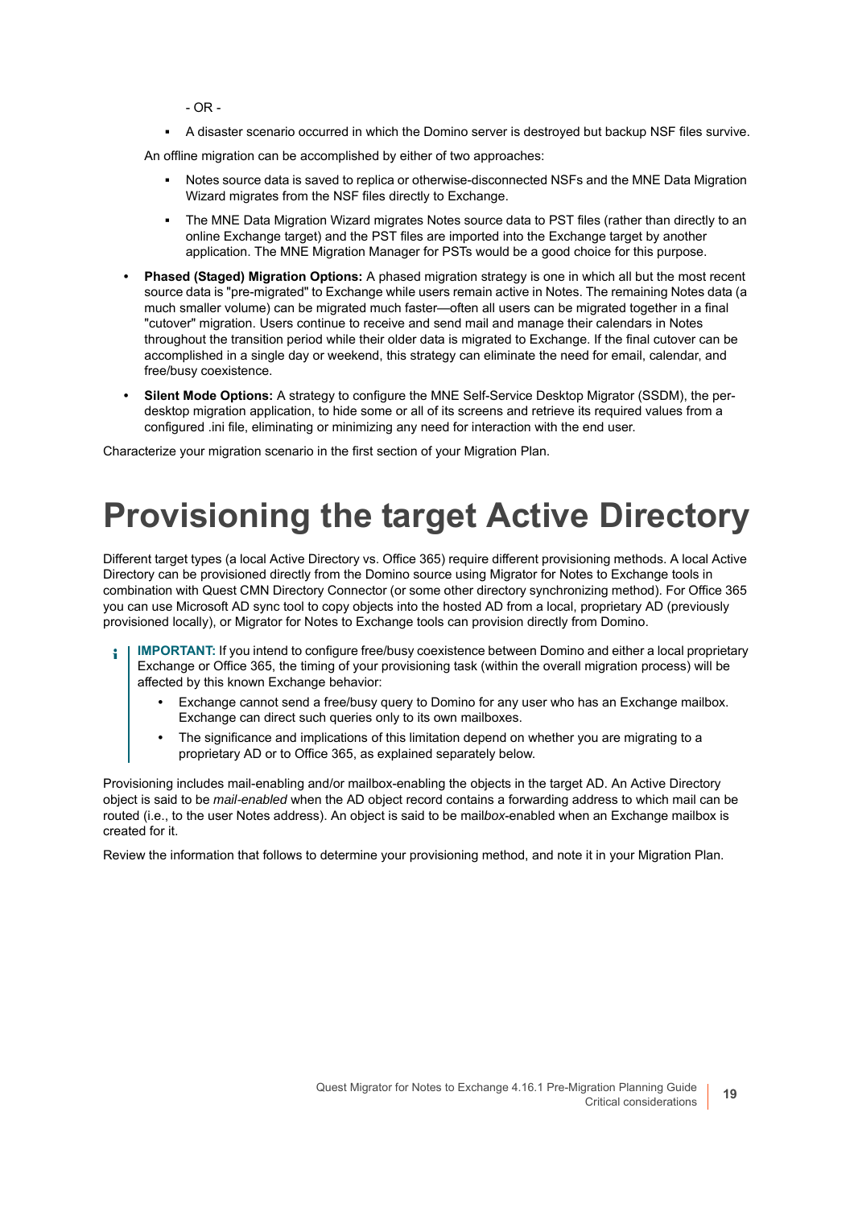- OR -

  - A disaster scenario occurred in which the Domino server is destroyed but backup NSF files survive.

  An offline migration can be accomplished by either of two approaches:

  - Notes source data is saved to replica or otherwise-disconnected NSFs and the MNE Data Migration Wizard migrates from the NSF files directly to Exchange.
  - The MNE Data Migration Wizard migrates Notes source data to PST files (rather than directly to an online Exchange target) and the PST files are imported into the Exchange target by another application. The MNE Migration Manager for PSTs would be a good choice for this purpose.

- **Phased (Staged) Migration Options:** A phased migration strategy is one in which all but the most recent source data is "pre-migrated" to Exchange while users remain active in Notes. The remaining Notes data (a much smaller volume) can be migrated much faster—often all users can be migrated together in a final "cutover" migration. Users continue to receive and send mail and manage their calendars in Notes throughout the transition period while their older data is migrated to Exchange. If the final cutover can be accomplished in a single day or weekend, this strategy can eliminate the need for email, calendar, and free/busy coexistence.
- **Silent Mode Options:** A strategy to configure the MNE Self-Service Desktop Migrator (SSDM), the per-desktop migration application, to hide some or all of its screens and retrieve its required values from a configured .ini file, eliminating or minimizing any need for interaction with the end user.

Characterize your migration scenario in the first section of your Migration Plan.

# Provisioning the target Active Directory

Different target types (a local Active Directory vs. Office 365) require different provisioning methods. A local Active Directory can be provisioned directly from the Domino source using Migrator for Notes to Exchange tools in combination with Quest CMN Directory Connector (or some other directory synchronizing method). For Office 365 you can use Microsoft AD sync tool to copy objects into the hosted AD from a local, proprietary AD (previously provisioned locally), or Migrator for Notes to Exchange tools can provision directly from Domino.

> **IMPORTANT:** If you intend to configure free/busy coexistence between Domino and either a local proprietary Exchange or Office 365, the timing of your provisioning task (within the overall migration process) will be affected by this known Exchange behavior:
>
> - Exchange cannot send a free/busy query to Domino for any user who has an Exchange mailbox. Exchange can direct such queries only to its own mailboxes.
> - The significance and implications of this limitation depend on whether you are migrating to a proprietary AD or to Office 365, as explained separately below.

Provisioning includes mail-enabling and/or mailbox-enabling the objects in the target AD. An Active Directory object is said to be *mail-enabled* when the AD object record contains a forwarding address to which mail can be routed (i.e., to the user Notes address). An object is said to be mail*box*-enabled when an Exchange mailbox is created for it.

Review the information that follows to determine your provisioning method, and note it in your Migration Plan.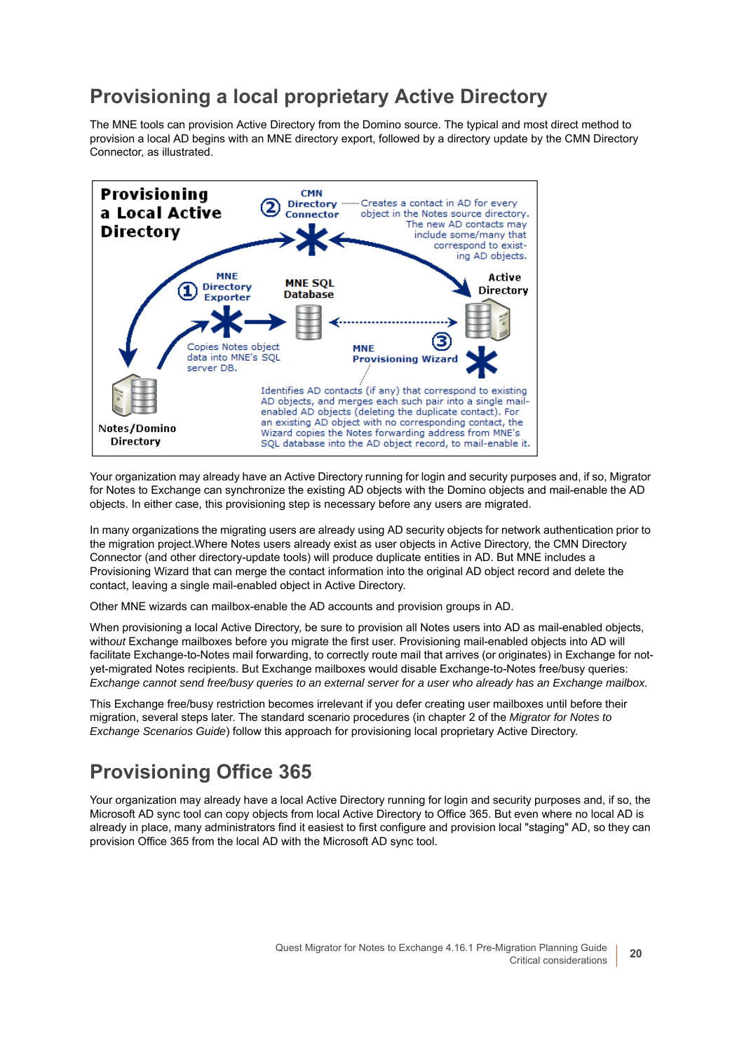# Provisioning a local proprietary Active Directory

The MNE tools can provision Active Directory from the Domino source. The typical and most direct method to provision a local AD begins with an MNE directory export, followed by a directory update by the CMN Directory Connector, as illustrated.

Provisioning a Local Active Directory

2 CMN Directory Connector

Creates a contact in AD for every object in the Notes source directory. The new AD contacts may include some/many that correspond to existing AD objects.

1 MNE Directory Exporter

MNE SQL Database

Active Directory

Copies Notes object data into MNE's SQL server DB.

MNE Provisioning Wizard 3

Identifies AD contacts (if any) that correspond to existing AD objects, and merges each such pair into a single mail-enabled AD objects (deleting the duplicate contact). For an existing AD object with no corresponding contact, the Wizard copies the Notes forwarding address from MNE's SQL database into the AD object record, to mail-enable it.

Notes/Domino Directory

Your organization may already have an Active Directory running for login and security purposes and, if so, Migrator for Notes to Exchange can synchronize the existing AD objects with the Domino objects and mail-enable the AD objects. In either case, this provisioning step is necessary before any users are migrated.

In many organizations the migrating users are already using AD security objects for network authentication prior to the migration project.Where Notes users already exist as user objects in Active Directory, the CMN Directory Connector (and other directory-update tools) will produce duplicate entities in AD. But MNE includes a Provisioning Wizard that can merge the contact information into the original AD object record and delete the contact, leaving a single mail-enabled object in Active Directory.

Other MNE wizards can mailbox-enable the AD accounts and provision groups in AD.

When provisioning a local Active Directory, be sure to provision all Notes users into AD as mail-enabled objects, with*out* Exchange mailboxes before you migrate the first user. Provisioning mail-enabled objects into AD will facilitate Exchange-to-Notes mail forwarding, to correctly route mail that arrives (or originates) in Exchange for not-yet-migrated Notes recipients. But Exchange mailboxes would disable Exchange-to-Notes free/busy queries: *Exchange cannot send free/busy queries to an external server for a user who already has an Exchange mailbox.*

This Exchange free/busy restriction becomes irrelevant if you defer creating user mailboxes until before their migration, several steps later. The standard scenario procedures (in chapter 2 of the *Migrator for Notes to Exchange Scenarios Guide*) follow this approach for provisioning local proprietary Active Directory.

# Provisioning Office 365

Your organization may already have a local Active Directory running for login and security purposes and, if so, the Microsoft AD sync tool can copy objects from local Active Directory to Office 365. But even where no local AD is already in place, many administrators find it easiest to first configure and provision local "staging" AD, so they can provision Office 365 from the local AD with the Microsoft AD sync tool.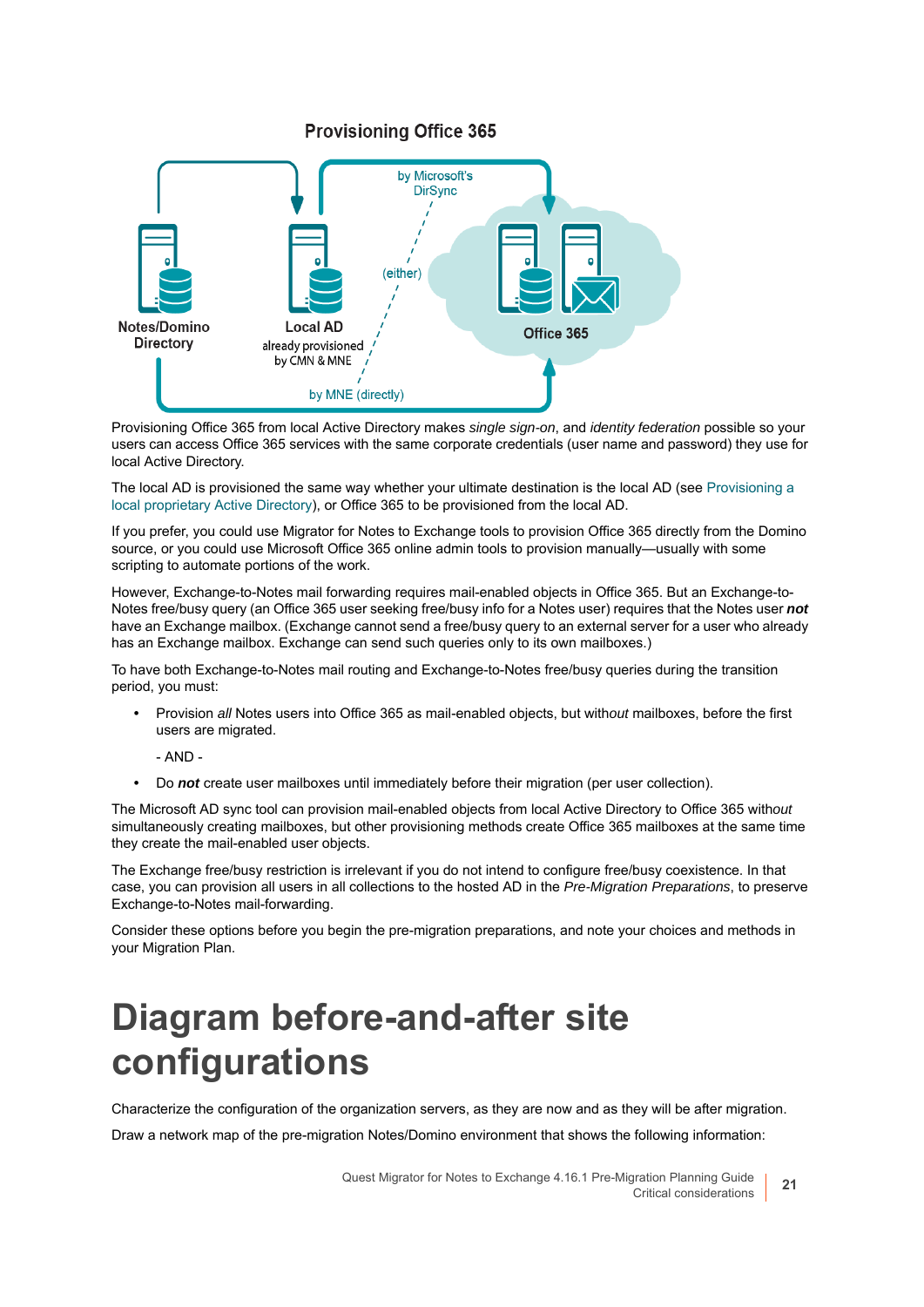Provisioning Office 365

by Microsoft's DirSync

(either)

Notes/Domino Directory

Local AD
already provisioned by CMN & MNE

Office 365

by MNE (directly)

Provisioning Office 365 from local Active Directory makes *single sign-on*, and *identity federation* possible so your users can access Office 365 services with the same corporate credentials (user name and password) they use for local Active Directory.

The local AD is provisioned the same way whether your ultimate destination is the local AD (see Provisioning a local proprietary Active Directory), or Office 365 to be provisioned from the local AD.

If you prefer, you could use Migrator for Notes to Exchange tools to provision Office 365 directly from the Domino source, or you could use Microsoft Office 365 online admin tools to provision manually—usually with some scripting to automate portions of the work.

However, Exchange-to-Notes mail forwarding requires mail-enabled objects in Office 365. But an Exchange-to-Notes free/busy query (an Office 365 user seeking free/busy info for a Notes user) requires that the Notes user ***not*** have an Exchange mailbox. (Exchange cannot send a free/busy query to an external server for a user who already has an Exchange mailbox. Exchange can send such queries only to its own mailboxes.)

To have both Exchange-to-Notes mail routing and Exchange-to-Notes free/busy queries during the transition period, you must:

- Provision *all* Notes users into Office 365 as mail-enabled objects, but with*out* mailboxes, before the first users are migrated.

  - AND -

- Do ***not*** create user mailboxes until immediately before their migration (per user collection).

The Microsoft AD sync tool can provision mail-enabled objects from local Active Directory to Office 365 with*out* simultaneously creating mailboxes, but other provisioning methods create Office 365 mailboxes at the same time they create the mail-enabled user objects.

The Exchange free/busy restriction is irrelevant if you do not intend to configure free/busy coexistence. In that case, you can provision all users in all collections to the hosted AD in the *Pre-Migration Preparations*, to preserve Exchange-to-Notes mail-forwarding.

Consider these options before you begin the pre-migration preparations, and note your choices and methods in your Migration Plan.

# Diagram before-and-after site configurations

Characterize the configuration of the organization servers, as they are now and as they will be after migration.

Draw a network map of the pre-migration Notes/Domino environment that shows the following information: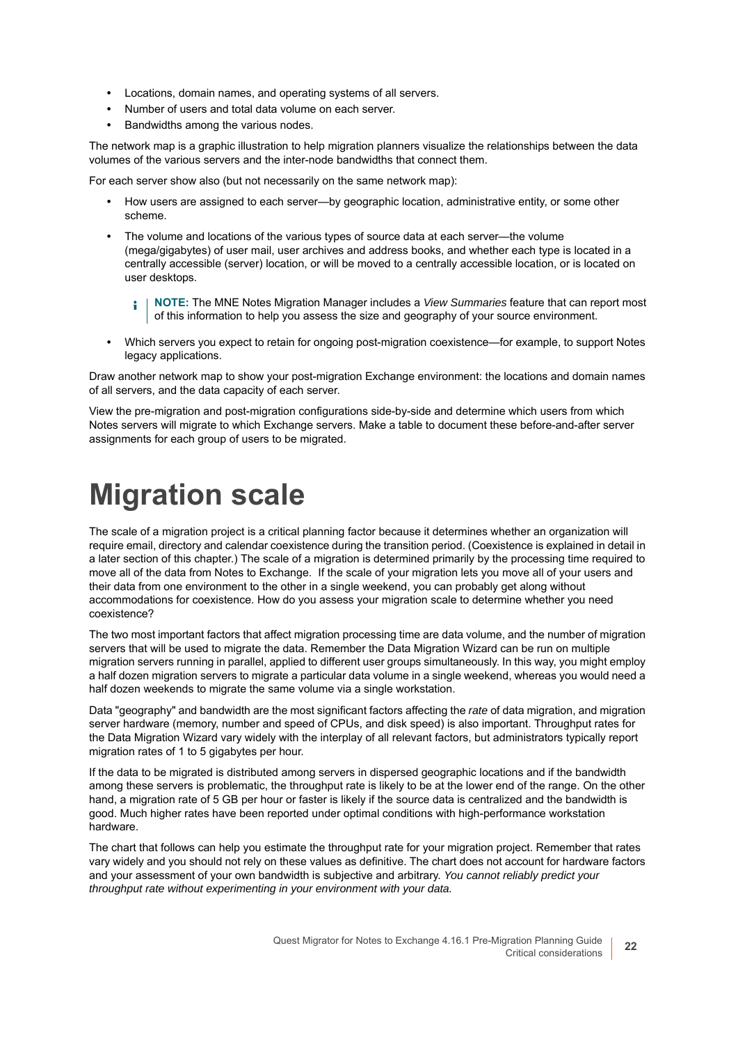- Locations, domain names, and operating systems of all servers.
- Number of users and total data volume on each server.
- Bandwidths among the various nodes.

The network map is a graphic illustration to help migration planners visualize the relationships between the data volumes of the various servers and the inter-node bandwidths that connect them.

For each server show also (but not necessarily on the same network map):

- How users are assigned to each server—by geographic location, administrative entity, or some other scheme.
- The volume and locations of the various types of source data at each server—the volume (mega/gigabytes) of user mail, user archives and address books, and whether each type is located in a centrally accessible (server) location, or will be moved to a centrally accessible location, or is located on user desktops.

> **NOTE:** The MNE Notes Migration Manager includes a *View Summaries* feature that can report most of this information to help you assess the size and geography of your source environment.

- Which servers you expect to retain for ongoing post-migration coexistence—for example, to support Notes legacy applications.

Draw another network map to show your post-migration Exchange environment: the locations and domain names of all servers, and the data capacity of each server.

View the pre-migration and post-migration configurations side-by-side and determine which users from which Notes servers will migrate to which Exchange servers. Make a table to document these before-and-after server assignments for each group of users to be migrated.

# Migration scale

The scale of a migration project is a critical planning factor because it determines whether an organization will require email, directory and calendar coexistence during the transition period. (Coexistence is explained in detail in a later section of this chapter.) The scale of a migration is determined primarily by the processing time required to move all of the data from Notes to Exchange. If the scale of your migration lets you move all of your users and their data from one environment to the other in a single weekend, you can probably get along without accommodations for coexistence. How do you assess your migration scale to determine whether you need coexistence?

The two most important factors that affect migration processing time are data volume, and the number of migration servers that will be used to migrate the data. Remember the Data Migration Wizard can be run on multiple migration servers running in parallel, applied to different user groups simultaneously. In this way, you might employ a half dozen migration servers to migrate a particular data volume in a single weekend, whereas you would need a half dozen weekends to migrate the same volume via a single workstation.

Data "geography" and bandwidth are the most significant factors affecting the *rate* of data migration, and migration server hardware (memory, number and speed of CPUs, and disk speed) is also important. Throughput rates for the Data Migration Wizard vary widely with the interplay of all relevant factors, but administrators typically report migration rates of 1 to 5 gigabytes per hour.

If the data to be migrated is distributed among servers in dispersed geographic locations and if the bandwidth among these servers is problematic, the throughput rate is likely to be at the lower end of the range. On the other hand, a migration rate of 5 GB per hour or faster is likely if the source data is centralized and the bandwidth is good. Much higher rates have been reported under optimal conditions with high-performance workstation hardware.

The chart that follows can help you estimate the throughput rate for your migration project. Remember that rates vary widely and you should not rely on these values as definitive. The chart does not account for hardware factors and your assessment of your own bandwidth is subjective and arbitrary. *You cannot reliably predict your throughput rate without experimenting in your environment with your data.*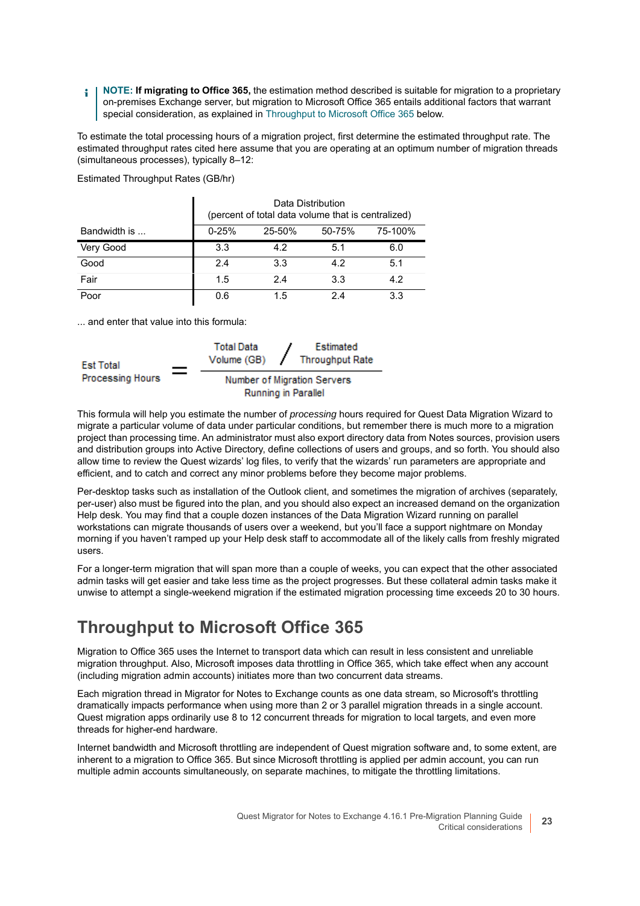**NOTE: If migrating to Office 365,** the estimation method described is suitable for migration to a proprietary on-premises Exchange server, but migration to Microsoft Office 365 entails additional factors that warrant special consideration, as explained in Throughput to Microsoft Office 365 below.

To estimate the total processing hours of a migration project, first determine the estimated throughput rate. The estimated throughput rates cited here assume that you are operating at an optimum number of migration threads (simultaneous processes), typically 8–12:

Estimated Throughput Rates (GB/hr)

| | Data Distribution (percent of total data volume that is centralized) | | | |
|---|---|---|---|---|
| Bandwidth is ... | 0-25% | 25-50% | 50-75% | 75-100% |
| Very Good | 3.3 | 4.2 | 5.1 | 6.0 |
| Good | 2.4 | 3.3 | 4.2 | 5.1 |
| Fair | 1.5 | 2.4 | 3.3 | 4.2 |
| Poor | 0.6 | 1.5 | 2.4 | 3.3 |

... and enter that value into this formula:

$$\text{Est Total Processing Hours} = \frac{\text{Total Data Volume (GB)} \,/\, \text{Estimated Throughput Rate}}{\text{Number of Migration Servers Running in Parallel}}$$

This formula will help you estimate the number of *processing* hours required for Quest Data Migration Wizard to migrate a particular volume of data under particular conditions, but remember there is much more to a migration project than processing time. An administrator must also export directory data from Notes sources, provision users and distribution groups into Active Directory, define collections of users and groups, and so forth. You should also allow time to review the Quest wizards' log files, to verify that the wizards' run parameters are appropriate and efficient, and to catch and correct any minor problems before they become major problems.

Per-desktop tasks such as installation of the Outlook client, and sometimes the migration of archives (separately, per-user) also must be figured into the plan, and you should also expect an increased demand on the organization Help desk. You may find that a couple dozen instances of the Data Migration Wizard running on parallel workstations can migrate thousands of users over a weekend, but you'll face a support nightmare on Monday morning if you haven't ramped up your Help desk staff to accommodate all of the likely calls from freshly migrated users.

For a longer-term migration that will span more than a couple of weeks, you can expect that the other associated admin tasks will get easier and take less time as the project progresses. But these collateral admin tasks make it unwise to attempt a single-weekend migration if the estimated migration processing time exceeds 20 to 30 hours.

## Throughput to Microsoft Office 365

Migration to Office 365 uses the Internet to transport data which can result in less consistent and unreliable migration throughput. Also, Microsoft imposes data throttling in Office 365, which take effect when any account (including migration admin accounts) initiates more than two concurrent data streams.

Each migration thread in Migrator for Notes to Exchange counts as one data stream, so Microsoft's throttling dramatically impacts performance when using more than 2 or 3 parallel migration threads in a single account. Quest migration apps ordinarily use 8 to 12 concurrent threads for migration to local targets, and even more threads for higher-end hardware.

Internet bandwidth and Microsoft throttling are independent of Quest migration software and, to some extent, are inherent to a migration to Office 365. But since Microsoft throttling is applied per admin account, you can run multiple admin accounts simultaneously, on separate machines, to mitigate the throttling limitations.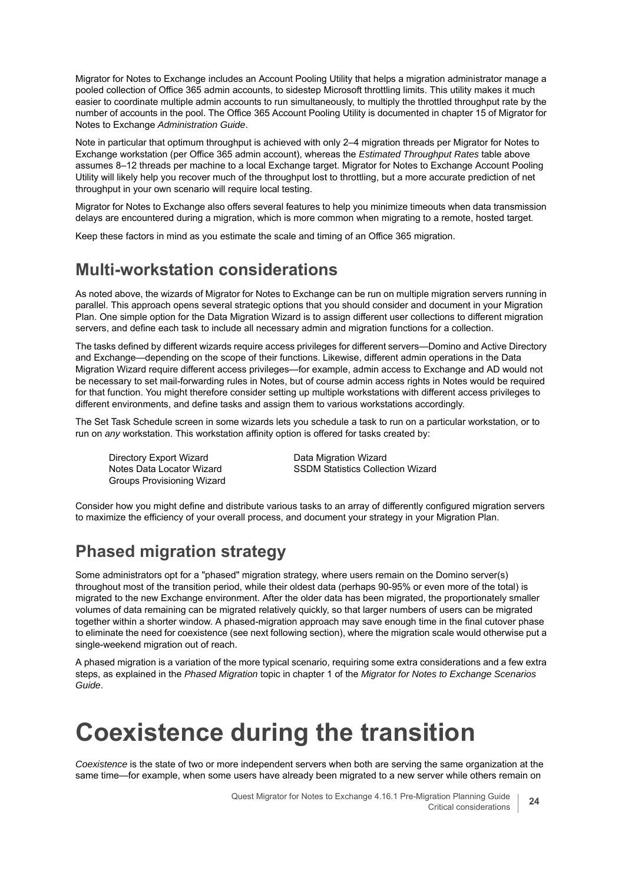Migrator for Notes to Exchange includes an Account Pooling Utility that helps a migration administrator manage a pooled collection of Office 365 admin accounts, to sidestep Microsoft throttling limits. This utility makes it much easier to coordinate multiple admin accounts to run simultaneously, to multiply the throttled throughput rate by the number of accounts in the pool. The Office 365 Account Pooling Utility is documented in chapter 15 of Migrator for Notes to Exchange *Administration Guide*.

Note in particular that optimum throughput is achieved with only 2–4 migration threads per Migrator for Notes to Exchange workstation (per Office 365 admin account), whereas the *Estimated Throughput Rates* table above assumes 8–12 threads per machine to a local Exchange target. Migrator for Notes to Exchange Account Pooling Utility will likely help you recover much of the throughput lost to throttling, but a more accurate prediction of net throughput in your own scenario will require local testing.

Migrator for Notes to Exchange also offers several features to help you minimize timeouts when data transmission delays are encountered during a migration, which is more common when migrating to a remote, hosted target.

Keep these factors in mind as you estimate the scale and timing of an Office 365 migration.

## Multi-workstation considerations

As noted above, the wizards of Migrator for Notes to Exchange can be run on multiple migration servers running in parallel. This approach opens several strategic options that you should consider and document in your Migration Plan. One simple option for the Data Migration Wizard is to assign different user collections to different migration servers, and define each task to include all necessary admin and migration functions for a collection.

The tasks defined by different wizards require access privileges for different servers—Domino and Active Directory and Exchange—depending on the scope of their functions. Likewise, different admin operations in the Data Migration Wizard require different access privileges—for example, admin access to Exchange and AD would not be necessary to set mail-forwarding rules in Notes, but of course admin access rights in Notes would be required for that function. You might therefore consider setting up multiple workstations with different access privileges to different environments, and define tasks and assign them to various workstations accordingly.

The Set Task Schedule screen in some wizards lets you schedule a task to run on a particular workstation, or to run on *any* workstation. This workstation affinity option is offered for tasks created by:

- Directory Export Wizard
- Notes Data Locator Wizard
- Groups Provisioning Wizard
- Data Migration Wizard
- SSDM Statistics Collection Wizard

Consider how you might define and distribute various tasks to an array of differently configured migration servers to maximize the efficiency of your overall process, and document your strategy in your Migration Plan.

## Phased migration strategy

Some administrators opt for a "phased" migration strategy, where users remain on the Domino server(s) throughout most of the transition period, while their oldest data (perhaps 90-95% or even more of the total) is migrated to the new Exchange environment. After the older data has been migrated, the proportionately smaller volumes of data remaining can be migrated relatively quickly, so that larger numbers of users can be migrated together within a shorter window. A phased-migration approach may save enough time in the final cutover phase to eliminate the need for coexistence (see next following section), where the migration scale would otherwise put a single-weekend migration out of reach.

A phased migration is a variation of the more typical scenario, requiring some extra considerations and a few extra steps, as explained in the *Phased Migration* topic in chapter 1 of the *Migrator for Notes to Exchange Scenarios Guide*.

# Coexistence during the transition

*Coexistence* is the state of two or more independent servers when both are serving the same organization at the same time—for example, when some users have already been migrated to a new server while others remain on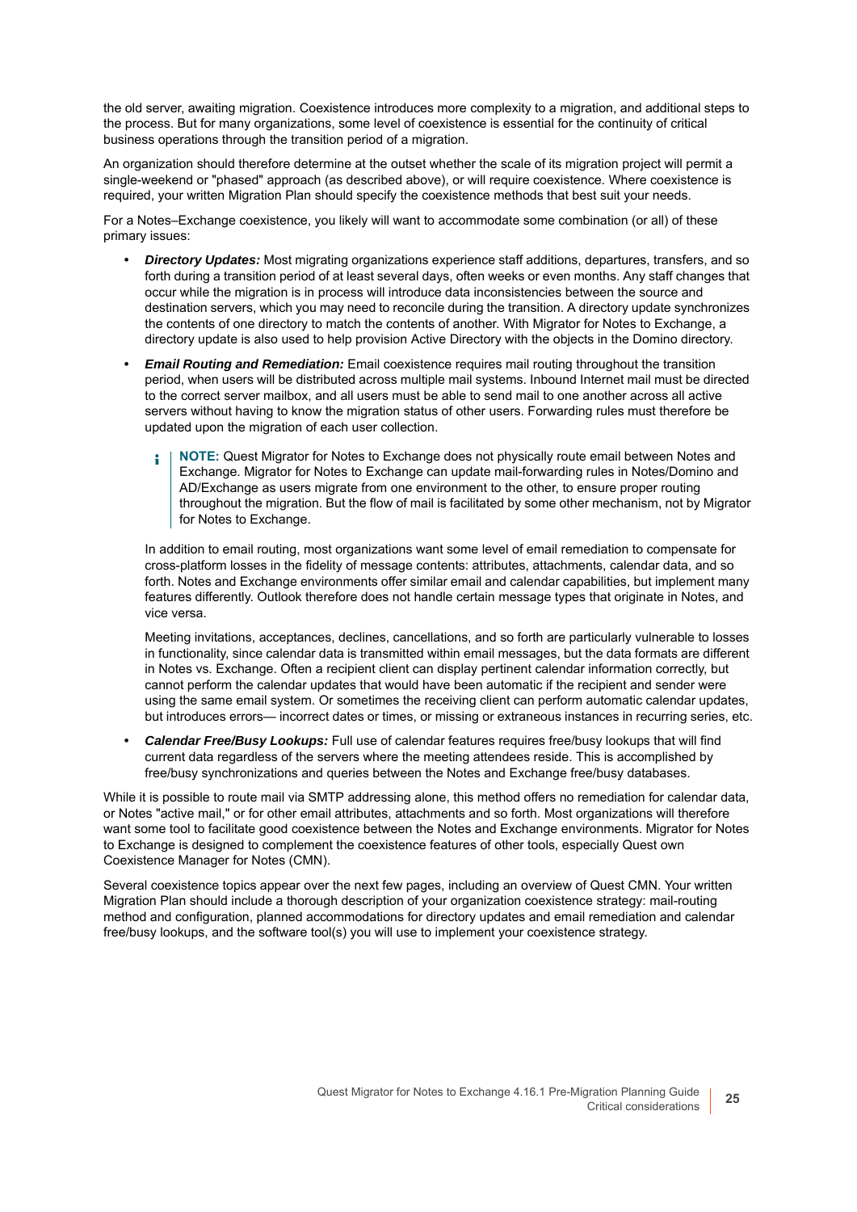the old server, awaiting migration. Coexistence introduces more complexity to a migration, and additional steps to the process. But for many organizations, some level of coexistence is essential for the continuity of critical business operations through the transition period of a migration.

An organization should therefore determine at the outset whether the scale of its migration project will permit a single-weekend or "phased" approach (as described above), or will require coexistence. Where coexistence is required, your written Migration Plan should specify the coexistence methods that best suit your needs.

For a Notes–Exchange coexistence, you likely will want to accommodate some combination (or all) of these primary issues:

- ***Directory Updates:*** Most migrating organizations experience staff additions, departures, transfers, and so forth during a transition period of at least several days, often weeks or even months. Any staff changes that occur while the migration is in process will introduce data inconsistencies between the source and destination servers, which you may need to reconcile during the transition. A directory update synchronizes the contents of one directory to match the contents of another. With Migrator for Notes to Exchange, a directory update is also used to help provision Active Directory with the objects in the Domino directory.
- ***Email Routing and Remediation:*** Email coexistence requires mail routing throughout the transition period, when users will be distributed across multiple mail systems. Inbound Internet mail must be directed to the correct server mailbox, and all users must be able to send mail to one another across all active servers without having to know the migration status of other users. Forwarding rules must therefore be updated upon the migration of each user collection.

  > **NOTE:** Quest Migrator for Notes to Exchange does not physically route email between Notes and Exchange. Migrator for Notes to Exchange can update mail-forwarding rules in Notes/Domino and AD/Exchange as users migrate from one environment to the other, to ensure proper routing throughout the migration. But the flow of mail is facilitated by some other mechanism, not by Migrator for Notes to Exchange.

  In addition to email routing, most organizations want some level of email remediation to compensate for cross-platform losses in the fidelity of message contents: attributes, attachments, calendar data, and so forth. Notes and Exchange environments offer similar email and calendar capabilities, but implement many features differently. Outlook therefore does not handle certain message types that originate in Notes, and vice versa.

  Meeting invitations, acceptances, declines, cancellations, and so forth are particularly vulnerable to losses in functionality, since calendar data is transmitted within email messages, but the data formats are different in Notes vs. Exchange. Often a recipient client can display pertinent calendar information correctly, but cannot perform the calendar updates that would have been automatic if the recipient and sender were using the same email system. Or sometimes the receiving client can perform automatic calendar updates, but introduces errors— incorrect dates or times, or missing or extraneous instances in recurring series, etc.
- ***Calendar Free/Busy Lookups:*** Full use of calendar features requires free/busy lookups that will find current data regardless of the servers where the meeting attendees reside. This is accomplished by free/busy synchronizations and queries between the Notes and Exchange free/busy databases.

While it is possible to route mail via SMTP addressing alone, this method offers no remediation for calendar data, or Notes "active mail," or for other email attributes, attachments and so forth. Most organizations will therefore want some tool to facilitate good coexistence between the Notes and Exchange environments. Migrator for Notes to Exchange is designed to complement the coexistence features of other tools, especially Quest own Coexistence Manager for Notes (CMN).

Several coexistence topics appear over the next few pages, including an overview of Quest CMN. Your written Migration Plan should include a thorough description of your organization coexistence strategy: mail-routing method and configuration, planned accommodations for directory updates and email remediation and calendar free/busy lookups, and the software tool(s) you will use to implement your coexistence strategy.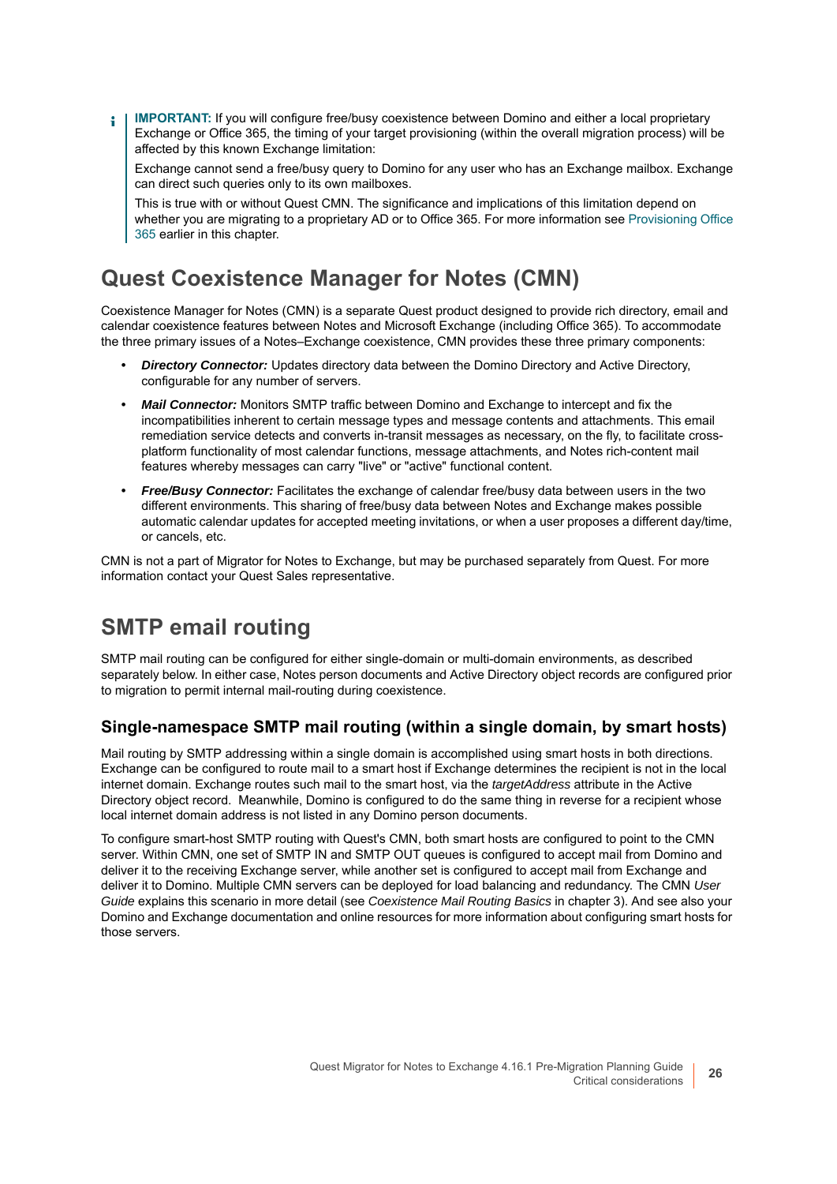**IMPORTANT:** If you will configure free/busy coexistence between Domino and either a local proprietary Exchange or Office 365, the timing of your target provisioning (within the overall migration process) will be affected by this known Exchange limitation:

Exchange cannot send a free/busy query to Domino for any user who has an Exchange mailbox. Exchange can direct such queries only to its own mailboxes.

This is true with or without Quest CMN. The significance and implications of this limitation depend on whether you are migrating to a proprietary AD or to Office 365. For more information see Provisioning Office 365 earlier in this chapter.

## Quest Coexistence Manager for Notes (CMN)

Coexistence Manager for Notes (CMN) is a separate Quest product designed to provide rich directory, email and calendar coexistence features between Notes and Microsoft Exchange (including Office 365). To accommodate the three primary issues of a Notes–Exchange coexistence, CMN provides these three primary components:

- ***Directory Connector:*** Updates directory data between the Domino Directory and Active Directory, configurable for any number of servers.
- ***Mail Connector:*** Monitors SMTP traffic between Domino and Exchange to intercept and fix the incompatibilities inherent to certain message types and message contents and attachments. This email remediation service detects and converts in-transit messages as necessary, on the fly, to facilitate cross-platform functionality of most calendar functions, message attachments, and Notes rich-content mail features whereby messages can carry "live" or "active" functional content.
- ***Free/Busy Connector:*** Facilitates the exchange of calendar free/busy data between users in the two different environments. This sharing of free/busy data between Notes and Exchange makes possible automatic calendar updates for accepted meeting invitations, or when a user proposes a different day/time, or cancels, etc.

CMN is not a part of Migrator for Notes to Exchange, but may be purchased separately from Quest. For more information contact your Quest Sales representative.

## SMTP email routing

SMTP mail routing can be configured for either single-domain or multi-domain environments, as described separately below. In either case, Notes person documents and Active Directory object records are configured prior to migration to permit internal mail-routing during coexistence.

### Single-namespace SMTP mail routing (within a single domain, by smart hosts)

Mail routing by SMTP addressing within a single domain is accomplished using smart hosts in both directions. Exchange can be configured to route mail to a smart host if Exchange determines the recipient is not in the local internet domain. Exchange routes such mail to the smart host, via the *targetAddress* attribute in the Active Directory object record. Meanwhile, Domino is configured to do the same thing in reverse for a recipient whose local internet domain address is not listed in any Domino person documents.

To configure smart-host SMTP routing with Quest's CMN, both smart hosts are configured to point to the CMN server. Within CMN, one set of SMTP IN and SMTP OUT queues is configured to accept mail from Domino and deliver it to the receiving Exchange server, while another set is configured to accept mail from Exchange and deliver it to Domino. Multiple CMN servers can be deployed for load balancing and redundancy. The CMN *User Guide* explains this scenario in more detail (see *Coexistence Mail Routing Basics* in chapter 3). And see also your Domino and Exchange documentation and online resources for more information about configuring smart hosts for those servers.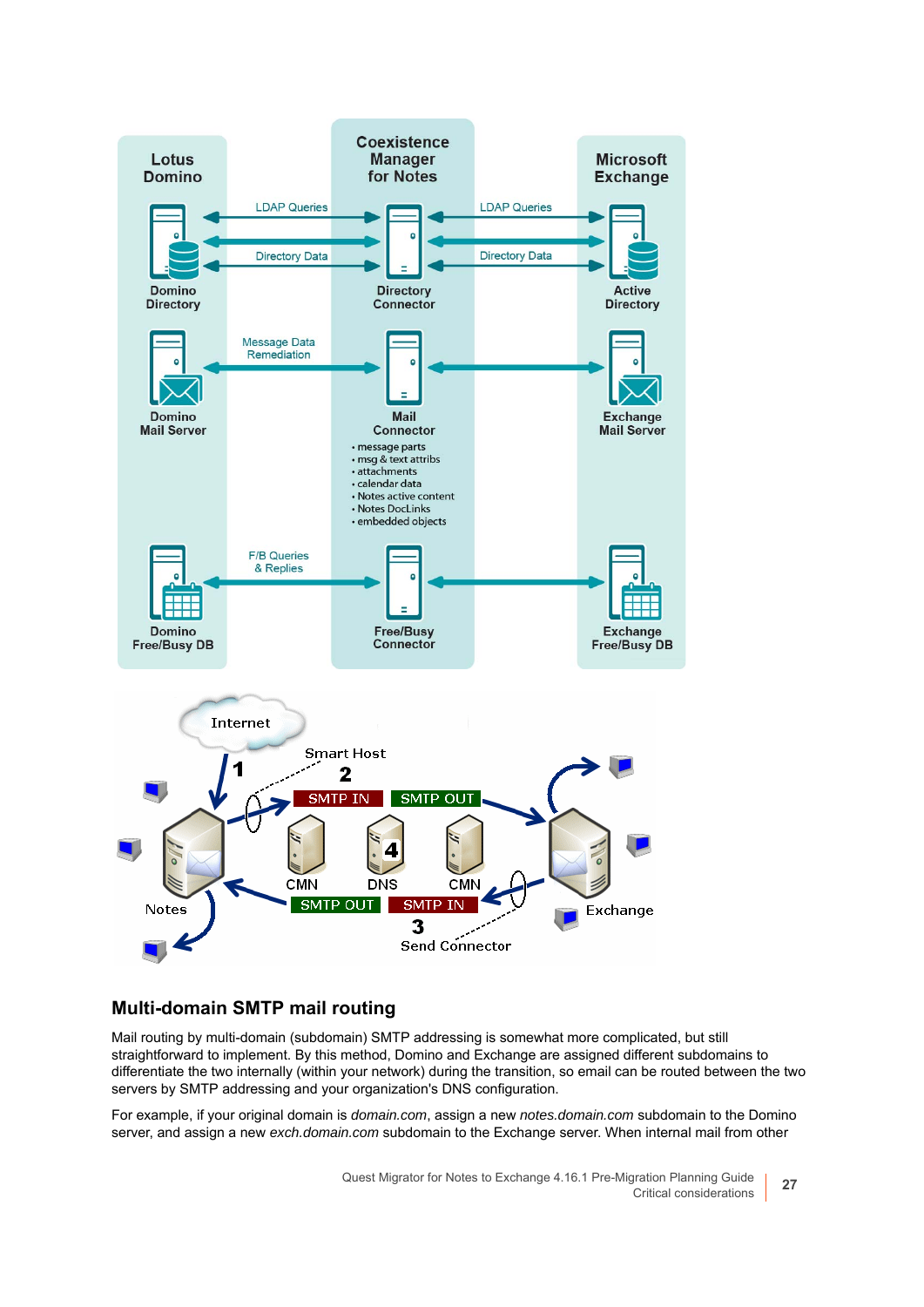Lotus Domino

Coexistence Manager for Notes

Microsoft Exchange

LDAP Queries

LDAP Queries

Directory Data

Directory Data

Domino Directory

Directory Connector

Active Directory

Message Data Remediation

Domino Mail Server

Mail Connector

- message parts
- msg & text attribs
- attachments
- calendar data
- Notes active content
- Notes DocLinks
- embedded objects

Exchange Mail Server

F/B Queries & Replies

Domino Free/Busy DB

Free/Busy Connector

Exchange Free/Busy DB

Internet

Smart Host

1

2

SMTP IN

SMTP OUT

4

CMN

DNS

CMN

Notes

SMTP OUT

SMTP IN

Exchange

3

Send Connector

## Multi-domain SMTP mail routing

Mail routing by multi-domain (subdomain) SMTP addressing is somewhat more complicated, but still straightforward to implement. By this method, Domino and Exchange are assigned different subdomains to differentiate the two internally (within your network) during the transition, so email can be routed between the two servers by SMTP addressing and your organization's DNS configuration.

For example, if your original domain is *domain.com*, assign a new *notes.domain.com* subdomain to the Domino server, and assign a new *exch.domain.com* subdomain to the Exchange server. When internal mail from other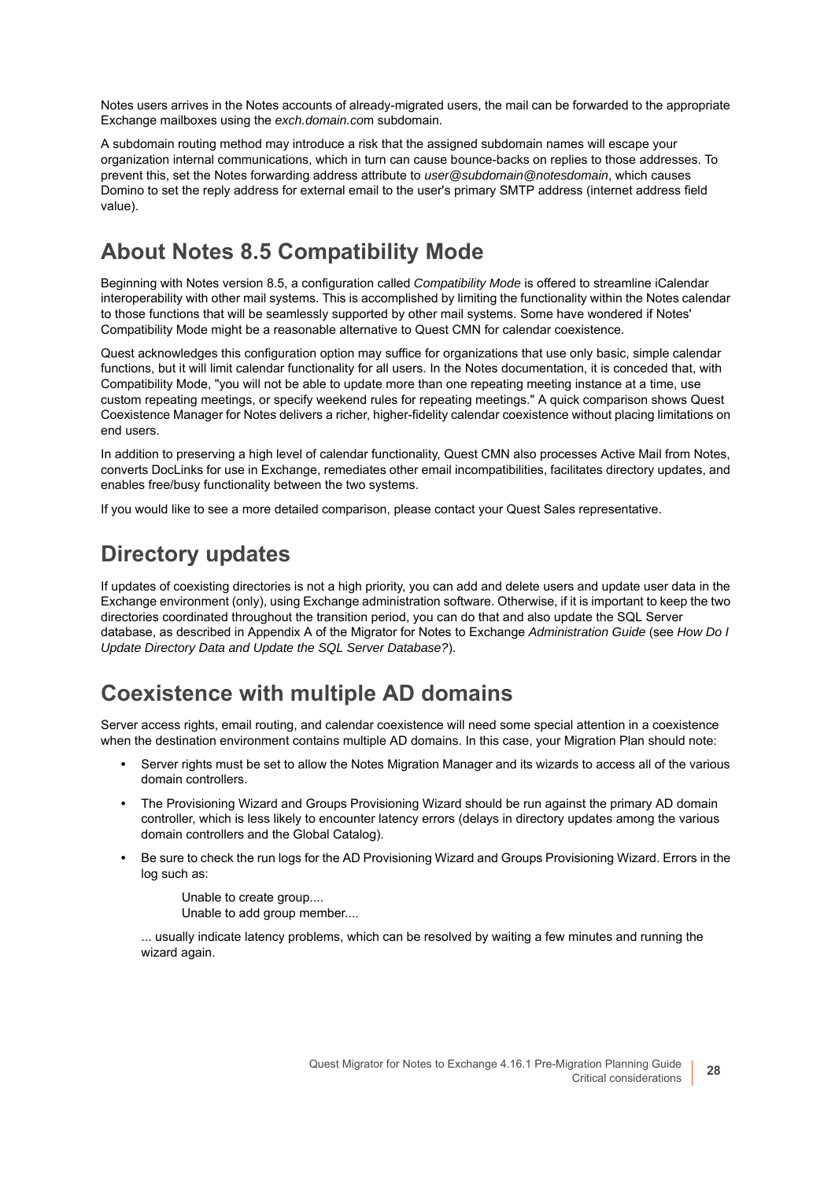Notes users arrives in the Notes accounts of already-migrated users, the mail can be forwarded to the appropriate Exchange mailboxes using the *exch.domain.co*m subdomain.

A subdomain routing method may introduce a risk that the assigned subdomain names will escape your organization internal communications, which in turn can cause bounce-backs on replies to those addresses. To prevent this, set the Notes forwarding address attribute to *user@subdomain@notesdomain*, which causes Domino to set the reply address for external email to the user's primary SMTP address (internet address field value).

## About Notes 8.5 Compatibility Mode

Beginning with Notes version 8.5, a configuration called *Compatibility Mode* is offered to streamline iCalendar interoperability with other mail systems. This is accomplished by limiting the functionality within the Notes calendar to those functions that will be seamlessly supported by other mail systems. Some have wondered if Notes' Compatibility Mode might be a reasonable alternative to Quest CMN for calendar coexistence.

Quest acknowledges this configuration option may suffice for organizations that use only basic, simple calendar functions, but it will limit calendar functionality for all users. In the Notes documentation, it is conceded that, with Compatibility Mode, "you will not be able to update more than one repeating meeting instance at a time, use custom repeating meetings, or specify weekend rules for repeating meetings." A quick comparison shows Quest Coexistence Manager for Notes delivers a richer, higher-fidelity calendar coexistence without placing limitations on end users.

In addition to preserving a high level of calendar functionality, Quest CMN also processes Active Mail from Notes, converts DocLinks for use in Exchange, remediates other email incompatibilities, facilitates directory updates, and enables free/busy functionality between the two systems.

If you would like to see a more detailed comparison, please contact your Quest Sales representative.

## Directory updates

If updates of coexisting directories is not a high priority, you can add and delete users and update user data in the Exchange environment (only), using Exchange administration software. Otherwise, if it is important to keep the two directories coordinated throughout the transition period, you can do that and also update the SQL Server database, as described in Appendix A of the Migrator for Notes to Exchange *Administration Guide* (see *How Do I Update Directory Data and Update the SQL Server Database?*).

## Coexistence with multiple AD domains

Server access rights, email routing, and calendar coexistence will need some special attention in a coexistence when the destination environment contains multiple AD domains. In this case, your Migration Plan should note:

- Server rights must be set to allow the Notes Migration Manager and its wizards to access all of the various domain controllers.
- The Provisioning Wizard and Groups Provisioning Wizard should be run against the primary AD domain controller, which is less likely to encounter latency errors (delays in directory updates among the various domain controllers and the Global Catalog).
- Be sure to check the run logs for the AD Provisioning Wizard and Groups Provisioning Wizard. Errors in the log such as:

  ```
  Unable to create group....
  Unable to add group member....
  ```

  ... usually indicate latency problems, which can be resolved by waiting a few minutes and running the wizard again.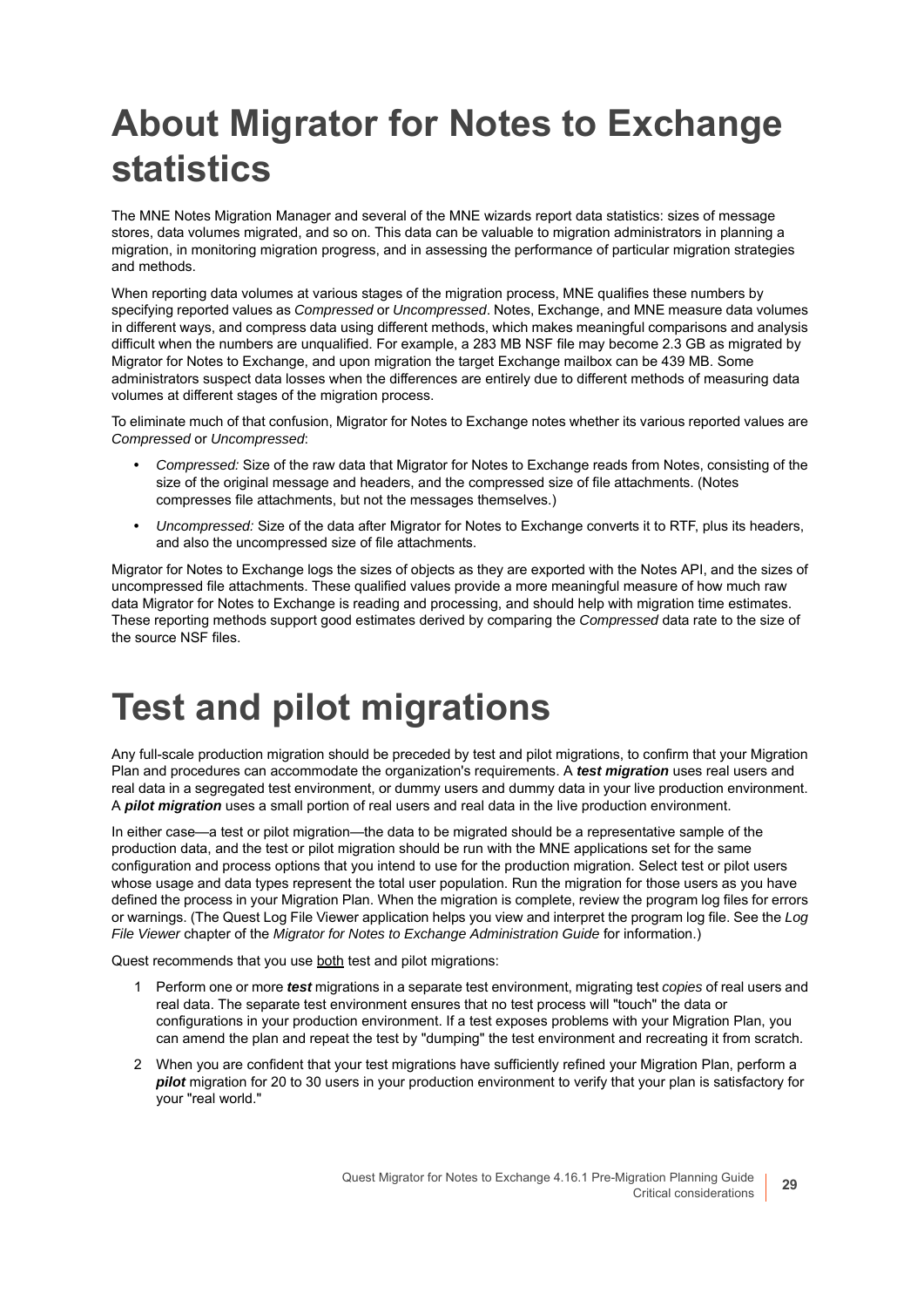# About Migrator for Notes to Exchange statistics

The MNE Notes Migration Manager and several of the MNE wizards report data statistics: sizes of message stores, data volumes migrated, and so on. This data can be valuable to migration administrators in planning a migration, in monitoring migration progress, and in assessing the performance of particular migration strategies and methods.

When reporting data volumes at various stages of the migration process, MNE qualifies these numbers by specifying reported values as *Compressed* or *Uncompressed*. Notes, Exchange, and MNE measure data volumes in different ways, and compress data using different methods, which makes meaningful comparisons and analysis difficult when the numbers are unqualified. For example, a 283 MB NSF file may become 2.3 GB as migrated by Migrator for Notes to Exchange, and upon migration the target Exchange mailbox can be 439 MB. Some administrators suspect data losses when the differences are entirely due to different methods of measuring data volumes at different stages of the migration process.

To eliminate much of that confusion, Migrator for Notes to Exchange notes whether its various reported values are *Compressed* or *Uncompressed*:

- *Compressed:* Size of the raw data that Migrator for Notes to Exchange reads from Notes, consisting of the size of the original message and headers, and the compressed size of file attachments. (Notes compresses file attachments, but not the messages themselves.)
- *Uncompressed:* Size of the data after Migrator for Notes to Exchange converts it to RTF, plus its headers, and also the uncompressed size of file attachments.

Migrator for Notes to Exchange logs the sizes of objects as they are exported with the Notes API, and the sizes of uncompressed file attachments. These qualified values provide a more meaningful measure of how much raw data Migrator for Notes to Exchange is reading and processing, and should help with migration time estimates. These reporting methods support good estimates derived by comparing the *Compressed* data rate to the size of the source NSF files.

# Test and pilot migrations

Any full-scale production migration should be preceded by test and pilot migrations, to confirm that your Migration Plan and procedures can accommodate the organization's requirements. A ***test migration*** uses real users and real data in a segregated test environment, or dummy users and dummy data in your live production environment. A ***pilot migration*** uses a small portion of real users and real data in the live production environment.

In either case—a test or pilot migration—the data to be migrated should be a representative sample of the production data, and the test or pilot migration should be run with the MNE applications set for the same configuration and process options that you intend to use for the production migration. Select test or pilot users whose usage and data types represent the total user population. Run the migration for those users as you have defined the process in your Migration Plan. When the migration is complete, review the program log files for errors or warnings. (The Quest Log File Viewer application helps you view and interpret the program log file. See the *Log File Viewer* chapter of the *Migrator for Notes to Exchange Administration Guide* for information.)

Quest recommends that you use both test and pilot migrations:

1. Perform one or more ***test*** migrations in a separate test environment, migrating test *copies* of real users and real data. The separate test environment ensures that no test process will "touch" the data or configurations in your production environment. If a test exposes problems with your Migration Plan, you can amend the plan and repeat the test by "dumping" the test environment and recreating it from scratch.
2. When you are confident that your test migrations have sufficiently refined your Migration Plan, perform a ***pilot*** migration for 20 to 30 users in your production environment to verify that your plan is satisfactory for your "real world."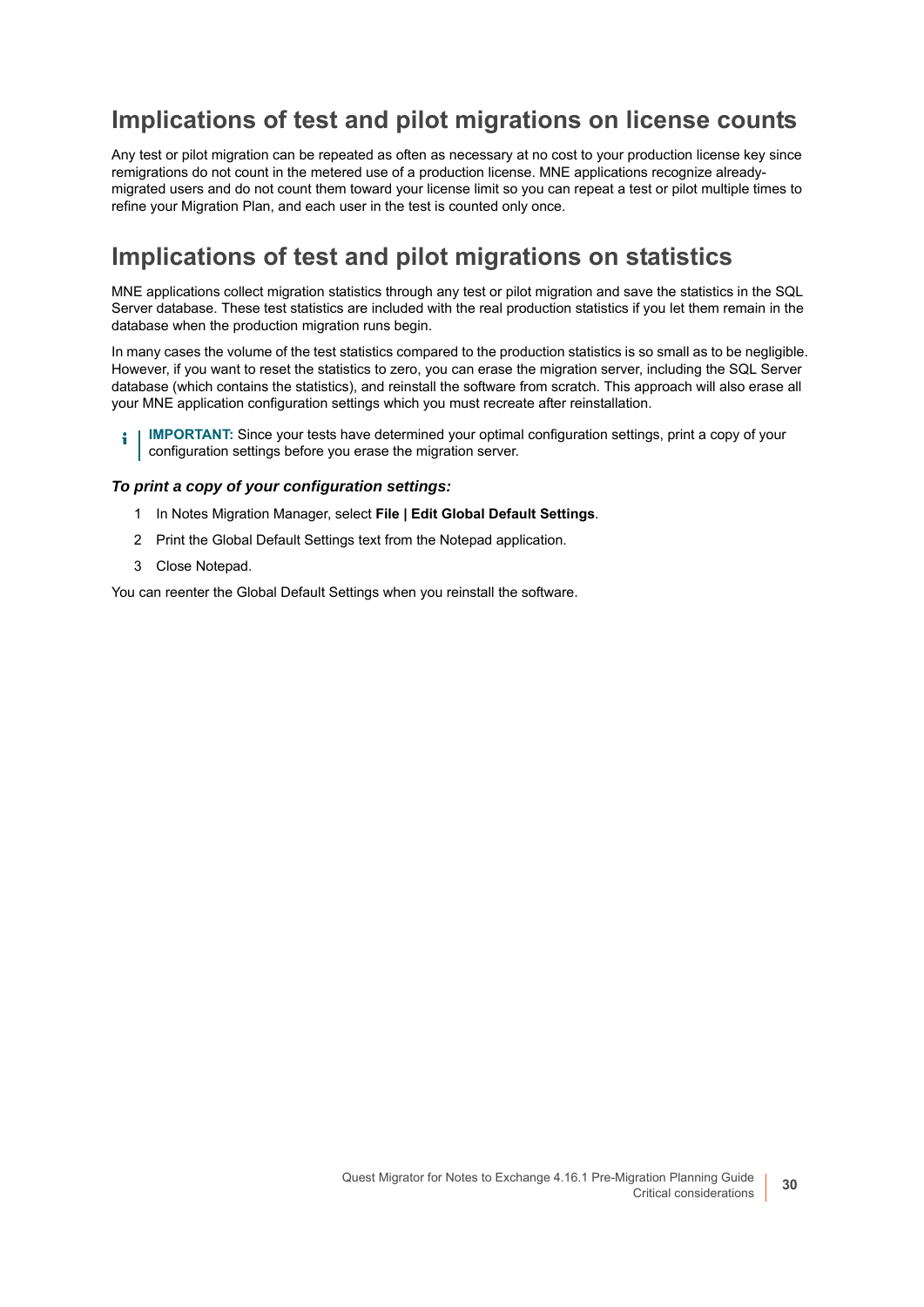## Implications of test and pilot migrations on license counts

Any test or pilot migration can be repeated as often as necessary at no cost to your production license key since remigrations do not count in the metered use of a production license. MNE applications recognize already-migrated users and do not count them toward your license limit so you can repeat a test or pilot multiple times to refine your Migration Plan, and each user in the test is counted only once.

## Implications of test and pilot migrations on statistics

MNE applications collect migration statistics through any test or pilot migration and save the statistics in the SQL Server database. These test statistics are included with the real production statistics if you let them remain in the database when the production migration runs begin.

In many cases the volume of the test statistics compared to the production statistics is so small as to be negligible. However, if you want to reset the statistics to zero, you can erase the migration server, including the SQL Server database (which contains the statistics), and reinstall the software from scratch. This approach will also erase all your MNE application configuration settings which you must recreate after reinstallation.

> **IMPORTANT:** Since your tests have determined your optimal configuration settings, print a copy of your configuration settings before you erase the migration server.

***To print a copy of your configuration settings:***

1. In Notes Migration Manager, select **File | Edit Global Default Settings**.
2. Print the Global Default Settings text from the Notepad application.
3. Close Notepad.

You can reenter the Global Default Settings when you reinstall the software.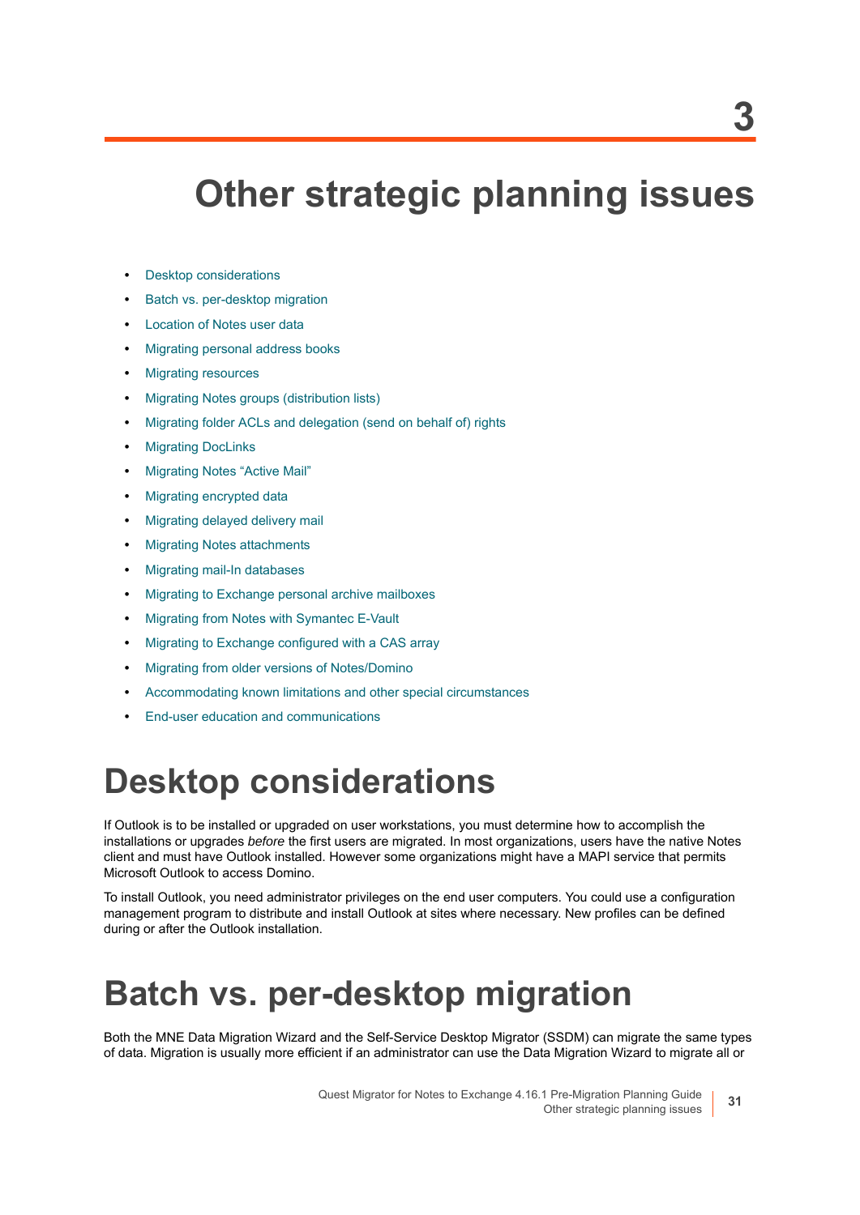# 3

# Other strategic planning issues

- Desktop considerations
- Batch vs. per-desktop migration
- Location of Notes user data
- Migrating personal address books
- Migrating resources
- Migrating Notes groups (distribution lists)
- Migrating folder ACLs and delegation (send on behalf of) rights
- Migrating DocLinks
- Migrating Notes “Active Mail”
- Migrating encrypted data
- Migrating delayed delivery mail
- Migrating Notes attachments
- Migrating mail-In databases
- Migrating to Exchange personal archive mailboxes
- Migrating from Notes with Symantec E-Vault
- Migrating to Exchange configured with a CAS array
- Migrating from older versions of Notes/Domino
- Accommodating known limitations and other special circumstances
- End-user education and communications

## Desktop considerations

If Outlook is to be installed or upgraded on user workstations, you must determine how to accomplish the installations or upgrades *before* the first users are migrated. In most organizations, users have the native Notes client and must have Outlook installed. However some organizations might have a MAPI service that permits Microsoft Outlook to access Domino.

To install Outlook, you need administrator privileges on the end user computers. You could use a configuration management program to distribute and install Outlook at sites where necessary. New profiles can be defined during or after the Outlook installation.

## Batch vs. per-desktop migration

Both the MNE Data Migration Wizard and the Self-Service Desktop Migrator (SSDM) can migrate the same types of data. Migration is usually more efficient if an administrator can use the Data Migration Wizard to migrate all or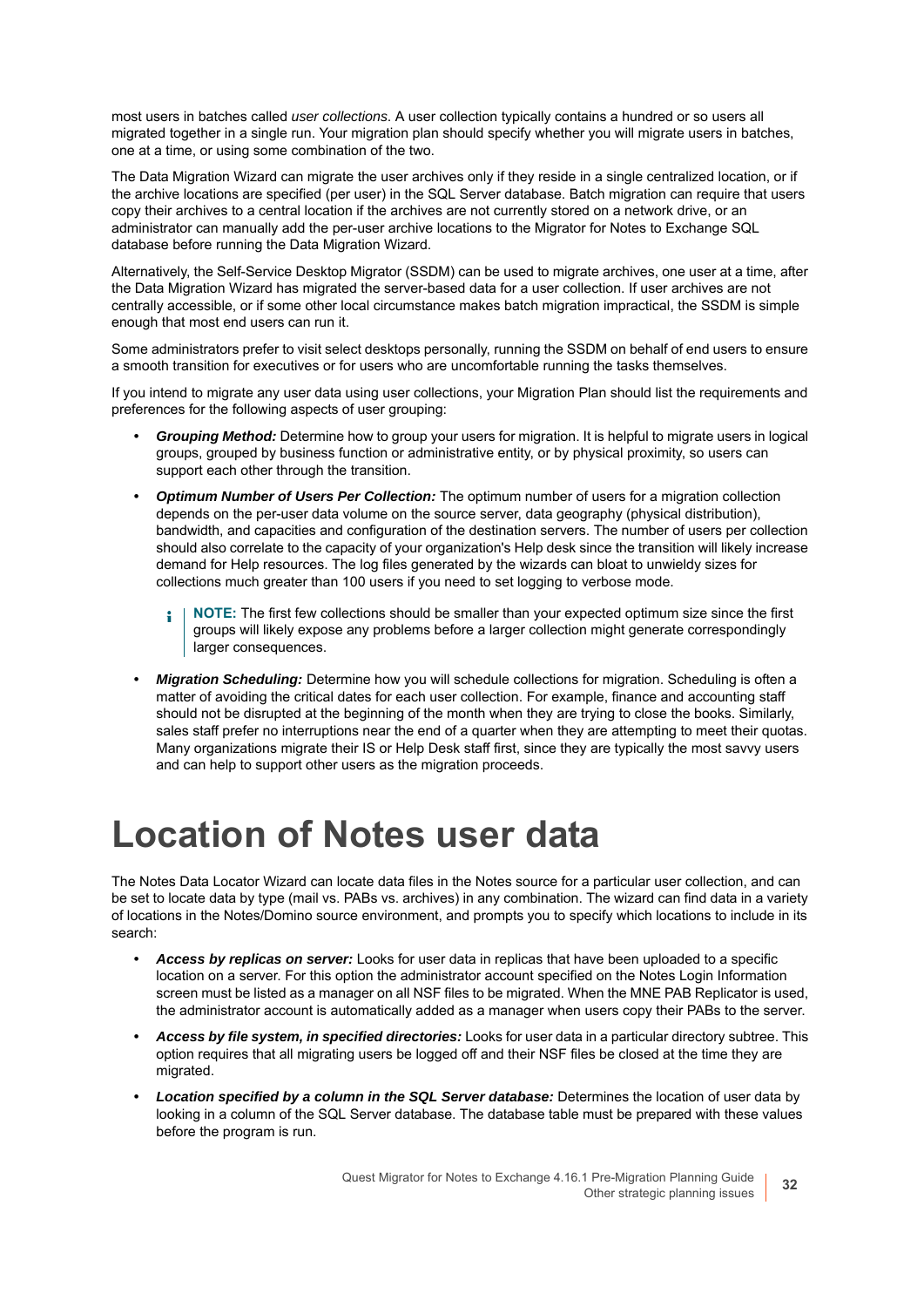most users in batches called *user collections*. A user collection typically contains a hundred or so users all migrated together in a single run. Your migration plan should specify whether you will migrate users in batches, one at a time, or using some combination of the two.

The Data Migration Wizard can migrate the user archives only if they reside in a single centralized location, or if the archive locations are specified (per user) in the SQL Server database. Batch migration can require that users copy their archives to a central location if the archives are not currently stored on a network drive, or an administrator can manually add the per-user archive locations to the Migrator for Notes to Exchange SQL database before running the Data Migration Wizard.

Alternatively, the Self-Service Desktop Migrator (SSDM) can be used to migrate archives, one user at a time, after the Data Migration Wizard has migrated the server-based data for a user collection. If user archives are not centrally accessible, or if some other local circumstance makes batch migration impractical, the SSDM is simple enough that most end users can run it.

Some administrators prefer to visit select desktops personally, running the SSDM on behalf of end users to ensure a smooth transition for executives or for users who are uncomfortable running the tasks themselves.

If you intend to migrate any user data using user collections, your Migration Plan should list the requirements and preferences for the following aspects of user grouping:

- ***Grouping Method:*** Determine how to group your users for migration. It is helpful to migrate users in logical groups, grouped by business function or administrative entity, or by physical proximity, so users can support each other through the transition.
- ***Optimum Number of Users Per Collection:*** The optimum number of users for a migration collection depends on the per-user data volume on the source server, data geography (physical distribution), bandwidth, and capacities and configuration of the destination servers. The number of users per collection should also correlate to the capacity of your organization's Help desk since the transition will likely increase demand for Help resources. The log files generated by the wizards can bloat to unwieldy sizes for collections much greater than 100 users if you need to set logging to verbose mode.

  > **NOTE:** The first few collections should be smaller than your expected optimum size since the first groups will likely expose any problems before a larger collection might generate correspondingly larger consequences.

- ***Migration Scheduling:*** Determine how you will schedule collections for migration. Scheduling is often a matter of avoiding the critical dates for each user collection. For example, finance and accounting staff should not be disrupted at the beginning of the month when they are trying to close the books. Similarly, sales staff prefer no interruptions near the end of a quarter when they are attempting to meet their quotas. Many organizations migrate their IS or Help Desk staff first, since they are typically the most savvy users and can help to support other users as the migration proceeds.

# Location of Notes user data

The Notes Data Locator Wizard can locate data files in the Notes source for a particular user collection, and can be set to locate data by type (mail vs. PABs vs. archives) in any combination. The wizard can find data in a variety of locations in the Notes/Domino source environment, and prompts you to specify which locations to include in its search:

- ***Access by replicas on server:*** Looks for user data in replicas that have been uploaded to a specific location on a server. For this option the administrator account specified on the Notes Login Information screen must be listed as a manager on all NSF files to be migrated. When the MNE PAB Replicator is used, the administrator account is automatically added as a manager when users copy their PABs to the server.
- ***Access by file system, in specified directories:*** Looks for user data in a particular directory subtree. This option requires that all migrating users be logged off and their NSF files be closed at the time they are migrated.
- ***Location specified by a column in the SQL Server database:*** Determines the location of user data by looking in a column of the SQL Server database. The database table must be prepared with these values before the program is run.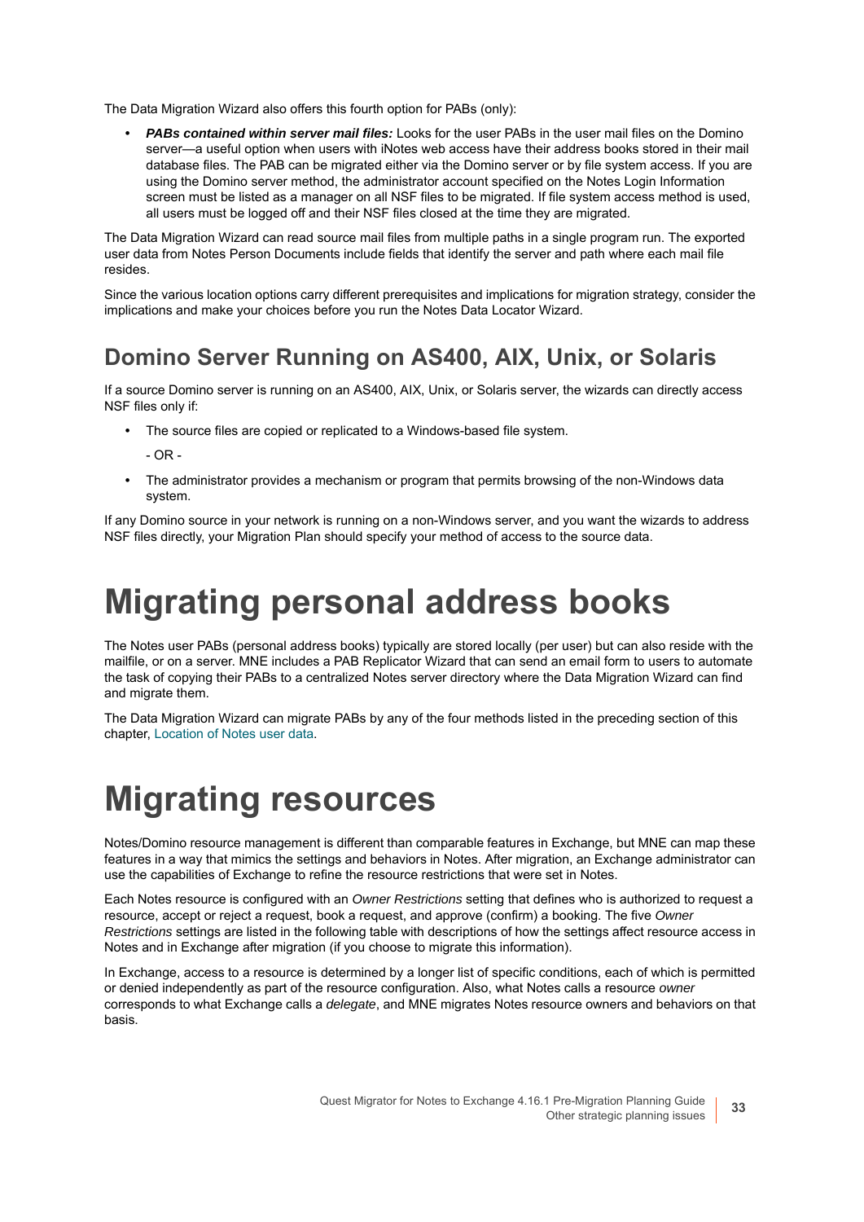The Data Migration Wizard also offers this fourth option for PABs (only):

- ***PABs contained within server mail files:*** Looks for the user PABs in the user mail files on the Domino server—a useful option when users with iNotes web access have their address books stored in their mail database files. The PAB can be migrated either via the Domino server or by file system access. If you are using the Domino server method, the administrator account specified on the Notes Login Information screen must be listed as a manager on all NSF files to be migrated. If file system access method is used, all users must be logged off and their NSF files closed at the time they are migrated.

The Data Migration Wizard can read source mail files from multiple paths in a single program run. The exported user data from Notes Person Documents include fields that identify the server and path where each mail file resides.

Since the various location options carry different prerequisites and implications for migration strategy, consider the implications and make your choices before you run the Notes Data Locator Wizard.

## Domino Server Running on AS400, AIX, Unix, or Solaris

If a source Domino server is running on an AS400, AIX, Unix, or Solaris server, the wizards can directly access NSF files only if:

- The source files are copied or replicated to a Windows-based file system.

  - OR -

- The administrator provides a mechanism or program that permits browsing of the non-Windows data system.

If any Domino source in your network is running on a non-Windows server, and you want the wizards to address NSF files directly, your Migration Plan should specify your method of access to the source data.

# Migrating personal address books

The Notes user PABs (personal address books) typically are stored locally (per user) but can also reside with the mailfile, or on a server. MNE includes a PAB Replicator Wizard that can send an email form to users to automate the task of copying their PABs to a centralized Notes server directory where the Data Migration Wizard can find and migrate them.

The Data Migration Wizard can migrate PABs by any of the four methods listed in the preceding section of this chapter, Location of Notes user data.

# Migrating resources

Notes/Domino resource management is different than comparable features in Exchange, but MNE can map these features in a way that mimics the settings and behaviors in Notes. After migration, an Exchange administrator can use the capabilities of Exchange to refine the resource restrictions that were set in Notes.

Each Notes resource is configured with an *Owner Restrictions* setting that defines who is authorized to request a resource, accept or reject a request, book a request, and approve (confirm) a booking. The five *Owner Restrictions* settings are listed in the following table with descriptions of how the settings affect resource access in Notes and in Exchange after migration (if you choose to migrate this information).

In Exchange, access to a resource is determined by a longer list of specific conditions, each of which is permitted or denied independently as part of the resource configuration. Also, what Notes calls a resource *owner* corresponds to what Exchange calls a *delegate*, and MNE migrates Notes resource owners and behaviors on that basis.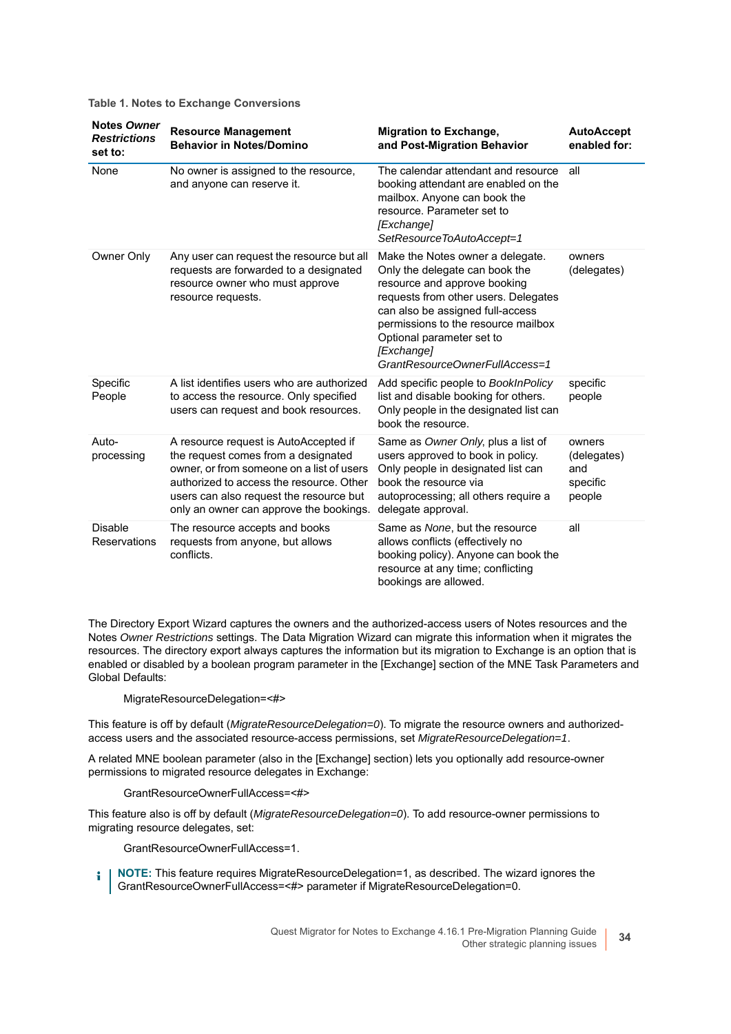**Table 1. Notes to Exchange Conversions**

| Notes *Owner Restrictions* set to: | Resource Management Behavior in Notes/Domino | Migration to Exchange, and Post-Migration Behavior | AutoAccept enabled for: |
|---|---|---|---|
| None | No owner is assigned to the resource, and anyone can reserve it. | The calendar attendant and resource booking attendant are enabled on the mailbox. Anyone can book the resource. Parameter set to *[Exchange] SetResourceToAutoAccept=1* | all |
| Owner Only | Any user can request the resource but all requests are forwarded to a designated resource owner who must approve resource requests. | Make the Notes owner a delegate. Only the delegate can book the resource and approve booking requests from other users. Delegates can also be assigned full-access permissions to the resource mailbox Optional parameter set to *[Exchange] GrantResourceOwnerFullAccess=1* | owners (delegates) |
| Specific People | A list identifies users who are authorized to access the resource. Only specified users can request and book resources. | Add specific people to *BookInPolicy* list and disable booking for others. Only people in the designated list can book the resource. | specific people |
| Auto-processing | A resource request is AutoAccepted if the request comes from a designated owner, or from someone on a list of users authorized to access the resource. Other users can also request the resource but only an owner can approve the bookings. | Same as *Owner Only*, plus a list of users approved to book in policy. Only people in designated list can book the resource via autoprocessing; all others require a delegate approval. | owners (delegates) and specific people |
| Disable Reservations | The resource accepts and books requests from anyone, but allows conflicts. | Same as *None*, but the resource allows conflicts (effectively no booking policy). Anyone can book the resource at any time; conflicting bookings are allowed. | all |

The Directory Export Wizard captures the owners and the authorized-access users of Notes resources and the Notes *Owner Restrictions* settings. The Data Migration Wizard can migrate this information when it migrates the resources. The directory export always captures the information but its migration to Exchange is an option that is enabled or disabled by a boolean program parameter in the [Exchange] section of the MNE Task Parameters and Global Defaults:

MigrateResourceDelegation=<#>

This feature is off by default (*MigrateResourceDelegation=0*). To migrate the resource owners and authorized-access users and the associated resource-access permissions, set *MigrateResourceDelegation=1*.

A related MNE boolean parameter (also in the [Exchange] section) lets you optionally add resource-owner permissions to migrated resource delegates in Exchange:

GrantResourceOwnerFullAccess=<#>

This feature also is off by default (*MigrateResourceDelegation=0*). To add resource-owner permissions to migrating resource delegates, set:

GrantResourceOwnerFullAccess=1.

**NOTE:** This feature requires MigrateResourceDelegation=1, as described. The wizard ignores the GrantResourceOwnerFullAccess=<#> parameter if MigrateResourceDelegation=0.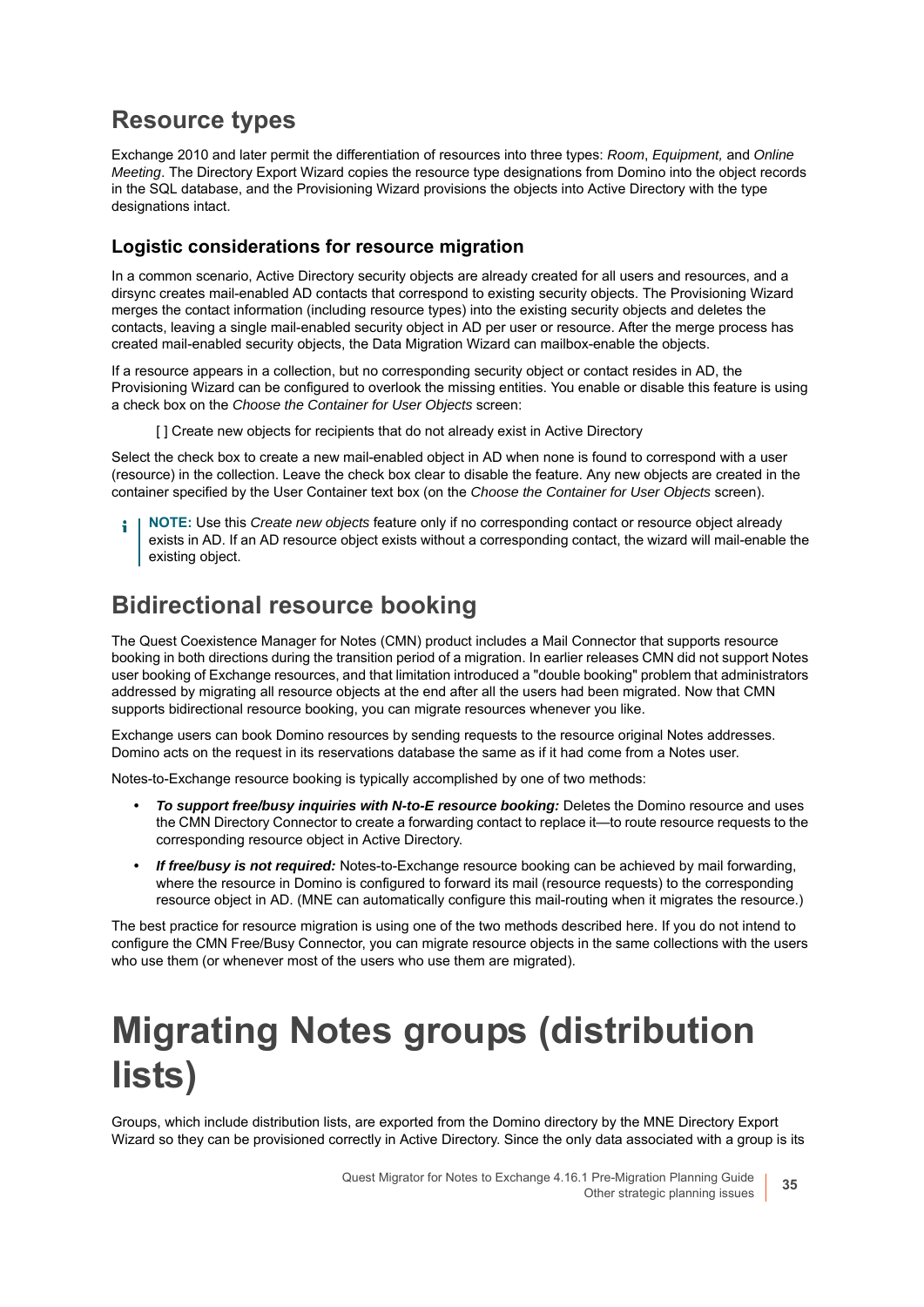## Resource types

Exchange 2010 and later permit the differentiation of resources into three types: *Room*, *Equipment,* and *Online Meeting*. The Directory Export Wizard copies the resource type designations from Domino into the object records in the SQL database, and the Provisioning Wizard provisions the objects into Active Directory with the type designations intact.

### Logistic considerations for resource migration

In a common scenario, Active Directory security objects are already created for all users and resources, and a dirsync creates mail-enabled AD contacts that correspond to existing security objects. The Provisioning Wizard merges the contact information (including resource types) into the existing security objects and deletes the contacts, leaving a single mail-enabled security object in AD per user or resource. After the merge process has created mail-enabled security objects, the Data Migration Wizard can mailbox-enable the objects.

If a resource appears in a collection, but no corresponding security object or contact resides in AD, the Provisioning Wizard can be configured to overlook the missing entities. You enable or disable this feature is using a check box on the *Choose the Container for User Objects* screen:

> [ ] Create new objects for recipients that do not already exist in Active Directory

Select the check box to create a new mail-enabled object in AD when none is found to correspond with a user (resource) in the collection. Leave the check box clear to disable the feature. Any new objects are created in the container specified by the User Container text box (on the *Choose the Container for User Objects* screen).

> **NOTE:** Use this *Create new objects* feature only if no corresponding contact or resource object already exists in AD. If an AD resource object exists without a corresponding contact, the wizard will mail-enable the existing object.

## Bidirectional resource booking

The Quest Coexistence Manager for Notes (CMN) product includes a Mail Connector that supports resource booking in both directions during the transition period of a migration. In earlier releases CMN did not support Notes user booking of Exchange resources, and that limitation introduced a "double booking" problem that administrators addressed by migrating all resource objects at the end after all the users had been migrated. Now that CMN supports bidirectional resource booking, you can migrate resources whenever you like.

Exchange users can book Domino resources by sending requests to the resource original Notes addresses. Domino acts on the request in its reservations database the same as if it had come from a Notes user.

Notes-to-Exchange resource booking is typically accomplished by one of two methods:

- ***To support free/busy inquiries with N-to-E resource booking:*** Deletes the Domino resource and uses the CMN Directory Connector to create a forwarding contact to replace it—to route resource requests to the corresponding resource object in Active Directory.
- ***If free/busy is not required:*** Notes-to-Exchange resource booking can be achieved by mail forwarding, where the resource in Domino is configured to forward its mail (resource requests) to the corresponding resource object in AD. (MNE can automatically configure this mail-routing when it migrates the resource.)

The best practice for resource migration is using one of the two methods described here. If you do not intend to configure the CMN Free/Busy Connector, you can migrate resource objects in the same collections with the users who use them (or whenever most of the users who use them are migrated).

# Migrating Notes groups (distribution lists)

Groups, which include distribution lists, are exported from the Domino directory by the MNE Directory Export Wizard so they can be provisioned correctly in Active Directory. Since the only data associated with a group is its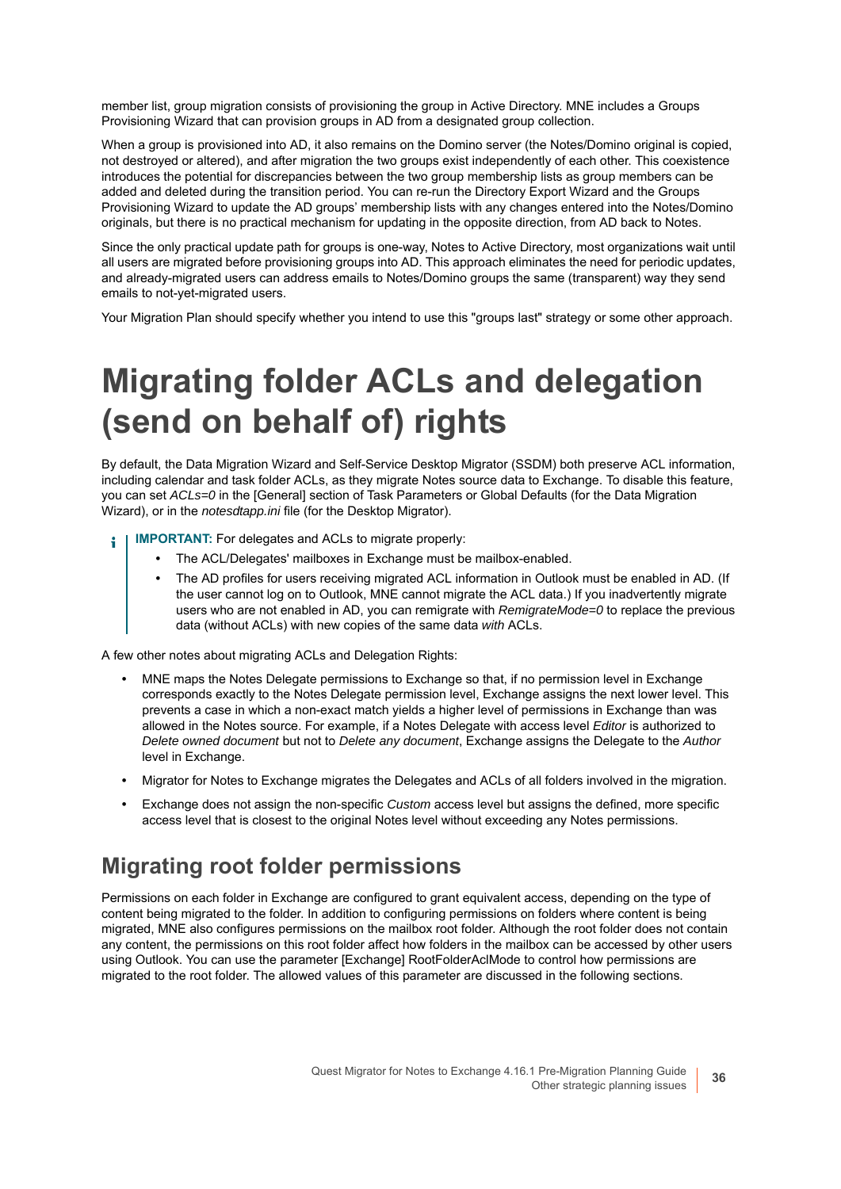member list, group migration consists of provisioning the group in Active Directory. MNE includes a Groups Provisioning Wizard that can provision groups in AD from a designated group collection.

When a group is provisioned into AD, it also remains on the Domino server (the Notes/Domino original is copied, not destroyed or altered), and after migration the two groups exist independently of each other. This coexistence introduces the potential for discrepancies between the two group membership lists as group members can be added and deleted during the transition period. You can re-run the Directory Export Wizard and the Groups Provisioning Wizard to update the AD groups' membership lists with any changes entered into the Notes/Domino originals, but there is no practical mechanism for updating in the opposite direction, from AD back to Notes.

Since the only practical update path for groups is one-way, Notes to Active Directory, most organizations wait until all users are migrated before provisioning groups into AD. This approach eliminates the need for periodic updates, and already-migrated users can address emails to Notes/Domino groups the same (transparent) way they send emails to not-yet-migrated users.

Your Migration Plan should specify whether you intend to use this "groups last" strategy or some other approach.

# Migrating folder ACLs and delegation (send on behalf of) rights

By default, the Data Migration Wizard and Self-Service Desktop Migrator (SSDM) both preserve ACL information, including calendar and task folder ACLs, as they migrate Notes source data to Exchange. To disable this feature, you can set *ACLs=0* in the [General] section of Task Parameters or Global Defaults (for the Data Migration Wizard), or in the *notesdtapp.ini* file (for the Desktop Migrator).

> **IMPORTANT:** For delegates and ACLs to migrate properly:
>
> - The ACL/Delegates' mailboxes in Exchange must be mailbox-enabled.
> - The AD profiles for users receiving migrated ACL information in Outlook must be enabled in AD. (If the user cannot log on to Outlook, MNE cannot migrate the ACL data.) If you inadvertently migrate users who are not enabled in AD, you can remigrate with *RemigrateMode=0* to replace the previous data (without ACLs) with new copies of the same data *with* ACLs.

A few other notes about migrating ACLs and Delegation Rights:

- MNE maps the Notes Delegate permissions to Exchange so that, if no permission level in Exchange corresponds exactly to the Notes Delegate permission level, Exchange assigns the next lower level. This prevents a case in which a non-exact match yields a higher level of permissions in Exchange than was allowed in the Notes source. For example, if a Notes Delegate with access level *Editor* is authorized to *Delete owned document* but not to *Delete any document*, Exchange assigns the Delegate to the *Author* level in Exchange.
- Migrator for Notes to Exchange migrates the Delegates and ACLs of all folders involved in the migration.
- Exchange does not assign the non-specific *Custom* access level but assigns the defined, more specific access level that is closest to the original Notes level without exceeding any Notes permissions.

## Migrating root folder permissions

Permissions on each folder in Exchange are configured to grant equivalent access, depending on the type of content being migrated to the folder. In addition to configuring permissions on folders where content is being migrated, MNE also configures permissions on the mailbox root folder. Although the root folder does not contain any content, the permissions on this root folder affect how folders in the mailbox can be accessed by other users using Outlook. You can use the parameter [Exchange] RootFolderAclMode to control how permissions are migrated to the root folder. The allowed values of this parameter are discussed in the following sections.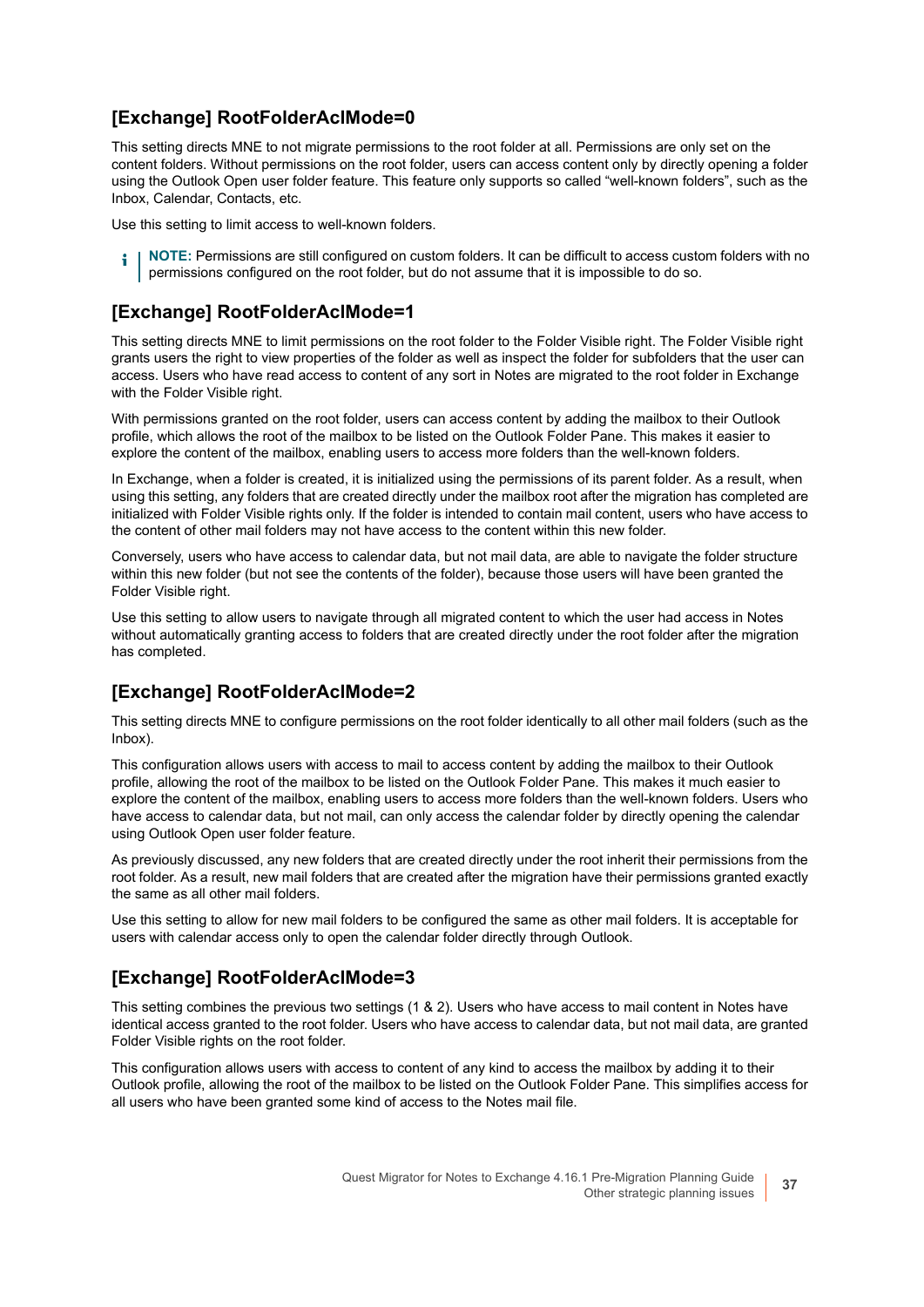### [Exchange] RootFolderAclMode=0

This setting directs MNE to not migrate permissions to the root folder at all. Permissions are only set on the content folders. Without permissions on the root folder, users can access content only by directly opening a folder using the Outlook Open user folder feature. This feature only supports so called “well-known folders”, such as the Inbox, Calendar, Contacts, etc.

Use this setting to limit access to well-known folders.

> **NOTE:** Permissions are still configured on custom folders. It can be difficult to access custom folders with no permissions configured on the root folder, but do not assume that it is impossible to do so.

### [Exchange] RootFolderAclMode=1

This setting directs MNE to limit permissions on the root folder to the Folder Visible right. The Folder Visible right grants users the right to view properties of the folder as well as inspect the folder for subfolders that the user can access. Users who have read access to content of any sort in Notes are migrated to the root folder in Exchange with the Folder Visible right.

With permissions granted on the root folder, users can access content by adding the mailbox to their Outlook profile, which allows the root of the mailbox to be listed on the Outlook Folder Pane. This makes it easier to explore the content of the mailbox, enabling users to access more folders than the well-known folders.

In Exchange, when a folder is created, it is initialized using the permissions of its parent folder. As a result, when using this setting, any folders that are created directly under the mailbox root after the migration has completed are initialized with Folder Visible rights only. If the folder is intended to contain mail content, users who have access to the content of other mail folders may not have access to the content within this new folder.

Conversely, users who have access to calendar data, but not mail data, are able to navigate the folder structure within this new folder (but not see the contents of the folder), because those users will have been granted the Folder Visible right.

Use this setting to allow users to navigate through all migrated content to which the user had access in Notes without automatically granting access to folders that are created directly under the root folder after the migration has completed.

### [Exchange] RootFolderAclMode=2

This setting directs MNE to configure permissions on the root folder identically to all other mail folders (such as the Inbox).

This configuration allows users with access to mail to access content by adding the mailbox to their Outlook profile, allowing the root of the mailbox to be listed on the Outlook Folder Pane. This makes it much easier to explore the content of the mailbox, enabling users to access more folders than the well-known folders. Users who have access to calendar data, but not mail, can only access the calendar folder by directly opening the calendar using Outlook Open user folder feature.

As previously discussed, any new folders that are created directly under the root inherit their permissions from the root folder. As a result, new mail folders that are created after the migration have their permissions granted exactly the same as all other mail folders.

Use this setting to allow for new mail folders to be configured the same as other mail folders. It is acceptable for users with calendar access only to open the calendar folder directly through Outlook.

### [Exchange] RootFolderAclMode=3

This setting combines the previous two settings (1 & 2). Users who have access to mail content in Notes have identical access granted to the root folder. Users who have access to calendar data, but not mail data, are granted Folder Visible rights on the root folder.

This configuration allows users with access to content of any kind to access the mailbox by adding it to their Outlook profile, allowing the root of the mailbox to be listed on the Outlook Folder Pane. This simplifies access for all users who have been granted some kind of access to the Notes mail file.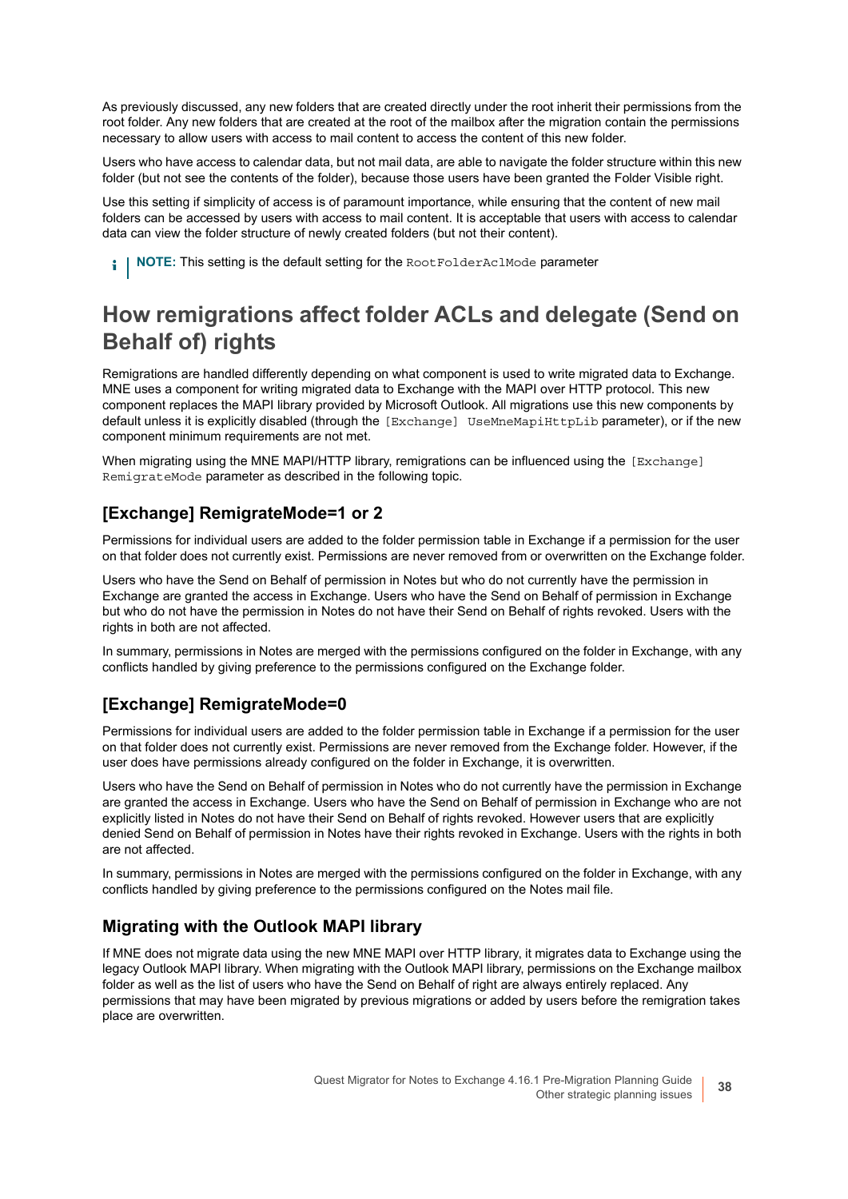As previously discussed, any new folders that are created directly under the root inherit their permissions from the root folder. Any new folders that are created at the root of the mailbox after the migration contain the permissions necessary to allow users with access to mail content to access the content of this new folder.

Users who have access to calendar data, but not mail data, are able to navigate the folder structure within this new folder (but not see the contents of the folder), because those users have been granted the Folder Visible right.

Use this setting if simplicity of access is of paramount importance, while ensuring that the content of new mail folders can be accessed by users with access to mail content. It is acceptable that users with access to calendar data can view the folder structure of newly created folders (but not their content).

**NOTE:** This setting is the default setting for the `RootFolderAclMode` parameter

## How remigrations affect folder ACLs and delegate (Send on Behalf of) rights

Remigrations are handled differently depending on what component is used to write migrated data to Exchange. MNE uses a component for writing migrated data to Exchange with the MAPI over HTTP protocol. This new component replaces the MAPI library provided by Microsoft Outlook. All migrations use this new components by default unless it is explicitly disabled (through the `[Exchange] UseMneMapiHttpLib` parameter), or if the new component minimum requirements are not met.

When migrating using the MNE MAPI/HTTP library, remigrations can be influenced using the `[Exchange] RemigrateMode` parameter as described in the following topic.

### [Exchange] RemigrateMode=1 or 2

Permissions for individual users are added to the folder permission table in Exchange if a permission for the user on that folder does not currently exist. Permissions are never removed from or overwritten on the Exchange folder.

Users who have the Send on Behalf of permission in Notes but who do not currently have the permission in Exchange are granted the access in Exchange. Users who have the Send on Behalf of permission in Exchange but who do not have the permission in Notes do not have their Send on Behalf of rights revoked. Users with the rights in both are not affected.

In summary, permissions in Notes are merged with the permissions configured on the folder in Exchange, with any conflicts handled by giving preference to the permissions configured on the Exchange folder.

### [Exchange] RemigrateMode=0

Permissions for individual users are added to the folder permission table in Exchange if a permission for the user on that folder does not currently exist. Permissions are never removed from the Exchange folder. However, if the user does have permissions already configured on the folder in Exchange, it is overwritten.

Users who have the Send on Behalf of permission in Notes who do not currently have the permission in Exchange are granted the access in Exchange. Users who have the Send on Behalf of permission in Exchange who are not explicitly listed in Notes do not have their Send on Behalf of rights revoked. However users that are explicitly denied Send on Behalf of permission in Notes have their rights revoked in Exchange. Users with the rights in both are not affected.

In summary, permissions in Notes are merged with the permissions configured on the folder in Exchange, with any conflicts handled by giving preference to the permissions configured on the Notes mail file.

### Migrating with the Outlook MAPI library

If MNE does not migrate data using the new MNE MAPI over HTTP library, it migrates data to Exchange using the legacy Outlook MAPI library. When migrating with the Outlook MAPI library, permissions on the Exchange mailbox folder as well as the list of users who have the Send on Behalf of right are always entirely replaced. Any permissions that may have been migrated by previous migrations or added by users before the remigration takes place are overwritten.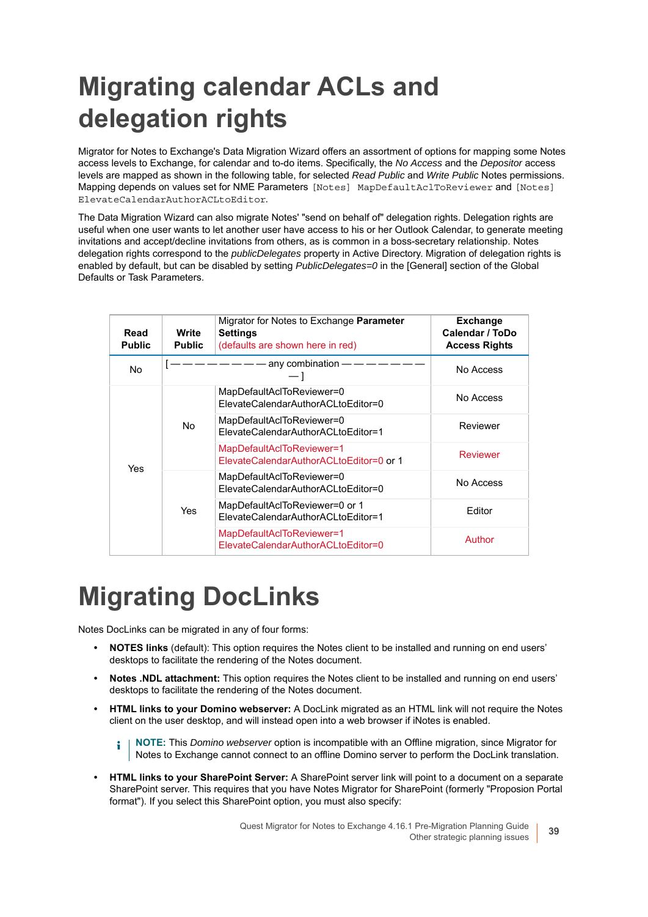# Migrating calendar ACLs and delegation rights

Migrator for Notes to Exchange's Data Migration Wizard offers an assortment of options for mapping some Notes access levels to Exchange, for calendar and to-do items. Specifically, the *No Access* and the *Depositor* access levels are mapped as shown in the following table, for selected *Read Public* and *Write Public* Notes permissions. Mapping depends on values set for NME Parameters `[Notes] MapDefaultAclToReviewer` and `[Notes] ElevateCalendarAuthorACLtoEditor`.

The Data Migration Wizard can also migrate Notes' "send on behalf of" delegation rights. Delegation rights are useful when one user wants to let another user have access to his or her Outlook Calendar, to generate meeting invitations and accept/decline invitations from others, as is common in a boss-secretary relationship. Notes delegation rights correspond to the *publicDelegates* property in Active Directory. Migration of delegation rights is enabled by default, but can be disabled by setting *PublicDelegates=0* in the [General] section of the Global Defaults or Task Parameters.

| Read Public | Write Public | Migrator for Notes to Exchange **Parameter Settings** (defaults are shown here in red) | Exchange Calendar / ToDo Access Rights |
|---|---|---|---|
| No | [ — — — — — — — — any combination — — — — — — — — ] | | No Access |
| Yes | No | MapDefaultAclToReviewer=0<br>ElevateCalendarAuthorACLtoEditor=0 | No Access |
| | | MapDefaultAclToReviewer=0<br>ElevateCalendarAuthorACLtoEditor=1 | Reviewer |
| | | MapDefaultAclToReviewer=1<br>ElevateCalendarAuthorACLtoEditor=0 or 1 | Reviewer |
| | Yes | MapDefaultAclToReviewer=0<br>ElevateCalendarAuthorACLtoEditor=0 | No Access |
| | | MapDefaultAclToReviewer=0 or 1<br>ElevateCalendarAuthorACLtoEditor=1 | Editor |
| | | MapDefaultAclToReviewer=1<br>ElevateCalendarAuthorACLtoEditor=0 | Author |

# Migrating DocLinks

Notes DocLinks can be migrated in any of four forms:

- **NOTES links** (default): This option requires the Notes client to be installed and running on end users' desktops to facilitate the rendering of the Notes document.
- **Notes .NDL attachment:** This option requires the Notes client to be installed and running on end users' desktops to facilitate the rendering of the Notes document.
- **HTML links to your Domino webserver:** A DocLink migrated as an HTML link will not require the Notes client on the user desktop, and will instead open into a web browser if iNotes is enabled.

  **NOTE:** This *Domino webserver* option is incompatible with an Offline migration, since Migrator for Notes to Exchange cannot connect to an offline Domino server to perform the DocLink translation.

- **HTML links to your SharePoint Server:** A SharePoint server link will point to a document on a separate SharePoint server. This requires that you have Notes Migrator for SharePoint (formerly "Proposion Portal format"). If you select this SharePoint option, you must also specify: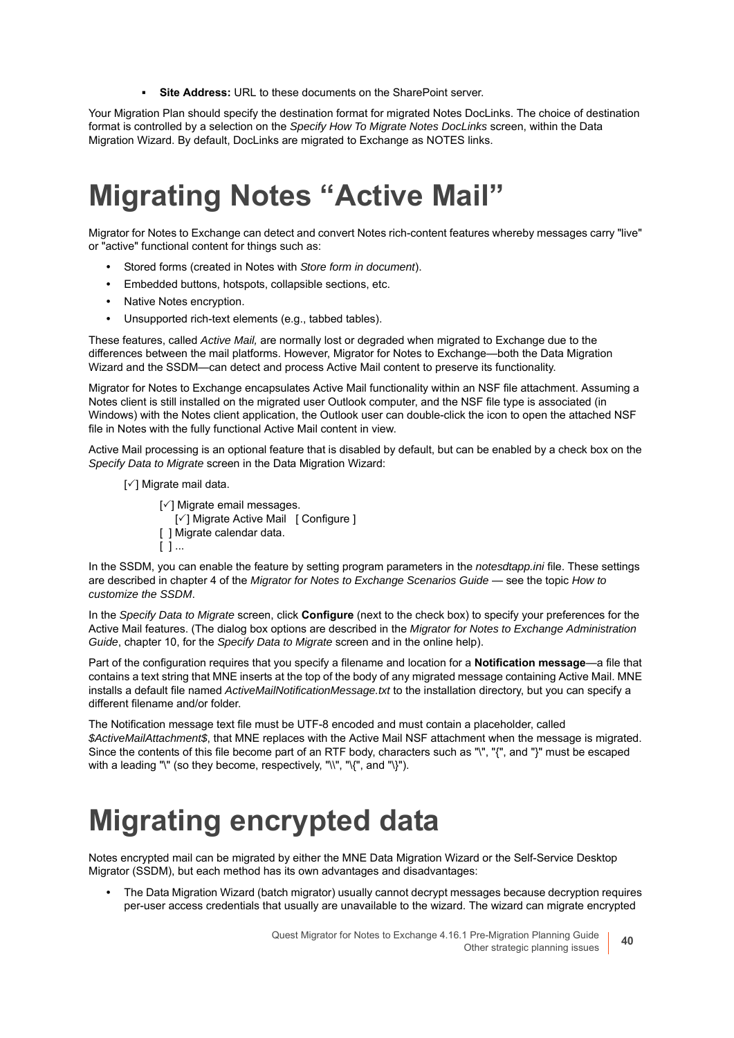- **Site Address:** URL to these documents on the SharePoint server.

Your Migration Plan should specify the destination format for migrated Notes DocLinks. The choice of destination format is controlled by a selection on the *Specify How To Migrate Notes DocLinks* screen, within the Data Migration Wizard. By default, DocLinks are migrated to Exchange as NOTES links.

# Migrating Notes “Active Mail”

Migrator for Notes to Exchange can detect and convert Notes rich-content features whereby messages carry "live" or "active" functional content for things such as:

- Stored forms (created in Notes with *Store form in document*).
- Embedded buttons, hotspots, collapsible sections, etc.
- Native Notes encryption.
- Unsupported rich-text elements (e.g., tabbed tables).

These features, called *Active Mail,* are normally lost or degraded when migrated to Exchange due to the differences between the mail platforms. However, Migrator for Notes to Exchange—both the Data Migration Wizard and the SSDM—can detect and process Active Mail content to preserve its functionality.

Migrator for Notes to Exchange encapsulates Active Mail functionality within an NSF file attachment. Assuming a Notes client is still installed on the migrated user Outlook computer, and the NSF file type is associated (in Windows) with the Notes client application, the Outlook user can double-click the icon to open the attached NSF file in Notes with the fully functional Active Mail content in view.

Active Mail processing is an optional feature that is disabled by default, but can be enabled by a check box on the *Specify Data to Migrate* screen in the Data Migration Wizard:

> [✓] Migrate mail data.
>
> > [✓] Migrate email messages.
> > &nbsp;&nbsp;&nbsp;&nbsp;[✓] Migrate Active Mail   [ Configure ]
> > [ ] Migrate calendar data.
> > [ ] ...

In the SSDM, you can enable the feature by setting program parameters in the *notesdtapp.ini* file. These settings are described in chapter 4 of the *Migrator for Notes to Exchange Scenarios Guide* — see the topic *How to customize the SSDM*.

In the *Specify Data to Migrate* screen, click **Configure** (next to the check box) to specify your preferences for the Active Mail features. (The dialog box options are described in the *Migrator for Notes to Exchange Administration Guide*, chapter 10, for the *Specify Data to Migrate* screen and in the online help).

Part of the configuration requires that you specify a filename and location for a **Notification message**—a file that contains a text string that MNE inserts at the top of the body of any migrated message containing Active Mail. MNE installs a default file named *ActiveMailNotificationMessage.txt* to the installation directory, but you can specify a different filename and/or folder.

The Notification message text file must be UTF-8 encoded and must contain a placeholder, called *$ActiveMailAttachment$*, that MNE replaces with the Active Mail NSF attachment when the message is migrated. Since the contents of this file become part of an RTF body, characters such as "\", "{", and "}" must be escaped with a leading "\" (so they become, respectively, "\\", "\{", and "\}").

# Migrating encrypted data

Notes encrypted mail can be migrated by either the MNE Data Migration Wizard or the Self-Service Desktop Migrator (SSDM), but each method has its own advantages and disadvantages:

- The Data Migration Wizard (batch migrator) usually cannot decrypt messages because decryption requires per-user access credentials that usually are unavailable to the wizard. The wizard can migrate encrypted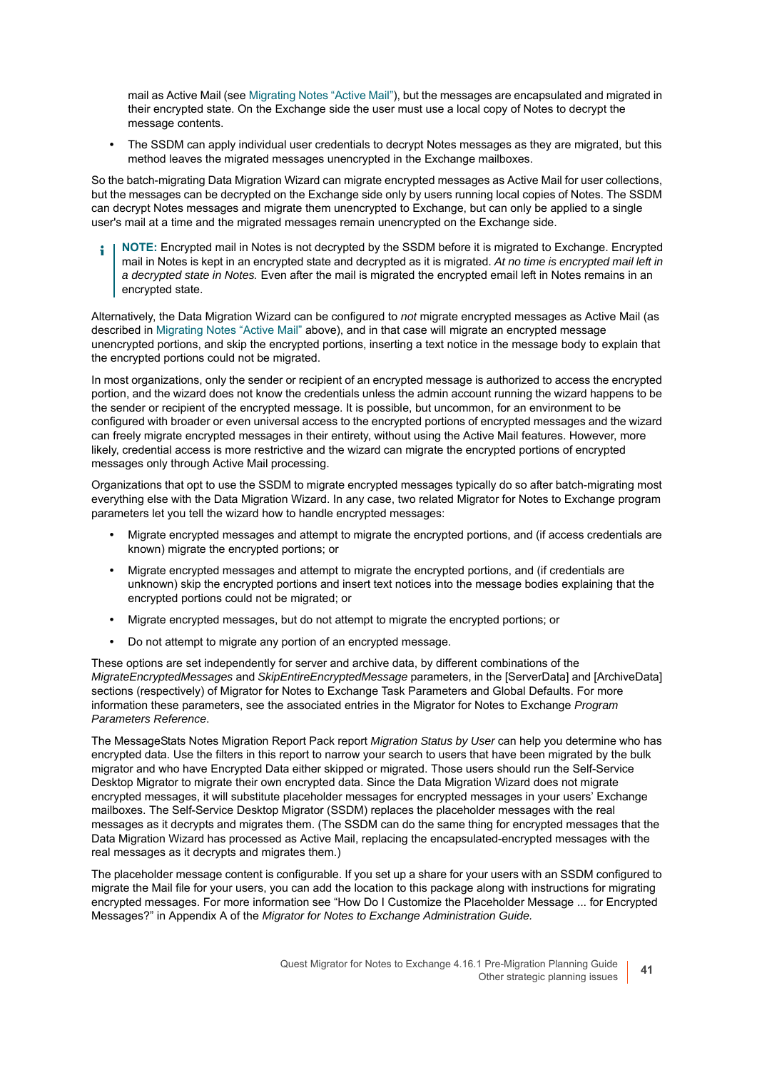mail as Active Mail (see Migrating Notes "Active Mail"), but the messages are encapsulated and migrated in their encrypted state. On the Exchange side the user must use a local copy of Notes to decrypt the message contents.

- The SSDM can apply individual user credentials to decrypt Notes messages as they are migrated, but this method leaves the migrated messages unencrypted in the Exchange mailboxes.

So the batch-migrating Data Migration Wizard can migrate encrypted messages as Active Mail for user collections, but the messages can be decrypted on the Exchange side only by users running local copies of Notes. The SSDM can decrypt Notes messages and migrate them unencrypted to Exchange, but can only be applied to a single user's mail at a time and the migrated messages remain unencrypted on the Exchange side.

> **NOTE:** Encrypted mail in Notes is not decrypted by the SSDM before it is migrated to Exchange. Encrypted mail in Notes is kept in an encrypted state and decrypted as it is migrated. *At no time is encrypted mail left in a decrypted state in Notes.* Even after the mail is migrated the encrypted email left in Notes remains in an encrypted state.

Alternatively, the Data Migration Wizard can be configured to *not* migrate encrypted messages as Active Mail (as described in Migrating Notes "Active Mail" above), and in that case will migrate an encrypted message unencrypted portions, and skip the encrypted portions, inserting a text notice in the message body to explain that the encrypted portions could not be migrated.

In most organizations, only the sender or recipient of an encrypted message is authorized to access the encrypted portion, and the wizard does not know the credentials unless the admin account running the wizard happens to be the sender or recipient of the encrypted message. It is possible, but uncommon, for an environment to be configured with broader or even universal access to the encrypted portions of encrypted messages and the wizard can freely migrate encrypted messages in their entirety, without using the Active Mail features. However, more likely, credential access is more restrictive and the wizard can migrate the encrypted portions of encrypted messages only through Active Mail processing.

Organizations that opt to use the SSDM to migrate encrypted messages typically do so after batch-migrating most everything else with the Data Migration Wizard. In any case, two related Migrator for Notes to Exchange program parameters let you tell the wizard how to handle encrypted messages:

- Migrate encrypted messages and attempt to migrate the encrypted portions, and (if access credentials are known) migrate the encrypted portions; or
- Migrate encrypted messages and attempt to migrate the encrypted portions, and (if credentials are unknown) skip the encrypted portions and insert text notices into the message bodies explaining that the encrypted portions could not be migrated; or
- Migrate encrypted messages, but do not attempt to migrate the encrypted portions; or
- Do not attempt to migrate any portion of an encrypted message.

These options are set independently for server and archive data, by different combinations of the *MigrateEncryptedMessages* and *SkipEntireEncryptedMessage* parameters, in the [ServerData] and [ArchiveData] sections (respectively) of Migrator for Notes to Exchange Task Parameters and Global Defaults. For more information these parameters, see the associated entries in the Migrator for Notes to Exchange *Program Parameters Reference*.

The MessageStats Notes Migration Report Pack report *Migration Status by User* can help you determine who has encrypted data. Use the filters in this report to narrow your search to users that have been migrated by the bulk migrator and who have Encrypted Data either skipped or migrated. Those users should run the Self-Service Desktop Migrator to migrate their own encrypted data. Since the Data Migration Wizard does not migrate encrypted messages, it will substitute placeholder messages for encrypted messages in your users' Exchange mailboxes. The Self-Service Desktop Migrator (SSDM) replaces the placeholder messages with the real messages as it decrypts and migrates them. (The SSDM can do the same thing for encrypted messages that the Data Migration Wizard has processed as Active Mail, replacing the encapsulated-encrypted messages with the real messages as it decrypts and migrates them.)

The placeholder message content is configurable. If you set up a share for your users with an SSDM configured to migrate the Mail file for your users, you can add the location to this package along with instructions for migrating encrypted messages. For more information see "How Do I Customize the Placeholder Message ... for Encrypted Messages?" in Appendix A of the *Migrator for Notes to Exchange Administration Guide.*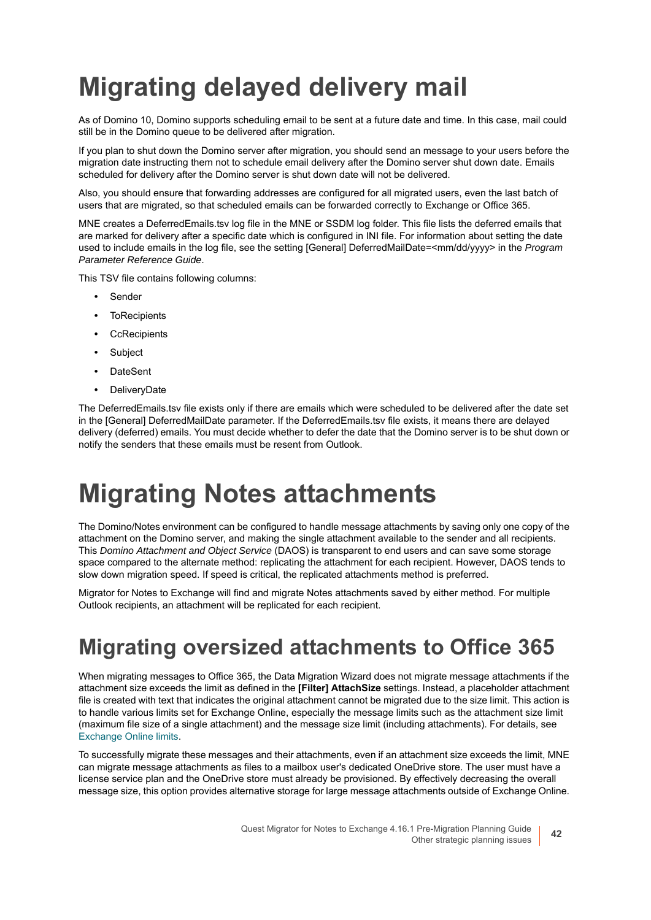# Migrating delayed delivery mail

As of Domino 10, Domino supports scheduling email to be sent at a future date and time. In this case, mail could still be in the Domino queue to be delivered after migration.

If you plan to shut down the Domino server after migration, you should send an message to your users before the migration date instructing them not to schedule email delivery after the Domino server shut down date. Emails scheduled for delivery after the Domino server is shut down date will not be delivered.

Also, you should ensure that forwarding addresses are configured for all migrated users, even the last batch of users that are migrated, so that scheduled emails can be forwarded correctly to Exchange or Office 365.

MNE creates a DeferredEmails.tsv log file in the MNE or SSDM log folder. This file lists the deferred emails that are marked for delivery after a specific date which is configured in INI file. For information about setting the date used to include emails in the log file, see the setting [General] DeferredMailDate=<mm/dd/yyyy> in the *Program Parameter Reference Guide*.

This TSV file contains following columns:

- Sender
- ToRecipients
- CcRecipients
- Subject
- DateSent
- DeliveryDate

The DeferredEmails.tsv file exists only if there are emails which were scheduled to be delivered after the date set in the [General] DeferredMailDate parameter. If the DeferredEmails.tsv file exists, it means there are delayed delivery (deferred) emails. You must decide whether to defer the date that the Domino server is to be shut down or notify the senders that these emails must be resent from Outlook.

# Migrating Notes attachments

The Domino/Notes environment can be configured to handle message attachments by saving only one copy of the attachment on the Domino server, and making the single attachment available to the sender and all recipients. This *Domino Attachment and Object Service* (DAOS) is transparent to end users and can save some storage space compared to the alternate method: replicating the attachment for each recipient. However, DAOS tends to slow down migration speed. If speed is critical, the replicated attachments method is preferred.

Migrator for Notes to Exchange will find and migrate Notes attachments saved by either method. For multiple Outlook recipients, an attachment will be replicated for each recipient.

## Migrating oversized attachments to Office 365

When migrating messages to Office 365, the Data Migration Wizard does not migrate message attachments if the attachment size exceeds the limit as defined in the **[Filter] AttachSize** settings. Instead, a placeholder attachment file is created with text that indicates the original attachment cannot be migrated due to the size limit. This action is to handle various limits set for Exchange Online, especially the message limits such as the attachment size limit (maximum file size of a single attachment) and the message size limit (including attachments). For details, see Exchange Online limits.

To successfully migrate these messages and their attachments, even if an attachment size exceeds the limit, MNE can migrate message attachments as files to a mailbox user's dedicated OneDrive store. The user must have a license service plan and the OneDrive store must already be provisioned. By effectively decreasing the overall message size, this option provides alternative storage for large message attachments outside of Exchange Online.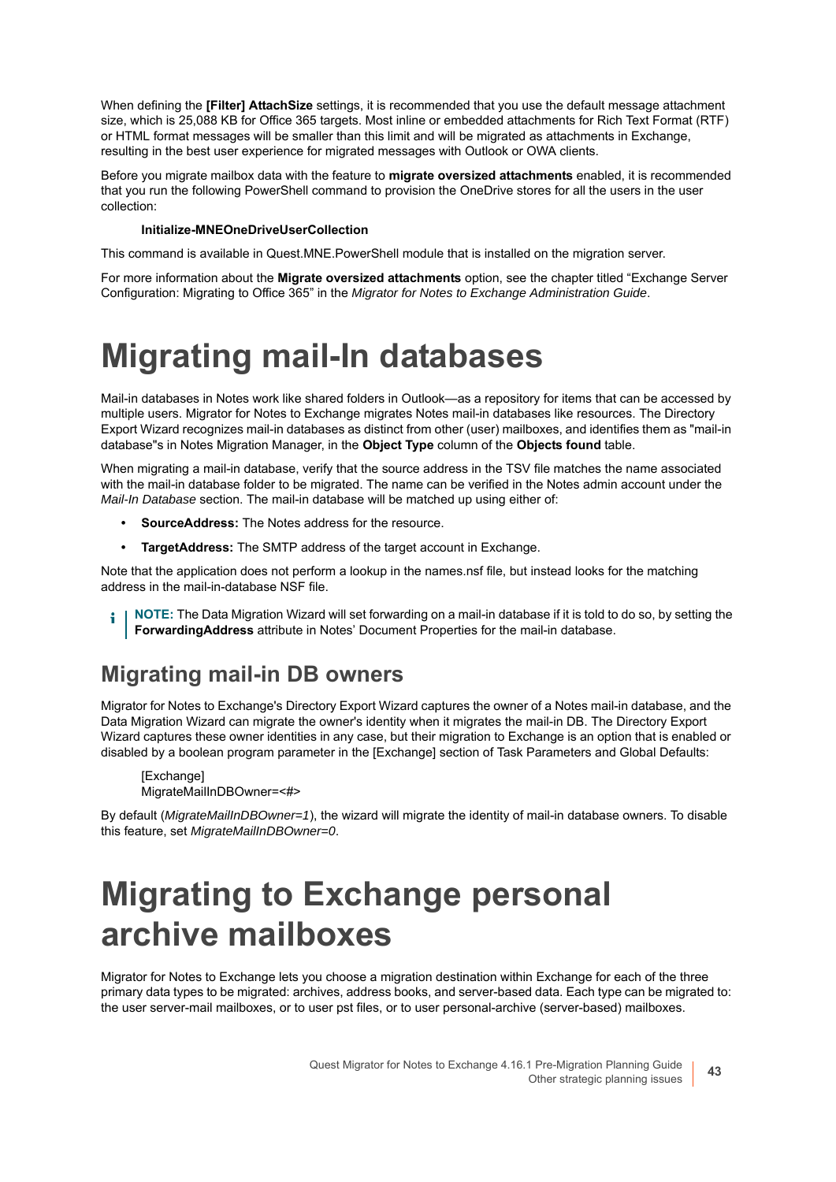When defining the **[Filter] AttachSize** settings, it is recommended that you use the default message attachment size, which is 25,088 KB for Office 365 targets. Most inline or embedded attachments for Rich Text Format (RTF) or HTML format messages will be smaller than this limit and will be migrated as attachments in Exchange, resulting in the best user experience for migrated messages with Outlook or OWA clients.

Before you migrate mailbox data with the feature to **migrate oversized attachments** enabled, it is recommended that you run the following PowerShell command to provision the OneDrive stores for all the users in the user collection:

**Initialize-MNEOneDriveUserCollection**

This command is available in Quest.MNE.PowerShell module that is installed on the migration server.

For more information about the **Migrate oversized attachments** option, see the chapter titled “Exchange Server Configuration: Migrating to Office 365” in the *Migrator for Notes to Exchange Administration Guide*.

# Migrating mail-In databases

Mail-in databases in Notes work like shared folders in Outlook—as a repository for items that can be accessed by multiple users. Migrator for Notes to Exchange migrates Notes mail-in databases like resources. The Directory Export Wizard recognizes mail-in databases as distinct from other (user) mailboxes, and identifies them as "mail-in database"s in Notes Migration Manager, in the **Object Type** column of the **Objects found** table.

When migrating a mail-in database, verify that the source address in the TSV file matches the name associated with the mail-in database folder to be migrated. The name can be verified in the Notes admin account under the *Mail-In Database* section. The mail-in database will be matched up using either of:

- **SourceAddress:** The Notes address for the resource.
- **TargetAddress:** The SMTP address of the target account in Exchange.

Note that the application does not perform a lookup in the names.nsf file, but instead looks for the matching address in the mail-in-database NSF file.

**NOTE:** The Data Migration Wizard will set forwarding on a mail-in database if it is told to do so, by setting the **ForwardingAddress** attribute in Notes’ Document Properties for the mail-in database.

## Migrating mail-in DB owners

Migrator for Notes to Exchange's Directory Export Wizard captures the owner of a Notes mail-in database, and the Data Migration Wizard can migrate the owner's identity when it migrates the mail-in DB. The Directory Export Wizard captures these owner identities in any case, but their migration to Exchange is an option that is enabled or disabled by a boolean program parameter in the [Exchange] section of Task Parameters and Global Defaults:

```
[Exchange]
MigrateMailInDBOwner=<#>
```

By default (*MigrateMailInDBOwner=1*), the wizard will migrate the identity of mail-in database owners. To disable this feature, set *MigrateMailInDBOwner=0*.

# Migrating to Exchange personal archive mailboxes

Migrator for Notes to Exchange lets you choose a migration destination within Exchange for each of the three primary data types to be migrated: archives, address books, and server-based data. Each type can be migrated to: the user server-mail mailboxes, or to user pst files, or to user personal-archive (server-based) mailboxes.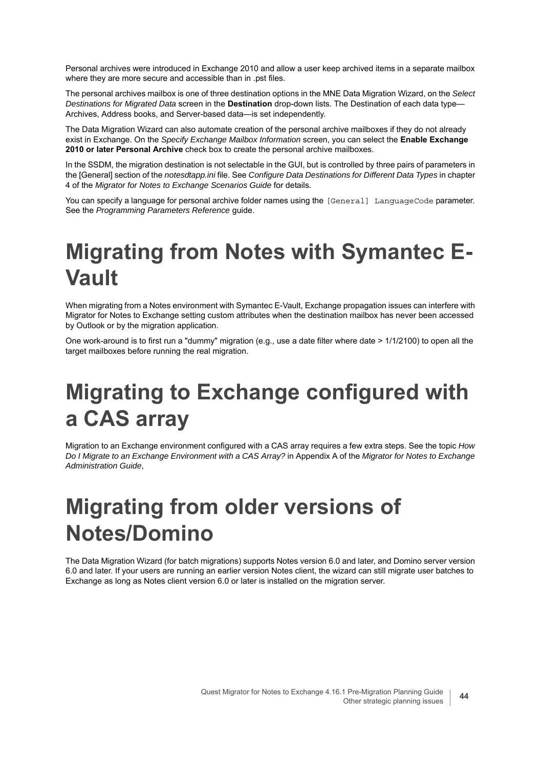Personal archives were introduced in Exchange 2010 and allow a user keep archived items in a separate mailbox where they are more secure and accessible than in .pst files.

The personal archives mailbox is one of three destination options in the MNE Data Migration Wizard, on the *Select Destinations for Migrated Data* screen in the **Destination** drop-down lists. The Destination of each data type—Archives, Address books, and Server-based data—is set independently.

The Data Migration Wizard can also automate creation of the personal archive mailboxes if they do not already exist in Exchange. On the *Specify Exchange Mailbox Information* screen, you can select the **Enable Exchange 2010 or later Personal Archive** check box to create the personal archive mailboxes.

In the SSDM, the migration destination is not selectable in the GUI, but is controlled by three pairs of parameters in the [General] section of the *notesdtapp.ini* file. See *Configure Data Destinations for Different Data Types* in chapter 4 of the *Migrator for Notes to Exchange Scenarios Guide* for details.

You can specify a language for personal archive folder names using the `[General] LanguageCode` parameter. See the *Programming Parameters Reference* guide.

# Migrating from Notes with Symantec E-Vault

When migrating from a Notes environment with Symantec E-Vault, Exchange propagation issues can interfere with Migrator for Notes to Exchange setting custom attributes when the destination mailbox has never been accessed by Outlook or by the migration application.

One work-around is to first run a "dummy" migration (e.g., use a date filter where date > 1/1/2100) to open all the target mailboxes before running the real migration.

# Migrating to Exchange configured with a CAS array

Migration to an Exchange environment configured with a CAS array requires a few extra steps. See the topic *How Do I Migrate to an Exchange Environment with a CAS Array?* in Appendix A of the *Migrator for Notes to Exchange Administration Guide*,

# Migrating from older versions of Notes/Domino

The Data Migration Wizard (for batch migrations) supports Notes version 6.0 and later, and Domino server version 6.0 and later. If your users are running an earlier version Notes client, the wizard can still migrate user batches to Exchange as long as Notes client version 6.0 or later is installed on the migration server.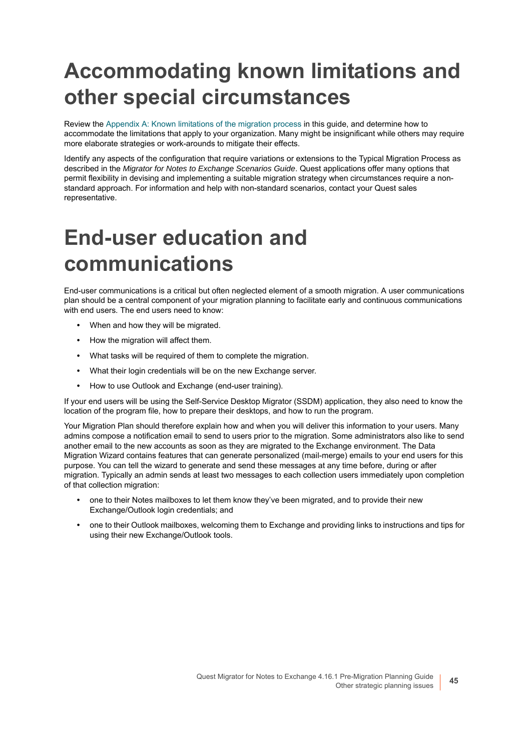# Accommodating known limitations and other special circumstances

Review the Appendix A: Known limitations of the migration process in this guide, and determine how to accommodate the limitations that apply to your organization. Many might be insignificant while others may require more elaborate strategies or work-arounds to mitigate their effects.

Identify any aspects of the configuration that require variations or extensions to the Typical Migration Process as described in the *Migrator for Notes to Exchange Scenarios Guide*. Quest applications offer many options that permit flexibility in devising and implementing a suitable migration strategy when circumstances require a non-standard approach. For information and help with non-standard scenarios, contact your Quest sales representative.

# End-user education and communications

End-user communications is a critical but often neglected element of a smooth migration. A user communications plan should be a central component of your migration planning to facilitate early and continuous communications with end users. The end users need to know:

- When and how they will be migrated.
- How the migration will affect them.
- What tasks will be required of them to complete the migration.
- What their login credentials will be on the new Exchange server.
- How to use Outlook and Exchange (end-user training).

If your end users will be using the Self-Service Desktop Migrator (SSDM) application, they also need to know the location of the program file, how to prepare their desktops, and how to run the program.

Your Migration Plan should therefore explain how and when you will deliver this information to your users. Many admins compose a notification email to send to users prior to the migration. Some administrators also like to send another email to the new accounts as soon as they are migrated to the Exchange environment. The Data Migration Wizard contains features that can generate personalized (mail-merge) emails to your end users for this purpose. You can tell the wizard to generate and send these messages at any time before, during or after migration. Typically an admin sends at least two messages to each collection users immediately upon completion of that collection migration:

- one to their Notes mailboxes to let them know they've been migrated, and to provide their new Exchange/Outlook login credentials; and
- one to their Outlook mailboxes, welcoming them to Exchange and providing links to instructions and tips for using their new Exchange/Outlook tools.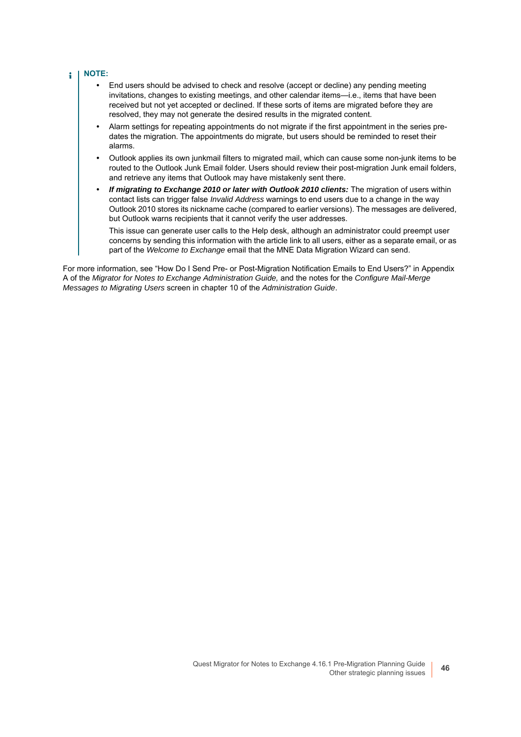**NOTE:**

- End users should be advised to check and resolve (accept or decline) any pending meeting invitations, changes to existing meetings, and other calendar items—i.e., items that have been received but not yet accepted or declined. If these sorts of items are migrated before they are resolved, they may not generate the desired results in the migrated content.
- Alarm settings for repeating appointments do not migrate if the first appointment in the series pre-dates the migration. The appointments do migrate, but users should be reminded to reset their alarms.
- Outlook applies its own junkmail filters to migrated mail, which can cause some non-junk items to be routed to the Outlook Junk Email folder. Users should review their post-migration Junk email folders, and retrieve any items that Outlook may have mistakenly sent there.
- ***If migrating to Exchange 2010 or later with Outlook 2010 clients:*** The migration of users within contact lists can trigger false *Invalid Address* warnings to end users due to a change in the way Outlook 2010 stores its nickname cache (compared to earlier versions). The messages are delivered, but Outlook warns recipients that it cannot verify the user addresses.

  This issue can generate user calls to the Help desk, although an administrator could preempt user concerns by sending this information with the article link to all users, either as a separate email, or as part of the *Welcome to Exchange* email that the MNE Data Migration Wizard can send.

For more information, see "How Do I Send Pre- or Post-Migration Notification Emails to End Users?" in Appendix A of the *Migrator for Notes to Exchange Administration Guide,* and the notes for the *Configure Mail-Merge Messages to Migrating Users* screen in chapter 10 of the *Administration Guide*.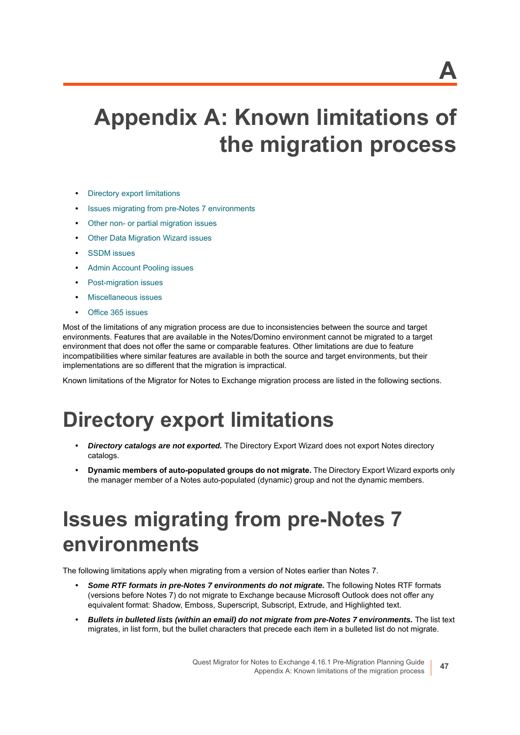# Appendix A: Known limitations of the migration process

- Directory export limitations
- Issues migrating from pre-Notes 7 environments
- Other non- or partial migration issues
- Other Data Migration Wizard issues
- SSDM issues
- Admin Account Pooling issues
- Post-migration issues
- Miscellaneous issues
- Office 365 issues

Most of the limitations of any migration process are due to inconsistencies between the source and target environments. Features that are available in the Notes/Domino environment cannot be migrated to a target environment that does not offer the same or comparable features. Other limitations are due to feature incompatibilities where similar features are available in both the source and target environments, but their implementations are so different that the migration is impractical.

Known limitations of the Migrator for Notes to Exchange migration process are listed in the following sections.

## Directory export limitations

- ***Directory catalogs are not exported.*** The Directory Export Wizard does not export Notes directory catalogs.
- **Dynamic members of auto-populated groups do not migrate.** The Directory Export Wizard exports only the manager member of a Notes auto-populated (dynamic) group and not the dynamic members.

## Issues migrating from pre-Notes 7 environments

The following limitations apply when migrating from a version of Notes earlier than Notes 7.

- ***Some RTF formats in pre-Notes 7 environments do not migrate.*** The following Notes RTF formats (versions before Notes 7) do not migrate to Exchange because Microsoft Outlook does not offer any equivalent format: Shadow, Emboss, Superscript, Subscript, Extrude, and Highlighted text.
- ***Bullets in bulleted lists (within an email) do not migrate from pre-Notes 7 environments.*** The list text migrates, in list form, but the bullet characters that precede each item in a bulleted list do not migrate.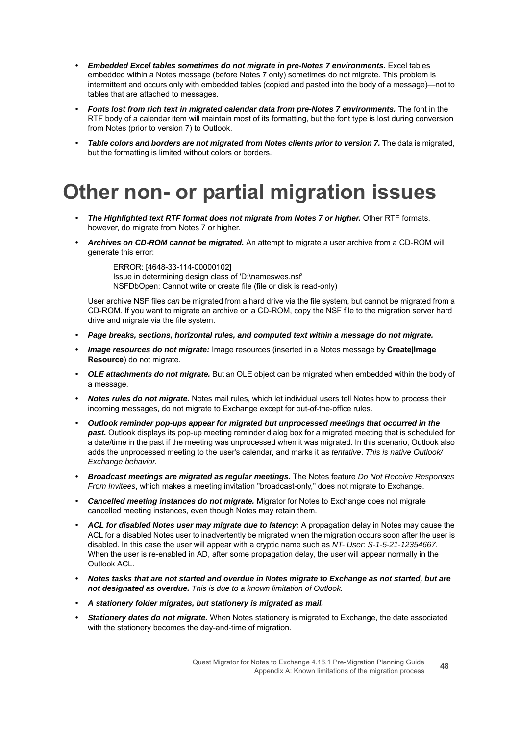- ***Embedded Excel tables sometimes do not migrate in pre-Notes 7 environments.*** Excel tables embedded within a Notes message (before Notes 7 only) sometimes do not migrate. This problem is intermittent and occurs only with embedded tables (copied and pasted into the body of a message)—not to tables that are attached to messages.
- ***Fonts lost from rich text in migrated calendar data from pre-Notes 7 environments.*** The font in the RTF body of a calendar item will maintain most of its formatting, but the font type is lost during conversion from Notes (prior to version 7) to Outlook.
- ***Table colors and borders are not migrated from Notes clients prior to version 7.*** The data is migrated, but the formatting is limited without colors or borders.

# Other non- or partial migration issues

- ***The Highlighted text RTF format does not migrate from Notes 7 or higher.*** Other RTF formats, however, do migrate from Notes 7 or higher.
- ***Archives on CD-ROM cannot be migrated.*** An attempt to migrate a user archive from a CD-ROM will generate this error:

  ERROR: [4648-33-114-00000102]
  Issue in determining design class of 'D:\nameswes.nsf'
  NSFDbOpen: Cannot write or create file (file or disk is read-only)

  User archive NSF files *can* be migrated from a hard drive via the file system, but cannot be migrated from a CD-ROM. If you want to migrate an archive on a CD-ROM, copy the NSF file to the migration server hard drive and migrate via the file system.
- ***Page breaks, sections, horizontal rules, and computed text within a message do not migrate.***
- ***Image resources do not migrate:*** Image resources (inserted in a Notes message by **Create**|**Image Resource**) do not migrate.
- ***OLE attachments do not migrate.*** But an OLE object can be migrated when embedded within the body of a message.
- ***Notes rules do not migrate.*** Notes mail rules, which let individual users tell Notes how to process their incoming messages, do not migrate to Exchange except for out-of-the-office rules.
- ***Outlook reminder pop-ups appear for migrated but unprocessed meetings that occurred in the past.*** Outlook displays its pop-up meeting reminder dialog box for a migrated meeting that is scheduled for a date/time in the past if the meeting was unprocessed when it was migrated. In this scenario, Outlook also adds the unprocessed meeting to the user's calendar, and marks it as *tentative*. *This is native Outlook/ Exchange behavior.*
- ***Broadcast meetings are migrated as regular meetings.*** The Notes feature *Do Not Receive Responses From Invitees*, which makes a meeting invitation "broadcast-only," does not migrate to Exchange.
- ***Cancelled meeting instances do not migrate.*** Migrator for Notes to Exchange does not migrate cancelled meeting instances, even though Notes may retain them.
- ***ACL for disabled Notes user may migrate due to latency:*** A propagation delay in Notes may cause the ACL for a disabled Notes user to inadvertently be migrated when the migration occurs soon after the user is disabled. In this case the user will appear with a cryptic name such as *NT- User: S-1-5-21-12354667*. When the user is re-enabled in AD, after some propagation delay, the user will appear normally in the Outlook ACL.
- ***Notes tasks that are not started and overdue in Notes migrate to Exchange as not started, but are not designated as overdue.*** *This is due to a known limitation of Outlook.*
- ***A stationery folder migrates, but stationery is migrated as mail.***
- ***Stationery dates do not migrate.*** When Notes stationery is migrated to Exchange, the date associated with the stationery becomes the day-and-time of migration.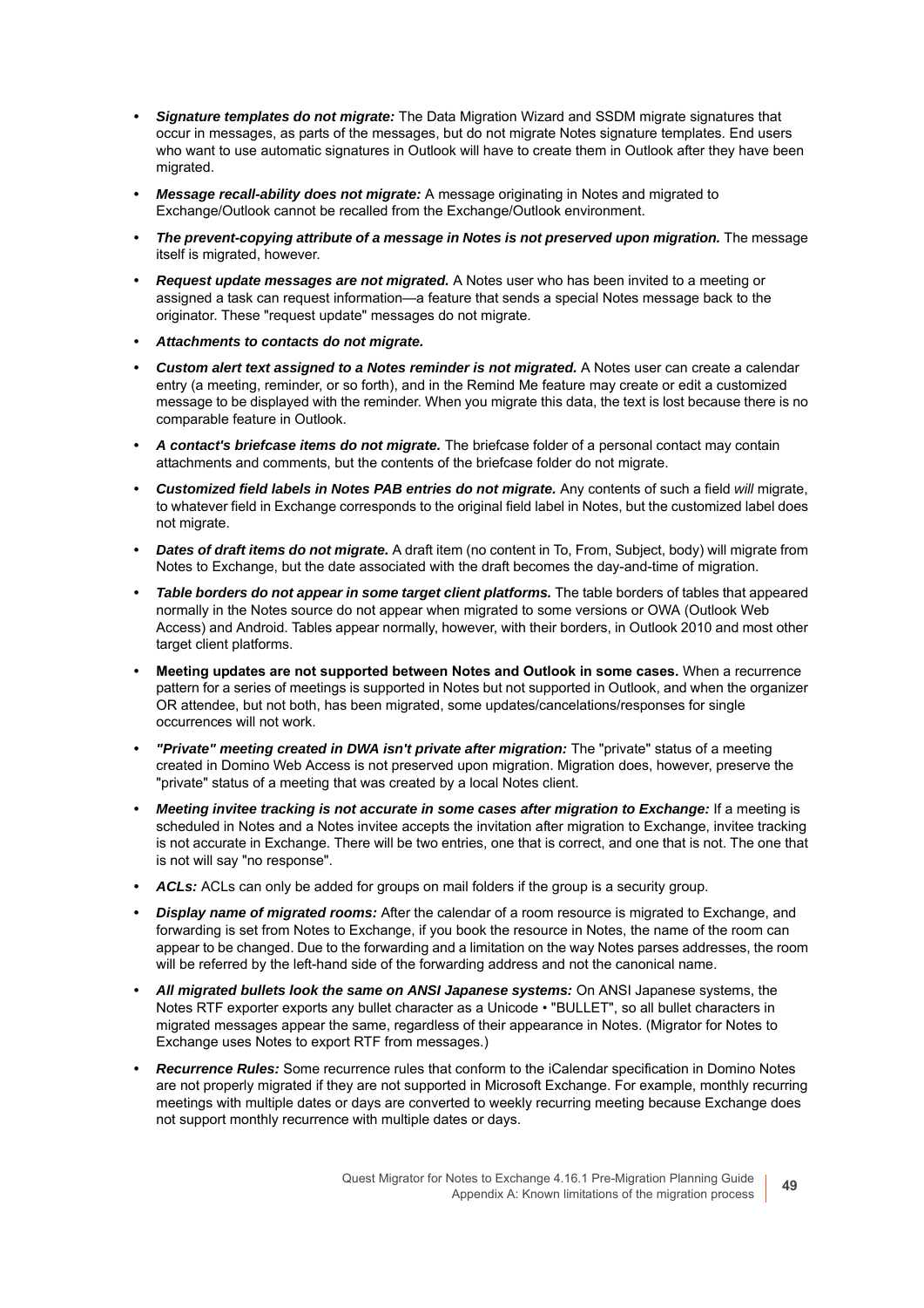- ***Signature templates do not migrate:*** The Data Migration Wizard and SSDM migrate signatures that occur in messages, as parts of the messages, but do not migrate Notes signature templates. End users who want to use automatic signatures in Outlook will have to create them in Outlook after they have been migrated.
- ***Message recall-ability does not migrate:*** A message originating in Notes and migrated to Exchange/Outlook cannot be recalled from the Exchange/Outlook environment.
- ***The prevent-copying attribute of a message in Notes is not preserved upon migration.*** The message itself is migrated, however.
- ***Request update messages are not migrated.*** A Notes user who has been invited to a meeting or assigned a task can request information—a feature that sends a special Notes message back to the originator. These "request update" messages do not migrate.
- ***Attachments to contacts do not migrate.***
- ***Custom alert text assigned to a Notes reminder is not migrated.*** A Notes user can create a calendar entry (a meeting, reminder, or so forth), and in the Remind Me feature may create or edit a customized message to be displayed with the reminder. When you migrate this data, the text is lost because there is no comparable feature in Outlook.
- ***A contact's briefcase items do not migrate.*** The briefcase folder of a personal contact may contain attachments and comments, but the contents of the briefcase folder do not migrate.
- ***Customized field labels in Notes PAB entries do not migrate.*** Any contents of such a field *will* migrate, to whatever field in Exchange corresponds to the original field label in Notes, but the customized label does not migrate.
- ***Dates of draft items do not migrate.*** A draft item (no content in To, From, Subject, body) will migrate from Notes to Exchange, but the date associated with the draft becomes the day-and-time of migration.
- ***Table borders do not appear in some target client platforms.*** The table borders of tables that appeared normally in the Notes source do not appear when migrated to some versions or OWA (Outlook Web Access) and Android. Tables appear normally, however, with their borders, in Outlook 2010 and most other target client platforms.
- **Meeting updates are not supported between Notes and Outlook in some cases.** When a recurrence pattern for a series of meetings is supported in Notes but not supported in Outlook, and when the organizer OR attendee, but not both, has been migrated, some updates/cancelations/responses for single occurrences will not work.
- ***"Private" meeting created in DWA isn't private after migration:*** The "private" status of a meeting created in Domino Web Access is not preserved upon migration. Migration does, however, preserve the "private" status of a meeting that was created by a local Notes client.
- ***Meeting invitee tracking is not accurate in some cases after migration to Exchange:*** If a meeting is scheduled in Notes and a Notes invitee accepts the invitation after migration to Exchange, invitee tracking is not accurate in Exchange. There will be two entries, one that is correct, and one that is not. The one that is not will say "no response".
- ***ACLs:*** ACLs can only be added for groups on mail folders if the group is a security group.
- ***Display name of migrated rooms:*** After the calendar of a room resource is migrated to Exchange, and forwarding is set from Notes to Exchange, if you book the resource in Notes, the name of the room can appear to be changed. Due to the forwarding and a limitation on the way Notes parses addresses, the room will be referred by the left-hand side of the forwarding address and not the canonical name.
- ***All migrated bullets look the same on ANSI Japanese systems:*** On ANSI Japanese systems, the Notes RTF exporter exports any bullet character as a Unicode • "BULLET", so all bullet characters in migrated messages appear the same, regardless of their appearance in Notes. (Migrator for Notes to Exchange uses Notes to export RTF from messages.)
- ***Recurrence Rules:*** Some recurrence rules that conform to the iCalendar specification in Domino Notes are not properly migrated if they are not supported in Microsoft Exchange. For example, monthly recurring meetings with multiple dates or days are converted to weekly recurring meeting because Exchange does not support monthly recurrence with multiple dates or days.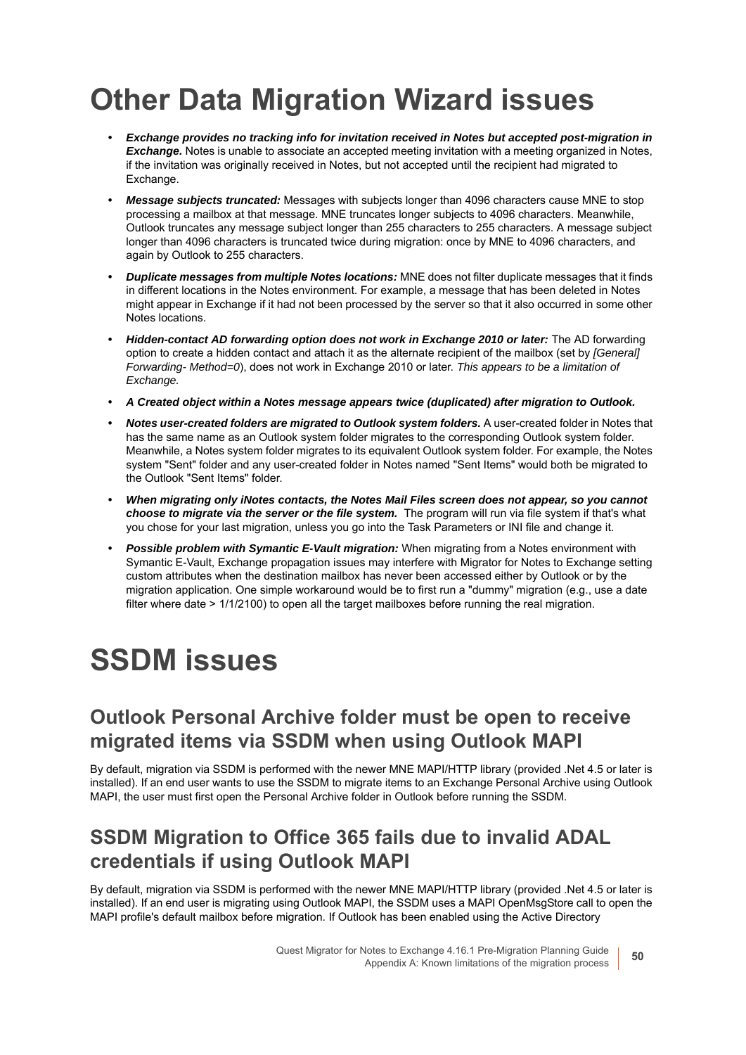# Other Data Migration Wizard issues

- ***Exchange provides no tracking info for invitation received in Notes but accepted post-migration in Exchange.*** Notes is unable to associate an accepted meeting invitation with a meeting organized in Notes, if the invitation was originally received in Notes, but not accepted until the recipient had migrated to Exchange.
- ***Message subjects truncated:*** Messages with subjects longer than 4096 characters cause MNE to stop processing a mailbox at that message. MNE truncates longer subjects to 4096 characters. Meanwhile, Outlook truncates any message subject longer than 255 characters to 255 characters. A message subject longer than 4096 characters is truncated twice during migration: once by MNE to 4096 characters, and again by Outlook to 255 characters.
- ***Duplicate messages from multiple Notes locations:*** MNE does not filter duplicate messages that it finds in different locations in the Notes environment. For example, a message that has been deleted in Notes might appear in Exchange if it had not been processed by the server so that it also occurred in some other Notes locations.
- ***Hidden-contact AD forwarding option does not work in Exchange 2010 or later:*** The AD forwarding option to create a hidden contact and attach it as the alternate recipient of the mailbox (set by *[General] Forwarding- Method=0*), does not work in Exchange 2010 or later. *This appears to be a limitation of Exchange.*
- ***A Created object within a Notes message appears twice (duplicated) after migration to Outlook.***
- ***Notes user-created folders are migrated to Outlook system folders.*** A user-created folder in Notes that has the same name as an Outlook system folder migrates to the corresponding Outlook system folder. Meanwhile, a Notes system folder migrates to its equivalent Outlook system folder. For example, the Notes system "Sent" folder and any user-created folder in Notes named "Sent Items" would both be migrated to the Outlook "Sent Items" folder.
- ***When migrating only iNotes contacts, the Notes Mail Files screen does not appear, so you cannot choose to migrate via the server or the file system.*** The program will run via file system if that's what you chose for your last migration, unless you go into the Task Parameters or INI file and change it.
- ***Possible problem with Symantic E-Vault migration:*** When migrating from a Notes environment with Symantic E-Vault, Exchange propagation issues may interfere with Migrator for Notes to Exchange setting custom attributes when the destination mailbox has never been accessed either by Outlook or by the migration application. One simple workaround would be to first run a "dummy" migration (e.g., use a date filter where date > 1/1/2100) to open all the target mailboxes before running the real migration.

# SSDM issues

## Outlook Personal Archive folder must be open to receive migrated items via SSDM when using Outlook MAPI

By default, migration via SSDM is performed with the newer MNE MAPI/HTTP library (provided .Net 4.5 or later is installed). If an end user wants to use the SSDM to migrate items to an Exchange Personal Archive using Outlook MAPI, the user must first open the Personal Archive folder in Outlook before running the SSDM.

## SSDM Migration to Office 365 fails due to invalid ADAL credentials if using Outlook MAPI

By default, migration via SSDM is performed with the newer MNE MAPI/HTTP library (provided .Net 4.5 or later is installed). If an end user is migrating using Outlook MAPI, the SSDM uses a MAPI OpenMsgStore call to open the MAPI profile's default mailbox before migration. If Outlook has been enabled using the Active Directory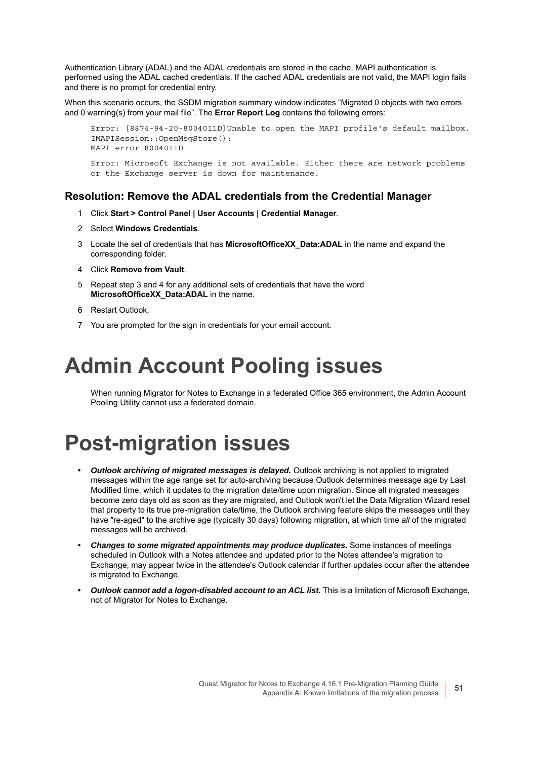Authentication Library (ADAL) and the ADAL credentials are stored in the cache, MAPI authentication is performed using the ADAL cached credentials. If the cached ADAL credentials are not valid, the MAPI login fails and there is no prompt for credential entry.

When this scenario occurs, the SSDM migration summary window indicates "Migrated 0 objects with two errors and 0 warning(s) from your mail file". The **Error Report Log** contains the following errors:

```
Error: [8874-94-20-8004011D]Unable to open the MAPI profile's default mailbox.
IMAPISession::OpenMsgStore():
MAPI error 8004011D

Error: Microsoft Exchange is not available. Either there are network problems
or the Exchange server is down for maintenance.
```

### Resolution: Remove the ADAL credentials from the Credential Manager

1. Click **Start > Control Panel | User Accounts | Credential Manager**.
2. Select **Windows Credentials**.
3. Locate the set of credentials that has **MicrosoftOfficeXX_Data:ADAL** in the name and expand the corresponding folder.
4. Click **Remove from Vault**.
5. Repeat step 3 and 4 for any additional sets of credentials that have the word **MicrosoftOfficeXX_Data:ADAL** in the name.
6. Restart Outlook.
7. You are prompted for the sign in credentials for your email account.

# Admin Account Pooling issues

When running Migrator for Notes to Exchange in a federated Office 365 environment, the Admin Account Pooling Utility cannot use a federated domain.

# Post-migration issues

- ***Outlook archiving of migrated messages is delayed.*** Outlook archiving is not applied to migrated messages within the age range set for auto-archiving because Outlook determines message age by Last Modified time, which it updates to the migration date/time upon migration. Since all migrated messages become zero days old as soon as they are migrated, and Outlook won't let the Data Migration Wizard reset that property to its true pre-migration date/time, the Outlook archiving feature skips the messages until they have "re-aged" to the archive age (typically 30 days) following migration, at which time *all* of the migrated messages will be archived.
- ***Changes to some migrated appointments may produce duplicates.*** Some instances of meetings scheduled in Outlook with a Notes attendee and updated prior to the Notes attendee's migration to Exchange, may appear twice in the attendee's Outlook calendar if further updates occur after the attendee is migrated to Exchange.
- ***Outlook cannot add a logon-disabled account to an ACL list.*** This is a limitation of Microsoft Exchange, not of Migrator for Notes to Exchange.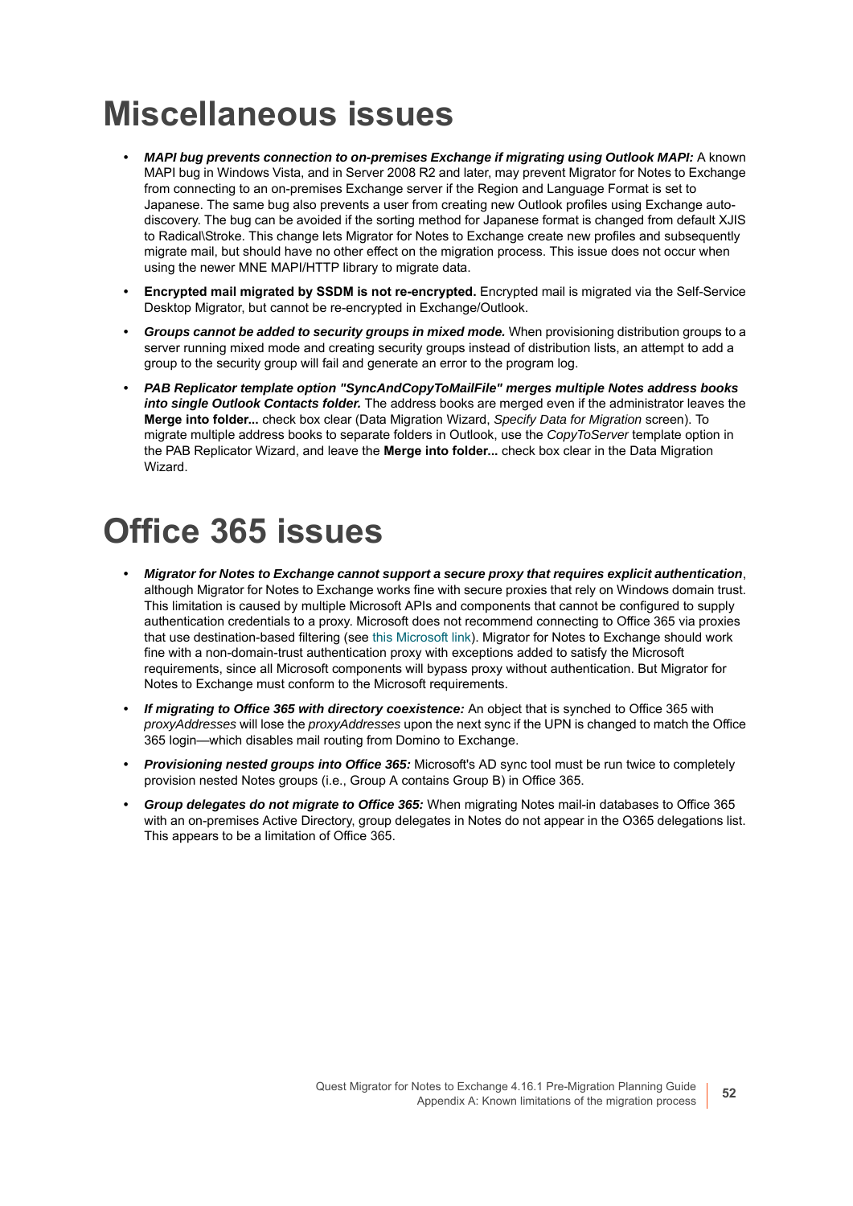# Miscellaneous issues

- ***MAPI bug prevents connection to on-premises Exchange if migrating using Outlook MAPI:*** A known MAPI bug in Windows Vista, and in Server 2008 R2 and later, may prevent Migrator for Notes to Exchange from connecting to an on-premises Exchange server if the Region and Language Format is set to Japanese. The same bug also prevents a user from creating new Outlook profiles using Exchange auto-discovery. The bug can be avoided if the sorting method for Japanese format is changed from default XJIS to Radical\Stroke. This change lets Migrator for Notes to Exchange create new profiles and subsequently migrate mail, but should have no other effect on the migration process. This issue does not occur when using the newer MNE MAPI/HTTP library to migrate data.
- **Encrypted mail migrated by SSDM is not re-encrypted.** Encrypted mail is migrated via the Self-Service Desktop Migrator, but cannot be re-encrypted in Exchange/Outlook.
- ***Groups cannot be added to security groups in mixed mode.*** When provisioning distribution groups to a server running mixed mode and creating security groups instead of distribution lists, an attempt to add a group to the security group will fail and generate an error to the program log.
- ***PAB Replicator template option "SyncAndCopyToMailFile" merges multiple Notes address books into single Outlook Contacts folder.*** The address books are merged even if the administrator leaves the **Merge into folder...** check box clear (Data Migration Wizard, *Specify Data for Migration* screen). To migrate multiple address books to separate folders in Outlook, use the *CopyToServer* template option in the PAB Replicator Wizard, and leave the **Merge into folder...** check box clear in the Data Migration Wizard.

# Office 365 issues

- ***Migrator for Notes to Exchange cannot support a secure proxy that requires explicit authentication***, although Migrator for Notes to Exchange works fine with secure proxies that rely on Windows domain trust. This limitation is caused by multiple Microsoft APIs and components that cannot be configured to supply authentication credentials to a proxy. Microsoft does not recommend connecting to Office 365 via proxies that use destination-based filtering (see this Microsoft link). Migrator for Notes to Exchange should work fine with a non-domain-trust authentication proxy with exceptions added to satisfy the Microsoft requirements, since all Microsoft components will bypass proxy without authentication. But Migrator for Notes to Exchange must conform to the Microsoft requirements.
- ***If migrating to Office 365 with directory coexistence:*** An object that is synched to Office 365 with *proxyAddresses* will lose the *proxyAddresses* upon the next sync if the UPN is changed to match the Office 365 login—which disables mail routing from Domino to Exchange.
- ***Provisioning nested groups into Office 365:*** Microsoft's AD sync tool must be run twice to completely provision nested Notes groups (i.e., Group A contains Group B) in Office 365.
- ***Group delegates do not migrate to Office 365:*** When migrating Notes mail-in databases to Office 365 with an on-premises Active Directory, group delegates in Notes do not appear in the O365 delegations list. This appears to be a limitation of Office 365.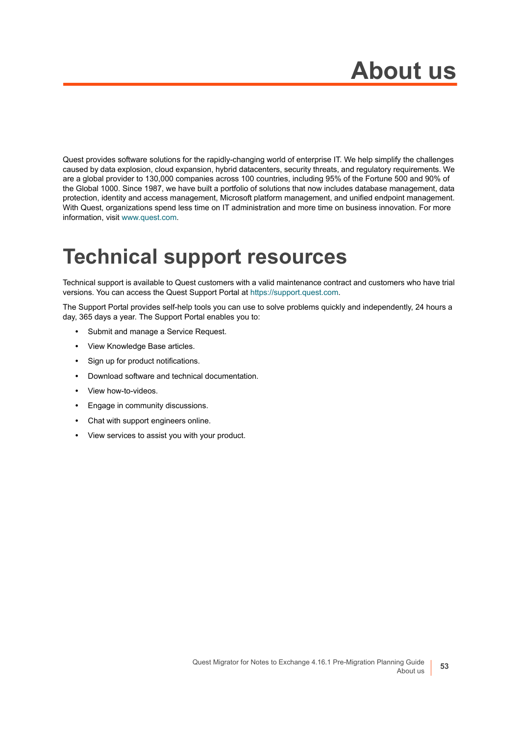# About us

Quest provides software solutions for the rapidly-changing world of enterprise IT. We help simplify the challenges caused by data explosion, cloud expansion, hybrid datacenters, security threats, and regulatory requirements. We are a global provider to 130,000 companies across 100 countries, including 95% of the Fortune 500 and 90% of the Global 1000. Since 1987, we have built a portfolio of solutions that now includes database management, data protection, identity and access management, Microsoft platform management, and unified endpoint management. With Quest, organizations spend less time on IT administration and more time on business innovation. For more information, visit www.quest.com.

# Technical support resources

Technical support is available to Quest customers with a valid maintenance contract and customers who have trial versions. You can access the Quest Support Portal at https://support.quest.com.

The Support Portal provides self-help tools you can use to solve problems quickly and independently, 24 hours a day, 365 days a year. The Support Portal enables you to:

- Submit and manage a Service Request.
- View Knowledge Base articles.
- Sign up for product notifications.
- Download software and technical documentation.
- View how-to-videos.
- Engage in community discussions.
- Chat with support engineers online.
- View services to assist you with your product.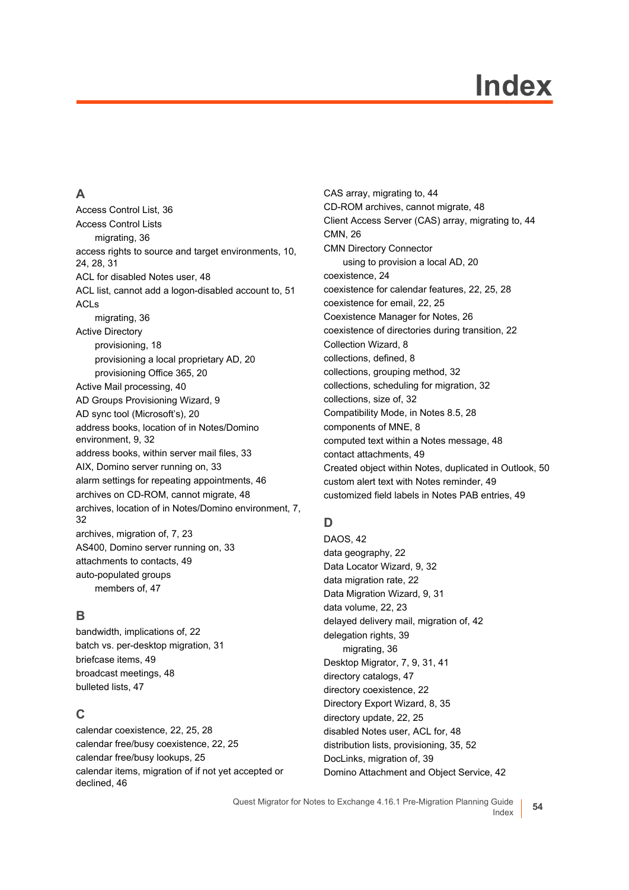# Index

## A

Access Control List, 36
Access Control Lists
    migrating, 36
access rights to source and target environments, 10, 24, 28, 31
ACL for disabled Notes user, 48
ACL list, cannot add a logon-disabled account to, 51
ACLs
    migrating, 36
Active Directory
    provisioning, 18
    provisioning a local proprietary AD, 20
    provisioning Office 365, 20
Active Mail processing, 40
AD Groups Provisioning Wizard, 9
AD sync tool (Microsoft's), 20
address books, location of in Notes/Domino environment, 9, 32
address books, within server mail files, 33
AIX, Domino server running on, 33
alarm settings for repeating appointments, 46
archives on CD-ROM, cannot migrate, 48
archives, location of in Notes/Domino environment, 7, 32
archives, migration of, 7, 23
AS400, Domino server running on, 33
attachments to contacts, 49
auto-populated groups
    members of, 47

## B

bandwidth, implications of, 22
batch vs. per-desktop migration, 31
briefcase items, 49
broadcast meetings, 48
bulleted lists, 47

## C

calendar coexistence, 22, 25, 28
calendar free/busy coexistence, 22, 25
calendar free/busy lookups, 25
calendar items, migration of if not yet accepted or declined, 46
CAS array, migrating to, 44
CD-ROM archives, cannot migrate, 48
Client Access Server (CAS) array, migrating to, 44
CMN, 26
CMN Directory Connector
    using to provision a local AD, 20
coexistence, 24
coexistence for calendar features, 22, 25, 28
coexistence for email, 22, 25
Coexistence Manager for Notes, 26
coexistence of directories during transition, 22
Collection Wizard, 8
collections, defined, 8
collections, grouping method, 32
collections, scheduling for migration, 32
collections, size of, 32
Compatibility Mode, in Notes 8.5, 28
components of MNE, 8
computed text within a Notes message, 48
contact attachments, 49
Created object within Notes, duplicated in Outlook, 50
custom alert text with Notes reminder, 49
customized field labels in Notes PAB entries, 49

## D

DAOS, 42
data geography, 22
Data Locator Wizard, 9, 32
data migration rate, 22
Data Migration Wizard, 9, 31
data volume, 22, 23
delayed delivery mail, migration of, 42
delegation rights, 39
    migrating, 36
Desktop Migrator, 7, 9, 31, 41
directory catalogs, 47
directory coexistence, 22
Directory Export Wizard, 8, 35
directory update, 22, 25
disabled Notes user, ACL for, 48
distribution lists, provisioning, 35, 52
DocLinks, migration of, 39
Domino Attachment and Object Service, 42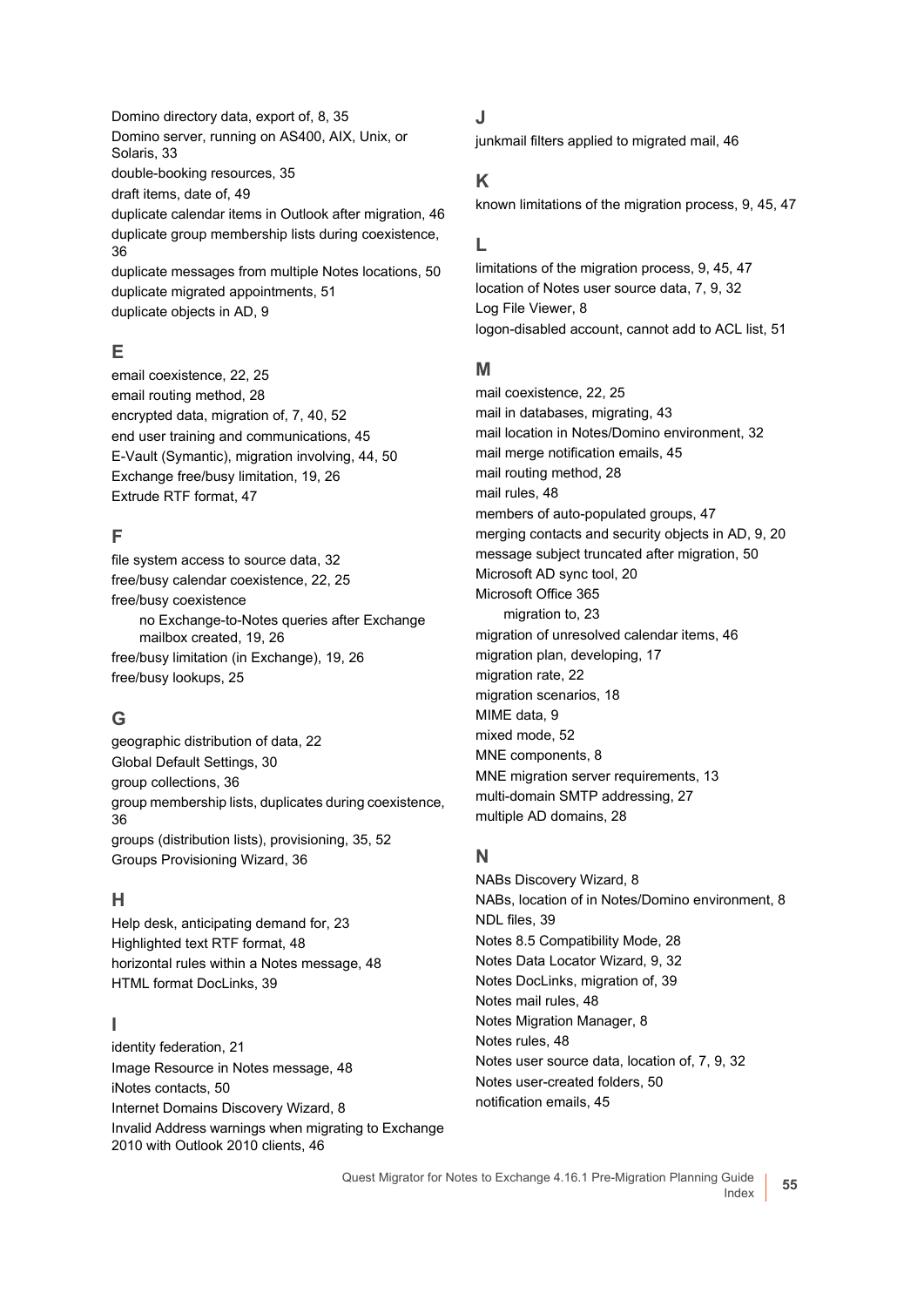Domino directory data, export of, 8, 35
Domino server, running on AS400, AIX, Unix, or Solaris, 33
double-booking resources, 35
draft items, date of, 49
duplicate calendar items in Outlook after migration, 46
duplicate group membership lists during coexistence, 36
duplicate messages from multiple Notes locations, 50
duplicate migrated appointments, 51
duplicate objects in AD, 9

## E

email coexistence, 22, 25
email routing method, 28
encrypted data, migration of, 7, 40, 52
end user training and communications, 45
E-Vault (Symantic), migration involving, 44, 50
Exchange free/busy limitation, 19, 26
Extrude RTF format, 47

## F

file system access to source data, 32
free/busy calendar coexistence, 22, 25
free/busy coexistence
    no Exchange-to-Notes queries after Exchange mailbox created, 19, 26
free/busy limitation (in Exchange), 19, 26
free/busy lookups, 25

## G

geographic distribution of data, 22
Global Default Settings, 30
group collections, 36
group membership lists, duplicates during coexistence, 36
groups (distribution lists), provisioning, 35, 52
Groups Provisioning Wizard, 36

## H

Help desk, anticipating demand for, 23
Highlighted text RTF format, 48
horizontal rules within a Notes message, 48
HTML format DocLinks, 39

## I

identity federation, 21
Image Resource in Notes message, 48
iNotes contacts, 50
Internet Domains Discovery Wizard, 8
Invalid Address warnings when migrating to Exchange 2010 with Outlook 2010 clients, 46

## J

junkmail filters applied to migrated mail, 46

## K

known limitations of the migration process, 9, 45, 47

## L

limitations of the migration process, 9, 45, 47
location of Notes user source data, 7, 9, 32
Log File Viewer, 8
logon-disabled account, cannot add to ACL list, 51

## M

mail coexistence, 22, 25
mail in databases, migrating, 43
mail location in Notes/Domino environment, 32
mail merge notification emails, 45
mail routing method, 28
mail rules, 48
members of auto-populated groups, 47
merging contacts and security objects in AD, 9, 20
message subject truncated after migration, 50
Microsoft AD sync tool, 20
Microsoft Office 365
    migration to, 23
migration of unresolved calendar items, 46
migration plan, developing, 17
migration rate, 22
migration scenarios, 18
MIME data, 9
mixed mode, 52
MNE components, 8
MNE migration server requirements, 13
multi-domain SMTP addressing, 27
multiple AD domains, 28

## N

NABs Discovery Wizard, 8
NABs, location of in Notes/Domino environment, 8
NDL files, 39
Notes 8.5 Compatibility Mode, 28
Notes Data Locator Wizard, 9, 32
Notes DocLinks, migration of, 39
Notes mail rules, 48
Notes Migration Manager, 8
Notes rules, 48
Notes user source data, location of, 7, 9, 32
Notes user-created folders, 50
notification emails, 45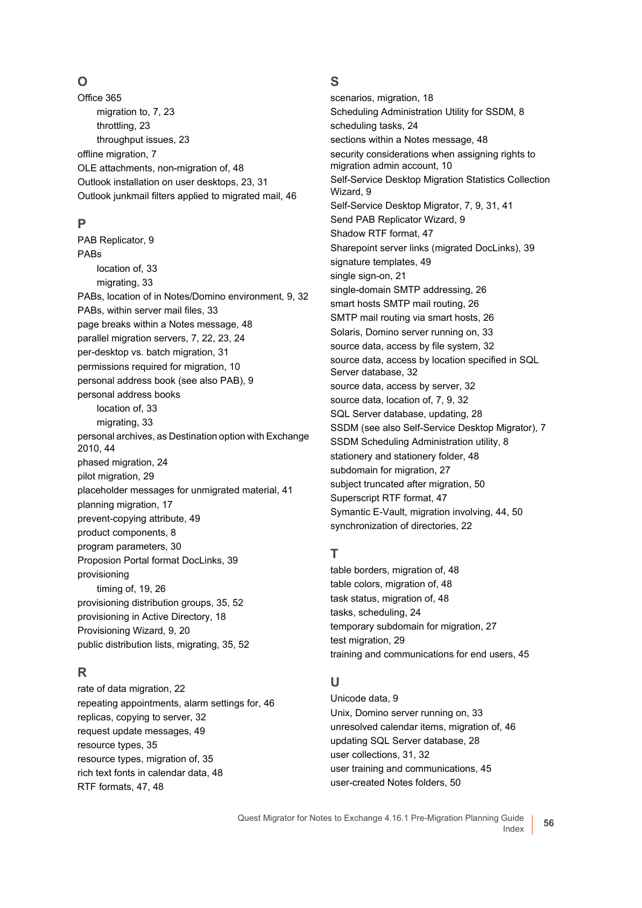## O

Office 365
- migration to, 7, 23
- throttling, 23
- throughput issues, 23

offline migration, 7
OLE attachments, non-migration of, 48
Outlook installation on user desktops, 23, 31
Outlook junkmail filters applied to migrated mail, 46

## P

PAB Replicator, 9
PABs
- location of, 33
- migrating, 33

PABs, location of in Notes/Domino environment, 9, 32
PABs, within server mail files, 33
page breaks within a Notes message, 48
parallel migration servers, 7, 22, 23, 24
per-desktop vs. batch migration, 31
permissions required for migration, 10
personal address book (see also PAB), 9
personal address books
- location of, 33
- migrating, 33

personal archives, as Destination option with Exchange 2010, 44
phased migration, 24
pilot migration, 29
placeholder messages for unmigrated material, 41
planning migration, 17
prevent-copying attribute, 49
product components, 8
program parameters, 30
Proposion Portal format DocLinks, 39
provisioning
- timing of, 19, 26

provisioning distribution groups, 35, 52
provisioning in Active Directory, 18
Provisioning Wizard, 9, 20
public distribution lists, migrating, 35, 52

## R

rate of data migration, 22
repeating appointments, alarm settings for, 46
replicas, copying to server, 32
request update messages, 49
resource types, 35
resource types, migration of, 35
rich text fonts in calendar data, 48
RTF formats, 47, 48

## S

scenarios, migration, 18
Scheduling Administration Utility for SSDM, 8
scheduling tasks, 24
sections within a Notes message, 48
security considerations when assigning rights to migration admin account, 10
Self-Service Desktop Migration Statistics Collection Wizard, 9
Self-Service Desktop Migrator, 7, 9, 31, 41
Send PAB Replicator Wizard, 9
Shadow RTF format, 47
Sharepoint server links (migrated DocLinks), 39
signature templates, 49
single sign-on, 21
single-domain SMTP addressing, 26
smart hosts SMTP mail routing, 26
SMTP mail routing via smart hosts, 26
Solaris, Domino server running on, 33
source data, access by file system, 32
source data, access by location specified in SQL Server database, 32
source data, access by server, 32
source data, location of, 7, 9, 32
SQL Server database, updating, 28
SSDM (see also Self-Service Desktop Migrator), 7
SSDM Scheduling Administration utility, 8
stationery and stationery folder, 48
subdomain for migration, 27
subject truncated after migration, 50
Superscript RTF format, 47
Symantic E-Vault, migration involving, 44, 50
synchronization of directories, 22

## T

table borders, migration of, 48
table colors, migration of, 48
task status, migration of, 48
tasks, scheduling, 24
temporary subdomain for migration, 27
test migration, 29
training and communications for end users, 45

## U

Unicode data, 9
Unix, Domino server running on, 33
unresolved calendar items, migration of, 46
updating SQL Server database, 28
user collections, 31, 32
user training and communications, 45
user-created Notes folders, 50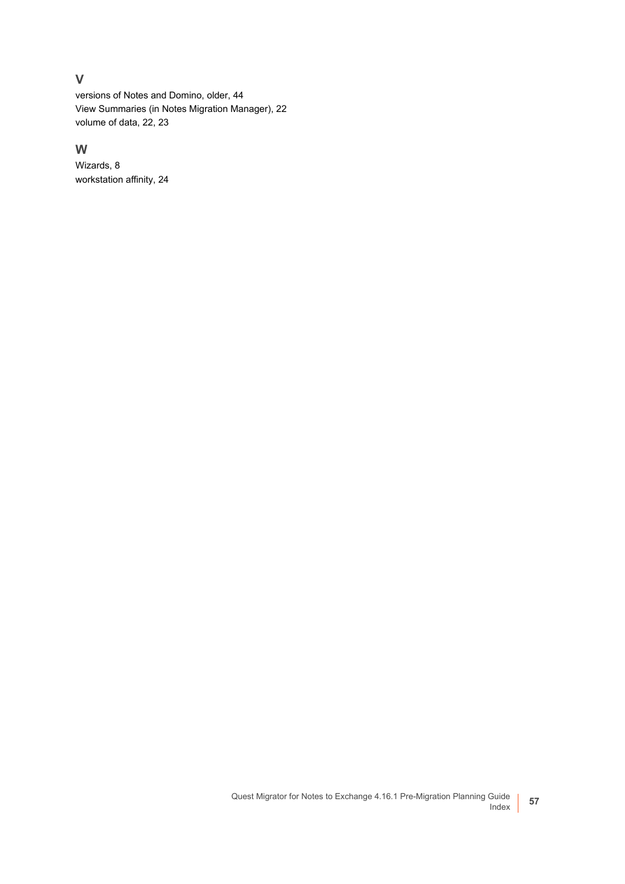## V

versions of Notes and Domino, older, 44
View Summaries (in Notes Migration Manager), 22
volume of data, 22, 23

## W

Wizards, 8
workstation affinity, 24